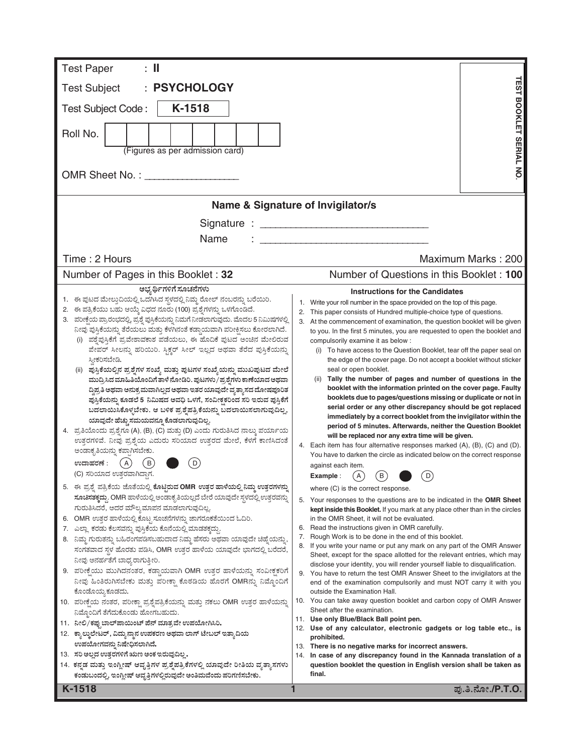Test Paper : **II**

Test Subject : **PSYCHOLOGY**

Test Subject Code : **K-1518**

Roll No.

(Figures as per admission card)

OMR Sheet No. : ________________

**TEST BOOKLET SERIAL NO.**

## Name & Signature of Invigilator/s

Signature : ____________________________

Name : ____________________________

Time : 2 Hours | Maximum Marks : 200

Number of Pages in this Booklet : 32 | Number of Questions in this Booklet : **100**

**ಅಭ್ಯರ್ಥಿಗಳಿಗೆ ಸೂಚನೆಗಳು**

1. ಈ ಪುಟದ ಮೇಲ್ತುದಿಯಲ್ಲಿ ಒದಗಿಸಿದ ಸ್ಥಳದಲ್ಲಿ ನಿಮ್ಮ ರೋಲ್ ನಂಬರನ್ನು ಬರೆಯಿರಿ.
2. ಈ ಪತ್ರಿಕೆಯು ಬಹು ಆಯ್ಕೆ ವಿಧದ ನೂರು (100) ಪ್ರಶ್ನೆಗಳನ್ನು ಒಳಗೊಂಡಿದೆ.
3. ಪರೀಕ್ಷೆಯ ಪ್ರಾರಂಭದಲ್ಲಿ, ಪ್ರಶ್ನೆ ಪುಸ್ತಿಕೆಯನ್ನು ನಿಮಗೆ ನೀಡಲಾಗುವುದು. ಮೊದಲ 5 ನಿಮಿಷಗಳಲ್ಲಿ ನೀವು ಪುಸ್ತಿಕೆಯನ್ನು ತೆರೆಯಲು ಮತ್ತು ಕೆಳಗಿನಂತೆ ಕಡ್ಡಾಯವಾಗಿ ಪರೀಕ್ಷಿಸಲು ಕೋರಲಾಗಿದೆ.
   (i) ಪಶ್ನೆಪುಸ್ತಿಕೆಗೆ ಪ್ರವೇಶಾವಕಾಶ ಪಡೆಯಲು, ಈ ಹೊದಿಕೆ ಪುಟದ ಅಂಚಿನ ಮೇಲಿರುವ ಪೇಪರ್ ಸೀಲನ್ನು ಹರಿಯಿರಿ. ಸ್ಟಿಕ್ಕರ್ ಸೀಲ್ ಇಲ್ಲದ ಅಥವಾ ತೆರೆದ ಪುಸ್ತಿಕೆಯನ್ನು ಸ್ವೀಕರಿಸಬೇಡಿ.
   (ii) **ಪುಸ್ತಿಕೆಯಲ್ಲಿನ ಪ್ರಶ್ನೆಗಳ ಸಂಖ್ಯೆ ಮತ್ತು ಪುಟಗಳ ಸಂಖ್ಯೆಯನ್ನು ಮುಖಪುಟದ ಮೇಲೆ ಮುದ್ರಿಸಿದ ಮಾಹಿತಿಯೊಂದಿಗೆ ತಾಳೆ ನೋಡಿರಿ. ಪುಟಗಳು/ಪ್ರಶ್ನೆಗಳು ಕಾಣೆಯಾದ ಅಥವಾ ದ್ವಿಪ್ರತಿ ಅಥವಾ ಅನುಕ್ರಮವಾಗಿಲ್ಲದ ಅಥವಾ ಇತರ ಯಾವುದೇ ವ್ಯತ್ಯಾಸದ ದೋಷಪೂರಿತ ಪುಸ್ತಿಕೆಯನ್ನು ಕೂಡಲೆ 5 ನಿಮಿಷದ ಅವಧಿ ಒಳಗೆ, ಸಂವೀಕ್ಷಕರಿಂದ ಸರಿ ಇರುವ ಪುಸ್ತಿಕೆಗೆ ಬದಲಾಯಿಸಿಕೊಳ್ಳಬೇಕು. ಆ ಬಳಿಕ ಪ್ರಶ್ನೆಪತ್ರಿಕೆಯನ್ನು ಬದಲಾಯಿಸಲಾಗುವುದಿಲ್ಲ, ಯಾವುದೇ ಹೆಚ್ಚು ಸಮಯವನ್ನೂ ಕೊಡಲಾಗುವುದಿಲ್ಲ.**
4. ಪ್ರತಿಯೊಂದು ಪ್ರಶ್ನೆಗೂ (A), (B), (C) ಮತ್ತು (D) ಎಂದು ಗುರುತಿಸಿದ ನಾಲ್ಕು ಪರ್ಯಾಯ ಉತ್ತರಗಳಿವೆ. ನೀವು ಪ್ರಶ್ನೆಯ ಎದುರು ಸರಿಯಾದ ಉತ್ತರದ ಮೇಲೆ, ಕೆಳಗೆ ಕಾಣಿಸಿದಂತೆ ಅಂಡಾಕೃತಿಯನ್ನು ಕಪ್ಪಾಗಿಸಬೇಕು.
   ಉದಾಹರಣೆ : (A) (B) ● (D)
   (C) ಸರಿಯಾದ ಉತ್ತರವಾಗಿದ್ದಾಗ.
5. ಈ ಪ್ರಶ್ನೆ ಪತ್ರಿಕೆಯ ಜೊತೆಯಲ್ಲಿ **ಕೊಟ್ಟಿರುವ OMR ಉತ್ತರ ಹಾಳೆಯಲ್ಲಿ ನಿಮ್ಮ ಉತ್ತರಗಳನ್ನು ಸೂಚಿಸತಕ್ಕದ್ದು**. OMR ಹಾಳೆಯಲ್ಲಿ ಅಂಡಾಕೃತಿಯಲ್ಲದೆ ಬೇರೆ ಯಾವುದೇ ಸ್ಥಳದಲ್ಲಿ ಉತ್ತರವನ್ನು ಗುರುತಿಸಿದರೆ, ಅದರ ಮೌಲ್ಯಮಾಪನ ಮಾಡಲಾಗುವುದಿಲ್ಲ.
6. OMR ಉತ್ತರ ಹಾಳೆಯಲ್ಲಿ ಕೊಟ್ಟ ಸೂಚನೆಗಳನ್ನು ಜಾಗರೂಕತೆಯಿಂದ ಓದಿರಿ.
7. ಎಲ್ಲಾ ಕರಡು ಕೆಲಸವನ್ನು ಪುಸ್ತಿಕೆಯ ಕೊನೆಯಲ್ಲಿ ಮಾಡತಕ್ಕದ್ದು.
8. ನಿಮ್ಮ ಗುರುತನ್ನು ಬಹಿರಂಗಪಡಿಸಬಹುದಾದ ನಿಮ್ಮ ಹೆಸರು ಅಥವಾ ಯಾವುದೇ ಚಿಹ್ನೆಯನ್ನು, ಸಂಗತವಾದ ಸ್ಥಳ ಹೊರತು ಪಡಿಸಿ, OMR ಉತ್ತರ ಹಾಳೆಯ ಯಾವುದೇ ಭಾಗದಲ್ಲಿ ಬರೆದರೆ, ನೀವು ಅನರ್ಹತೆಗೆ ಬಾಧ್ಯರಾಗುತ್ತೀರಿ.
9. ಪರೀಕ್ಷೆಯು ಮುಗಿದನಂತರ, ಕಡ್ಡಾಯವಾಗಿ OMR ಉತ್ತರ ಹಾಳೆಯನ್ನು ಸಂವೀಕ್ಷಕರಿಗೆ ನೀವು ಹಿಂತಿರುಗಿಸಬೇಕು ಮತ್ತು ಪರೀಕ್ಷಾ ಕೊಠಡಿಯ ಹೊರಗೆ OMRನ್ನು ನಿಮ್ಮೊಂದಿಗೆ ಕೊಂಡೊಯ್ಯಕೂಡದು.
10. ಪರೀಕ್ಷೆಯ ನಂತರ, ಪರೀಕ್ಷಾ ಪ್ರಶ್ನೆಪತ್ರಿಕೆಯನ್ನು ಮತ್ತು ನಕಲು OMR ಉತ್ತರ ಹಾಳೆಯನ್ನು ನಿಮ್ಮೊಂದಿಗೆ ತೆಗೆದುಕೊಂಡು ಹೋಗಬಹುದು.
11. ನೀಲಿ/ಕಪ್ಪು ಬಾಲ್‌ಪಾಯಿಂಟ್ ಪೆನ್ ಮಾತ್ರವೇ ಉಪಯೋಗಿಸಿರಿ.
12. **ಕ್ಯಾಲ್ಕುಲೇಟರ್, ವಿದ್ಯುನ್ಮಾನ ಉಪಕರಣ ಅಥವಾ ಲಾಗ್ ಟೇಬಲ್ ಇತ್ಯಾದಿಯ ಉಪಯೋಗವನ್ನು ನಿಷೇಧಿಸಲಾಗಿದೆ.**
13. **ಸರಿ ಅಲ್ಲದ ಉತ್ತರಗಳಿಗೆ ಋಣ ಅಂಕ ಇರುವುದಿಲ್ಲ.**
14. **ಕನ್ನಡ ಮತ್ತು ಇಂಗ್ಲೀಷ್ ಆವೃತ್ತಿಗಳ ಪ್ರಶ್ನೆಪತ್ರಿಕೆಗಳಲ್ಲಿ ಯಾವುದೇ ರೀತಿಯ ವ್ಯತ್ಯಾಸಗಳು ಕಂಡುಬಂದಲ್ಲಿ, ಇಂಗ್ಲೀಷ್ ಆವೃತ್ತಿಗಳಲ್ಲಿರುವುದೇ ಅಂತಿಮವೆಂದು ಪರಿಗಣಿಸಬೇಕು.**

**Instructions for the Candidates**

1. Write your roll number in the space provided on the top of this page.
2. This paper consists of Hundred multiple-choice type of questions.
3. At the commencement of examination, the question booklet will be given to you. In the first 5 minutes, you are requested to open the booklet and compulsorily examine it as below :
   (i) To have access to the Question Booklet, tear off the paper seal on the edge of the cover page. Do not accept a booklet without sticker seal or open booklet.
   (ii) **Tally the number of pages and number of questions in the booklet with the information printed on the cover page. Faulty booklets due to pages/questions missing or duplicate or not in serial order or any other discrepancy should be got replaced immediately by a correct booklet from the invigilator within the period of 5 minutes. Afterwards, neither the Question Booklet will be replaced nor any extra time will be given.**
4. Each item has four alternative responses marked (A), (B), (C) and (D). You have to darken the circle as indicated below on the correct response against each item.
   **Example** : (A) (B) ● (D)
   where (C) is the correct response.
5. Your responses to the questions are to be indicated in the **OMR Sheet kept inside this Booklet.** If you mark at any place other than in the circles in the OMR Sheet, it will not be evaluated.
6. Read the instructions given in OMR carefully.
7. Rough Work is to be done in the end of this booklet.
8. If you write your name or put any mark on any part of the OMR Answer Sheet, except for the space allotted for the relevant entries, which may disclose your identity, you will render yourself liable to disqualification.
9. You have to return the test OMR Answer Sheet to the invigilators at the end of the examination compulsorily and must NOT carry it with you outside the Examination Hall.
10. You can take away question booklet and carbon copy of OMR Answer Sheet after the examination.
11. **Use only Blue/Black Ball point pen.**
12. **Use of any calculator, electronic gadgets or log table etc., is prohibited.**
13. **There is no negative marks for incorrect answers.**
14. **In case of any discrepancy found in the Kannada translation of a question booklet the question in English version shall be taken as final.**

ಪು.ತಿ.ನೋ./P.T.O.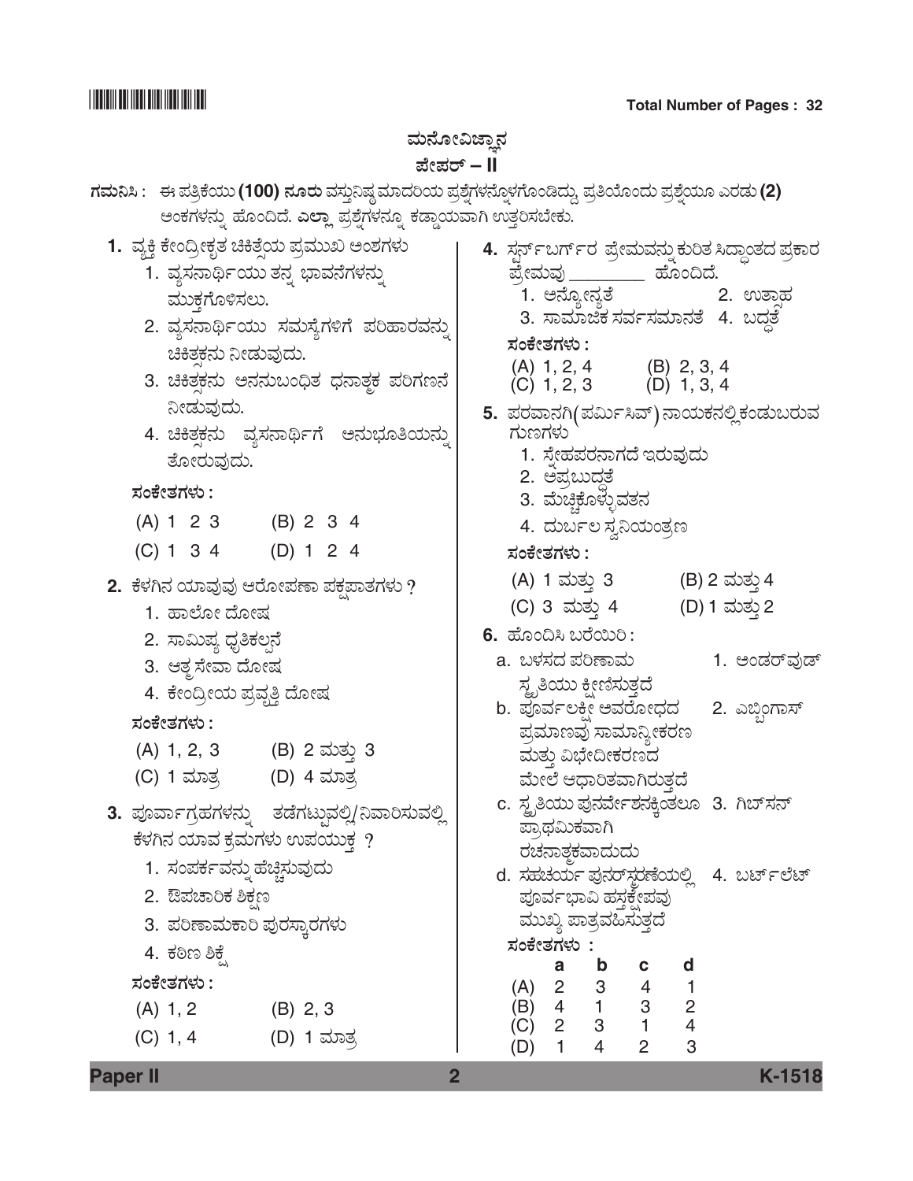# ಮನೋವಿಜ್ಞಾನ

## ಪೇಪರ್ – II

**ಗಮನಿಸಿ :** ಈ ಪತ್ರಿಕೆಯು **(100) ನೂರು** ವಸ್ತುನಿಷ್ಠ ಮಾದರಿಯ ಪ್ರಶ್ನೆಗಳನ್ನೊಳಗೊಂಡಿದ್ದು, ಪ್ರತಿಯೊಂದು ಪ್ರಶ್ನೆಯೂ ಎರಡು **(2)** ಅಂಕಗಳನ್ನು ಹೊಂದಿದೆ. **ಎಲ್ಲಾ** ಪ್ರಶ್ನೆಗಳನ್ನೂ ಕಡ್ಡಾಯವಾಗಿ ಉತ್ತರಿಸಬೇಕು.

**1.** ವ್ಯಕ್ತಿ ಕೇಂದ್ರೀಕೃತ ಚಿಕಿತ್ಸೆಯ ಪ್ರಮುಖ ಅಂಶಗಳು

1. ವ್ಯಸನಾರ್ಥಿಯು ತನ್ನ ಭಾವನೆಗಳನ್ನು ಮುಕ್ತಗೊಳಿಸಲು.
2. ವ್ಯಸನಾರ್ಥಿಯು ಸಮಸ್ಯೆಗಳಿಗೆ ಪರಿಹಾರವನ್ನು ಚಿಕಿತ್ಸಕನು ನೀಡುವುದು.
3. ಚಿಕಿತ್ಸಕನು ಅನನುಬಂಧಿತ ಧನಾತ್ಮಕ ಪರಿಗಣನೆ ನೀಡುವುದು.
4. ಚಿಕಿತ್ಸಕನು ವ್ಯಸನಾರ್ಥಿಗೆ ಅನುಭೂತಿಯನ್ನು ತೋರುವುದು.

**ಸಂಕೇತಗಳು :**

(A) 1 2 3 (B) 2 3 4
(C) 1 3 4 (D) 1 2 4

**2.** ಕೆಳಗಿನ ಯಾವುವು ಆರೋಪಣಾ ಪಕ್ಷಪಾತಗಳು ?

1. ಹಾಲೋ ದೋಷ
2. ಸಾಮಿಪ್ಯ ಧೃತಿಕಲ್ಪನೆ
3. ಆತ್ಮ ಸೇವಾ ದೋಷ
4. ಕೇಂದ್ರೀಯ ಪ್ರವೃತ್ತಿ ದೋಷ

**ಸಂಕೇತಗಳು :**

(A) 1, 2, 3 (B) 2 ಮತ್ತು 3
(C) 1 ಮಾತ್ರ (D) 4 ಮಾತ್ರ

**3.** ಪೂರ್ವಾಗ್ರಹಗಳನ್ನು ತಡೆಗಟ್ಟುವಲ್ಲಿ/ನಿವಾರಿಸುವಲ್ಲಿ ಕೆಳಗಿನ ಯಾವ ಕ್ರಮಗಳು ಉಪಯುಕ್ತ ?

1. ಸಂಪರ್ಕವನ್ನು ಹೆಚ್ಚಿಸುವುದು
2. ಔಪಚಾರಿಕ ಶಿಕ್ಷಣ
3. ಪರಿಣಾಮಕಾರಿ ಪುರಸ್ಕಾರಗಳು
4. ಕಠಿಣ ಶಿಕ್ಷೆ

**ಸಂಕೇತಗಳು :**

(A) 1, 2 (B) 2, 3
(C) 1, 4 (D) 1 ಮಾತ್ರ

**4.** ಸ್ಟರ್ನ್‌ಬರ್ಗ್‌ರ ಪ್ರೇಮವನ್ನು ಕುರಿತ ಸಿದ್ಧಾಂತದ ಪ್ರಕಾರ ಪ್ರೇಮವು ________ ಹೊಂದಿದೆ.

1. ಅನ್ಯೋನ್ಯತೆ
2. ಉತ್ಸಾಹ
3. ಸಾಮಾಜಿಕ ಸರ್ವಸಮಾನತೆ
4. ಬದ್ಧತೆ

**ಸಂಕೇತಗಳು :**

(A) 1, 2, 4 (B) 2, 3, 4
(C) 1, 2, 3 (D) 1, 3, 4

**5.** ಪರವಾನಗಿ(ಪರ್ಮಿಸಿವ್)ನಾಯಕನಲ್ಲಿ ಕಂಡುಬರುವ ಗುಣಗಳು

1. ಸ್ನೇಹಪರನಾಗದೆ ಇರುವುದು
2. ಅಪ್ರಬುದ್ಧತೆ
3. ಮೆಚ್ಚಿಕೊಳ್ಳುವತನ
4. ದುರ್ಬಲ ಸ್ವನಿಯಂತ್ರಣ

**ಸಂಕೇತಗಳು :**

(A) 1 ಮತ್ತು 3 (B) 2 ಮತ್ತು 4
(C) 3 ಮತ್ತು 4 (D) 1 ಮತ್ತು 2

**6.** ಹೊಂದಿಸಿ ಬರೆಯಿರಿ :

a. ಬಳಸದ ಪರಿಣಾಮ ಸ್ಮೃತಿಯು ಕ್ಷೀಣಿಸುತ್ತದೆ — 1. ಅಂಡರ್‌ವುಡ್

b. ಪೂರ್ವಲಕ್ಷೀ ಅವರೋಧದ ಪ್ರಮಾಣವು ಸಾಮಾನ್ಯೀಕರಣ ಮತ್ತು ವಿಭೇದೀಕರಣದ ಮೇಲೆ ಆಧಾರಿತವಾಗಿರುತ್ತದೆ — 2. ಎಬ್ಬಿಂಗಾಸ್

c. ಸ್ಮೃತಿಯು ಪುನರ್ವೇಶನಕ್ಕಿಂತಲೂ ಪ್ರಾಥಮಿಕವಾಗಿ ರಚನಾತ್ಮಕವಾದುದು — 3. ಗಿಬ್ಸನ್

d. ಸಹಚರ್ಯ ಪುನರ್‌ಸ್ಮರಣೆಯಲ್ಲಿ ಪೂರ್ವಭಾವಿ ಹಸ್ತಕ್ಷೇಪವು ಮುಖ್ಯ ಪಾತ್ರವಹಿಸುತ್ತದೆ — 4. ಬರ್ಟ್‌ಲೆಟ್

**ಸಂಕೇತಗಳು :**

| | a | b | c | d |
|---|---|---|---|---|
| (A) | 2 | 3 | 4 | 1 |
| (B) | 4 | 1 | 3 | 2 |
| (C) | 2 | 3 | 1 | 4 |
| (D) | 1 | 4 | 2 | 3 |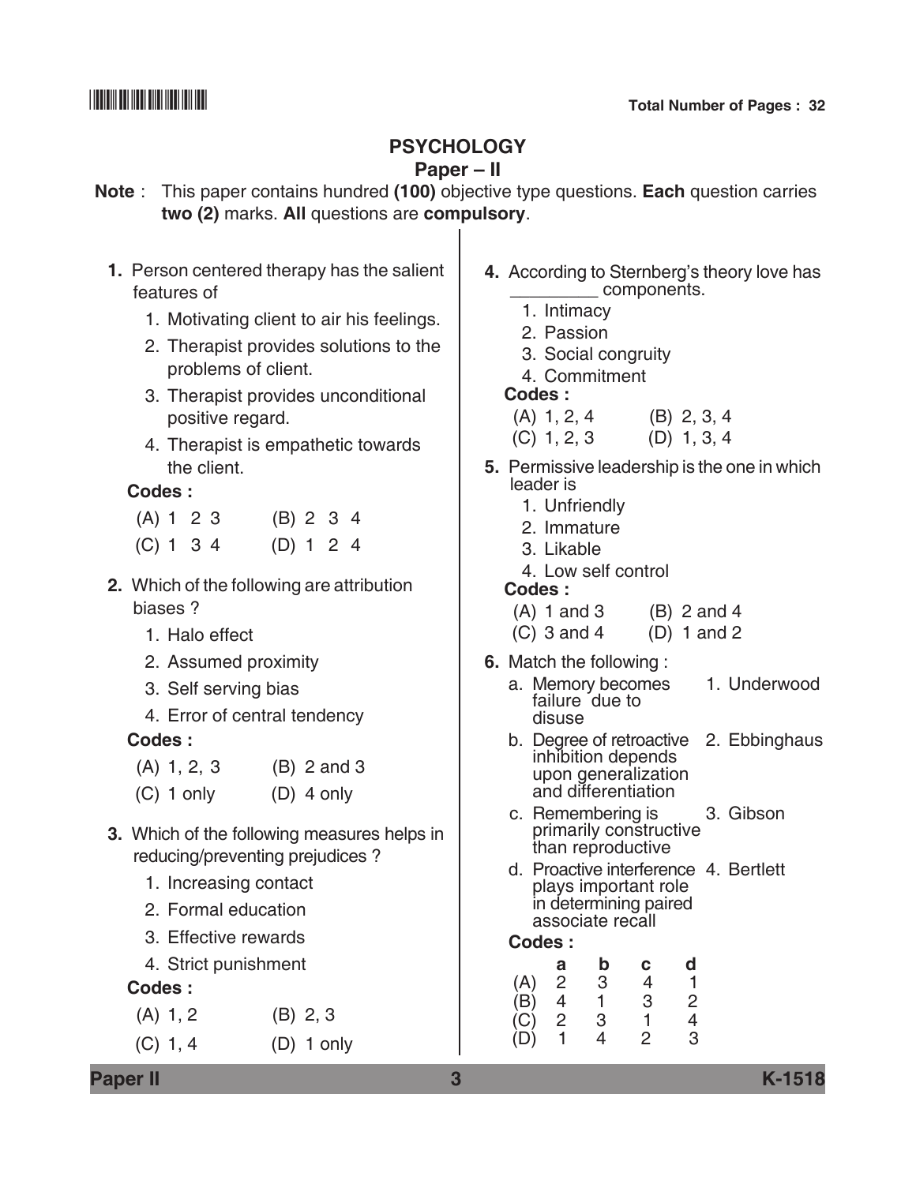# PSYCHOLOGY

## Paper – II

**Note** : This paper contains hundred **(100)** objective type questions. **Each** question carries **two (2)** marks. **All** questions are **compulsory**.

**1.** Person centered therapy has the salient features of

1. Motivating client to air his feelings.
2. Therapist provides solutions to the problems of client.
3. Therapist provides unconditional positive regard.
4. Therapist is empathetic towards the client.

**Codes :**

(A) 1 2 3 (B) 2 3 4

(C) 1 3 4 (D) 1 2 4

**2.** Which of the following are attribution biases ?

1. Halo effect
2. Assumed proximity
3. Self serving bias
4. Error of central tendency

**Codes :**

(A) 1, 2, 3 (B) 2 and 3

(C) 1 only (D) 4 only

**3.** Which of the following measures helps in reducing/preventing prejudices ?

1. Increasing contact
2. Formal education
3. Effective rewards
4. Strict punishment

**Codes :**

(A) 1, 2 (B) 2, 3

(C) 1, 4 (D) 1 only

**4.** According to Sternberg's theory love has ________ components.

1. Intimacy
2. Passion
3. Social congruity
4. Commitment

**Codes :**

(A) 1, 2, 4 (B) 2, 3, 4

(C) 1, 2, 3 (D) 1, 3, 4

**5.** Permissive leadership is the one in which leader is

1. Unfriendly
2. Immature
3. Likable
4. Low self control

**Codes :**

(A) 1 and 3 (B) 2 and 4

(C) 3 and 4 (D) 1 and 2

**6.** Match the following :

| | |
|---|---|
| a. Memory becomes failure due to disuse | 1. Underwood |
| b. Degree of retroactive inhibition depends upon generalization and differentiation | 2. Ebbinghaus |
| c. Remembering is primarily constructive than reproductive | 3. Gibson |
| d. Proactive interference plays important role in determining paired associate recall | 4. Bertlett |

**Codes :**

| | a | b | c | d |
|---|---|---|---|---|
| (A) | 2 | 3 | 4 | 1 |
| (B) | 4 | 1 | 3 | 2 |
| (C) | 2 | 3 | 1 | 4 |
| (D) | 1 | 4 | 2 | 3 |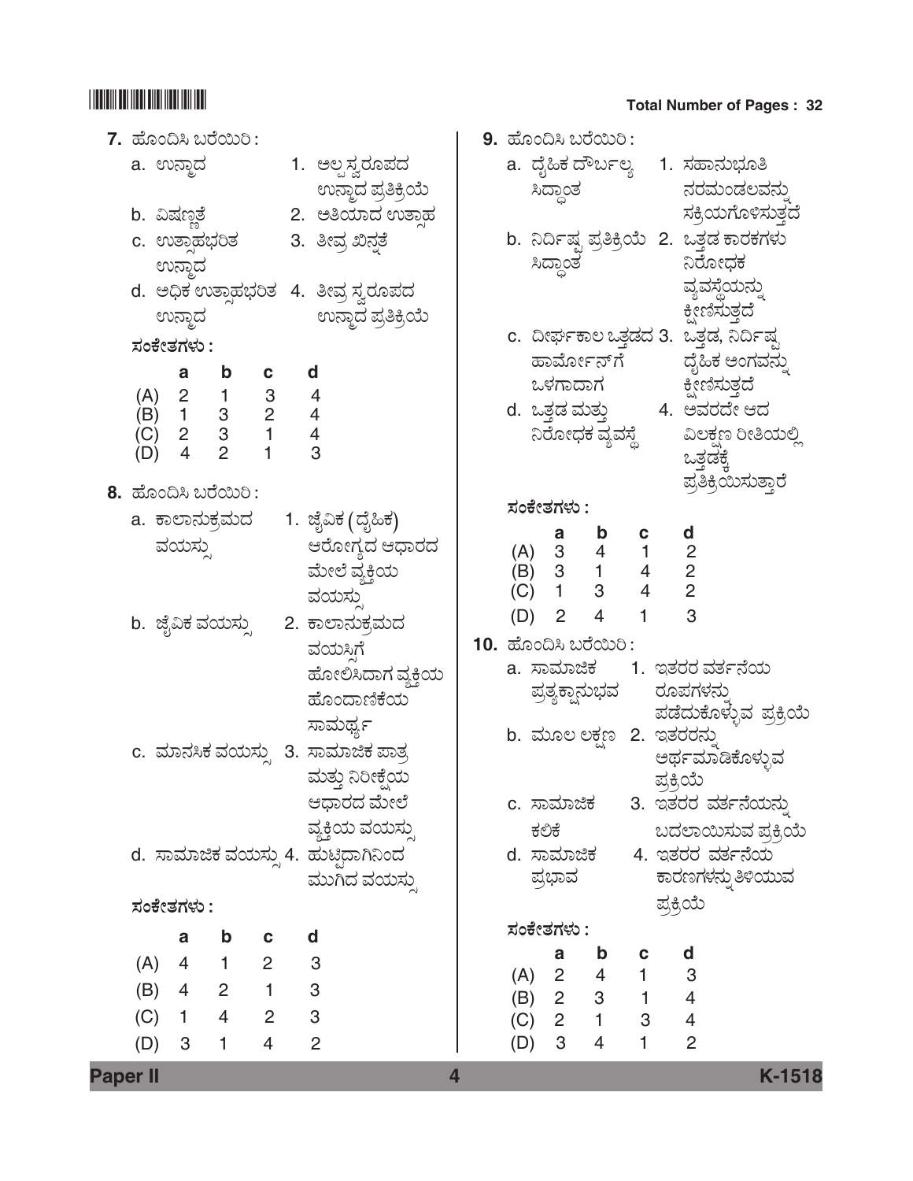**7.** ಹೊಂದಿಸಿ ಬರೆಯಿರಿ :

| | |
|---|---|
| a. ಉನ್ಮಾದ | 1. ಅಲ್ಪ ಸ್ವರೂಪದ ಉನ್ಮಾದ ಪ್ರತಿಕ್ರಿಯೆ |
| b. ವಿಷಣ್ಣತೆ | 2. ಅತಿಯಾದ ಉತ್ಸಾಹ |
| c. ಉತ್ಸಾಹಭರಿತ ಉನ್ಮಾದ | 3. ತೀವ್ರ ಖಿನ್ನತೆ |
| d. ಅಧಿಕ ಉತ್ಸಾಹಭರಿತ ಉನ್ಮಾದ | 4. ತೀವ್ರ ಸ್ವರೂಪದ ಉನ್ಮಾದ ಪ್ರತಿಕ್ರಿಯೆ |

**ಸಂಕೇತಗಳು :**

| | a | b | c | d |
|---|---|---|---|---|
| (A) | 2 | 1 | 3 | 4 |
| (B) | 1 | 3 | 2 | 4 |
| (C) | 2 | 3 | 1 | 4 |
| (D) | 4 | 2 | 1 | 3 |

**8.** ಹೊಂದಿಸಿ ಬರೆಯಿರಿ :

| | |
|---|---|
| a. ಕಾಲಾನುಕ್ರಮದ ವಯಸ್ಸು | 1. ಜೈವಿಕ (ದೈಹಿಕ) ಆರೋಗ್ಯದ ಆಧಾರದ ಮೇಲೆ ವ್ಯಕ್ತಿಯ ವಯಸ್ಸು |
| b. ಜೈವಿಕ ವಯಸ್ಸು | 2. ಕಾಲಾನುಕ್ರಮದ ವಯಸ್ಸಿಗೆ ಹೋಲಿಸಿದಾಗ ವ್ಯಕ್ತಿಯ ಹೊಂದಾಣಿಕೆಯ ಸಾಮರ್ಥ್ಯ |
| c. ಮಾನಸಿಕ ವಯಸ್ಸು | 3. ಸಾಮಾಜಿಕ ಪಾತ್ರ ಮತ್ತು ನಿರೀಕ್ಷೆಯ ಆಧಾರದ ಮೇಲೆ ವ್ಯಕ್ತಿಯ ವಯಸ್ಸು |
| d. ಸಾಮಾಜಿಕ ವಯಸ್ಸು | 4. ಹುಟ್ಟಿದಾಗಿನಿಂದ ಮುಗಿದ ವಯಸ್ಸು |

**ಸಂಕೇತಗಳು :**

| | a | b | c | d |
|---|---|---|---|---|
| (A) | 4 | 1 | 2 | 3 |
| (B) | 4 | 2 | 1 | 3 |
| (C) | 1 | 4 | 2 | 3 |
| (D) | 3 | 1 | 4 | 2 |

**9.** ಹೊಂದಿಸಿ ಬರೆಯಿರಿ :

| | |
|---|---|
| a. ದೈಹಿಕ ದೌರ್ಬಲ್ಯ ಸಿದ್ಧಾಂತ | 1. ಸಹಾನುಭೂತಿ ನರಮಂಡಲವನ್ನು ಸಕ್ರಿಯಗೊಳಿಸುತ್ತದೆ |
| b. ನಿರ್ದಿಷ್ಟ ಪ್ರತಿಕ್ರಿಯೆ ಸಿದ್ಧಾಂತ | 2. ಒತ್ತಡ ಕಾರಕಗಳು ನಿರೋಧಕ ವ್ಯವಸ್ಥೆಯನ್ನು ಕ್ಷೀಣಿಸುತ್ತದೆ |
| c. ದೀರ್ಘಕಾಲ ಒತ್ತಡದ ಹಾರ್ಮೋನ್‌ಗೆ ಒಳಗಾದಾಗ | 3. ಒತ್ತಡ, ನಿರ್ದಿಷ್ಟ ದೈಹಿಕ ಅಂಗವನ್ನು ಕ್ಷೀಣಿಸುತ್ತದೆ |
| d. ಒತ್ತಡ ಮತ್ತು ನಿರೋಧಕ ವ್ಯವಸ್ಥೆ | 4. ಅವರದೇ ಆದ ವಿಲಕ್ಷಣ ರೀತಿಯಲ್ಲಿ ಒತ್ತಡಕ್ಕೆ ಪ್ರತಿಕ್ರಿಯಿಸುತ್ತಾರೆ |

**ಸಂಕೇತಗಳು :**

| | a | b | c | d |
|---|---|---|---|---|
| (A) | 3 | 4 | 1 | 2 |
| (B) | 3 | 1 | 4 | 2 |
| (C) | 1 | 3 | 4 | 2 |
| (D) | 2 | 4 | 1 | 3 |

**10.** ಹೊಂದಿಸಿ ಬರೆಯಿರಿ :

| | |
|---|---|
| a. ಸಾಮಾಜಿಕ ಪ್ರತ್ಯಕ್ಷಾನುಭವ | 1. ಇತರರ ವರ್ತನೆಯ ರೂಪಗಳನ್ನು ಪಡೆದುಕೊಳ್ಳುವ ಪ್ರಕ್ರಿಯೆ |
| b. ಮೂಲ ಲಕ್ಷಣ | 2. ಇತರರನ್ನು ಅರ್ಥಮಾಡಿಕೊಳ್ಳುವ ಪ್ರಕ್ರಿಯೆ |
| c. ಸಾಮಾಜಿಕ ಕಲಿಕೆ | 3. ಇತರರ ವರ್ತನೆಯನ್ನು ಬದಲಾಯಿಸುವ ಪ್ರಕ್ರಿಯೆ |
| d. ಸಾಮಾಜಿಕ ಪ್ರಭಾವ | 4. ಇತರರ ವರ್ತನೆಯ ಕಾರಣಗಳನ್ನು ತಿಳಿಯುವ ಪ್ರಕ್ರಿಯೆ |

**ಸಂಕೇತಗಳು :**

| | a | b | c | d |
|---|---|---|---|---|
| (A) | 2 | 4 | 1 | 3 |
| (B) | 2 | 3 | 1 | 4 |
| (C) | 2 | 1 | 3 | 4 |
| (D) | 3 | 4 | 1 | 2 |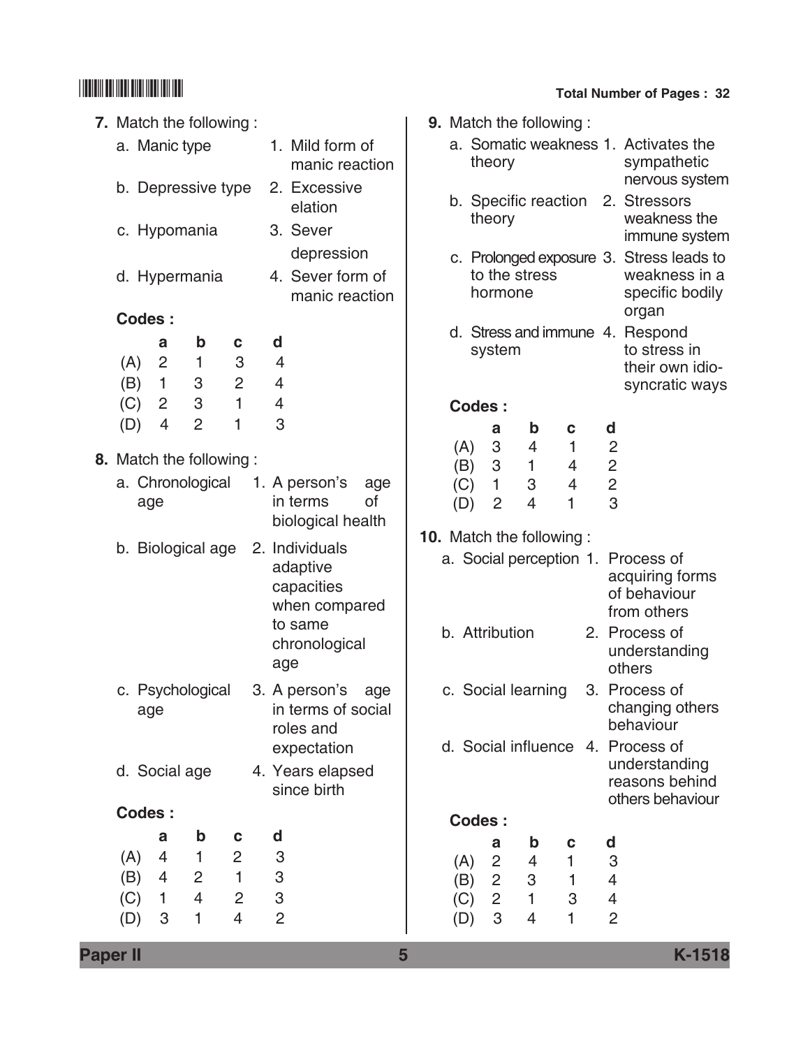**7.** Match the following :

a. Manic type — 1. Mild form of manic reaction

b. Depressive type — 2. Excessive elation

c. Hypomania — 3. Sever depression

d. Hypermania — 4. Sever form of manic reaction

**Codes :**

| | a | b | c | d |
|---|---|---|---|---|
| (A) | 2 | 1 | 3 | 4 |
| (B) | 1 | 3 | 2 | 4 |
| (C) | 2 | 3 | 1 | 4 |
| (D) | 4 | 2 | 1 | 3 |

**8.** Match the following :

a. Chronological age — 1. A person's age in terms of biological health

b. Biological age — 2. Individuals adaptive capacities when compared to same chronological age

c. Psychological age — 3. A person's age in terms of social roles and expectation

d. Social age — 4. Years elapsed since birth

**Codes :**

| | a | b | c | d |
|---|---|---|---|---|
| (A) | 4 | 1 | 2 | 3 |
| (B) | 4 | 2 | 1 | 3 |
| (C) | 1 | 4 | 2 | 3 |
| (D) | 3 | 1 | 4 | 2 |

**9.** Match the following :

a. Somatic weakness theory — 1. Activates the sympathetic nervous system

b. Specific reaction theory — 2. Stressors weakness the immune system

c. Prolonged exposure to the stress hormone — 3. Stress leads to weakness in a specific bodily organ

d. Stress and immune system — 4. Respond to stress in their own idio-syncratic ways

**Codes :**

| | a | b | c | d |
|---|---|---|---|---|
| (A) | 3 | 4 | 1 | 2 |
| (B) | 3 | 1 | 4 | 2 |
| (C) | 1 | 3 | 4 | 2 |
| (D) | 2 | 4 | 1 | 3 |

**10.** Match the following :

a. Social perception — 1. Process of acquiring forms of behaviour from others

b. Attribution — 2. Process of understanding others

c. Social learning — 3. Process of changing others behaviour

d. Social influence — 4. Process of understanding reasons behind others behaviour

**Codes :**

| | a | b | c | d |
|---|---|---|---|---|
| (A) | 2 | 4 | 1 | 3 |
| (B) | 2 | 3 | 1 | 4 |
| (C) | 2 | 1 | 3 | 4 |
| (D) | 3 | 4 | 1 | 2 |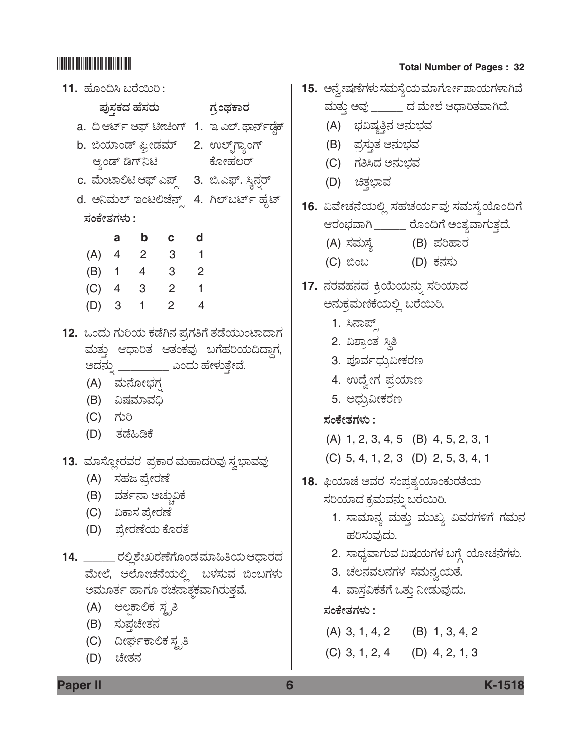11. ಹೊಂದಿಸಿ ಬರೆಯಿರಿ :

| ಪುಸ್ತಕದ ಹೆಸರು | ಗ್ರಂಥಕಾರ |
|---|---|
| a. ದಿ ಆರ್ಟ್ ಆಫ್ ಟೀಚಿಂಗ್ | 1. ಇ.ಎಲ್. ಥಾರ್ನ್‌ಡೈಕ್ |
| b. ಬಿಯಾಂಡ್ ಫ್ರೀಡಮ್ ಆ್ಯಂಡ್ ಡಿಗ್‌ನಿಟಿ | 2. ಉಲ್ಫ್‌ಗ್ಯಾಂಗ್ ಕೋಹಲರ್ |
| c. ಮೆಂಟಾಲಿಟಿ ಆಫ್ ಎಪ್ಸ್ | 3. ಬಿ.ಎಫ್. ಸ್ಕಿನ್ನರ್ |
| d. ಅನಿಮಲ್ ಇಂಟಲಿಜೆನ್ಸ್ | 4. ಗಿಲ್‌ಬರ್ಟ್ ಹೈಟ್ |

ಸಂಕೇತಗಳು :

| | a | b | c | d |
|---|---|---|---|---|
| (A) | 4 | 2 | 3 | 1 |
| (B) | 1 | 4 | 3 | 2 |
| (C) | 4 | 3 | 2 | 1 |
| (D) | 3 | 1 | 2 | 4 |

12. ಒಂದು ಗುರಿಯ ಕಡೆಗಿನ ಪ್ರಗತಿಗೆ ತಡೆಯುಂಟಾದಾಗ ಮತ್ತು ಆಧಾರಿತ ಆತಂಕವು ಬಗೆಹರಿಯದಿದ್ದಾಗ, ಅದನ್ನು _________ ಎಂದು ಹೇಳುತ್ತೇವೆ.
(A) ಮನೋಭಗ್ನ
(B) ವಿಷಮಾವಧಿ
(C) ಗುರಿ
(D) ತಡೆಹಿಡಿಕೆ

13. ಮಾಸ್ಲೋರವರ ಪ್ರಕಾರ ಮಹಾದರಿವು ಸ್ವಭಾವವು
(A) ಸಹಜ ಪ್ರೇರಣೆ
(B) ವರ್ತನಾ ಅಚ್ಚುವಿಕೆ
(C) ವಿಕಾಸ ಪ್ರೇರಣೆ
(D) ಪ್ರೇರಣೆಯ ಕೊರತೆ

14. ______ ರಲ್ಲಿ ಶೇಖರಣೆಗೊಂಡ ಮಾಹಿತಿಯ ಆಧಾರದ ಮೇಲೆ, ಆಲೋಚನೆಯಲ್ಲಿ ಬಳಸುವ ಬಿಂಬಗಳು ಅಮೂರ್ತ ಹಾಗೂ ರಚನಾತ್ಮಕವಾಗಿರುತ್ತವೆ.
(A) ಅಲ್ಪಕಾಲಿಕ ಸ್ಮೃತಿ
(B) ಸುಪ್ತಚೇತನ
(C) ದೀರ್ಘಕಾಲಿಕ ಸ್ಮೃತಿ
(D) ಚೇತನ

15. ಅನ್ವೇಷಣೆಗಳು ಸಮಸ್ಯೆಯ ಮಾರ್ಗೋಪಾಯಗಳಾಗಿವೆ ಮತ್ತು ಅವು ______ ದ ಮೇಲೆ ಆಧಾರಿತವಾಗಿದೆ.
(A) ಭವಿಷ್ಯತ್ತಿನ ಅನುಭವ
(B) ಪ್ರಸ್ತುತ ಅನುಭವ
(C) ಗತಿಸಿದ ಅನುಭವ
(D) ಚಿತ್ತಭಾವ

16. ವಿವೇಚನೆಯಲ್ಲಿ ಸಹಚರ್ಯವು ಸಮಸ್ಯೆಯೊಂದಿಗೆ ಆರಂಭವಾಗಿ ______ ರೊಂದಿಗೆ ಅಂತ್ಯವಾಗುತ್ತದೆ.
(A) ಸಮಸ್ಯೆ (B) ಪರಿಹಾರ
(C) ಬಿಂಬ (D) ಕನಸು

17. ನರವಹನದ ಕ್ರಿಯೆಯನ್ನು ಸರಿಯಾದ ಅನುಕ್ರಮಣಿಕೆಯಲ್ಲಿ ಬರೆಯಿರಿ.
1. ಸಿನಾಪ್ಸ್
2. ವಿಶ್ರಾಂತ ಸ್ಥಿತಿ
3. ಪೂರ್ವಧ್ರುವೀಕರಣ
4. ಉದ್ವೇಗ ಪ್ರಯಾಣ
5. ಅಧ್ರುವೀಕರಣ

ಸಂಕೇತಗಳು :
(A) 1, 2, 3, 4, 5 (B) 4, 5, 2, 3, 1
(C) 5, 4, 1, 2, 3 (D) 2, 5, 3, 4, 1

18. ಪಿಯಾಜೆ ಅವರ ಸಂಪ್ರತ್ಯಯಾಂಕುರತೆಯ ಸರಿಯಾದ ಕ್ರಮವನ್ನು ಬರೆಯಿರಿ.
1. ಸಾಮಾನ್ಯ ಮತ್ತು ಮುಖ್ಯ ವಿವರಗಳಿಗೆ ಗಮನ ಹರಿಸುವುದು.
2. ಸಾಧ್ಯವಾಗುವ ವಿಷಯಗಳ ಬಗ್ಗೆ ಯೋಚನೆಗಳು.
3. ಚಲನವಲನಗಳ ಸಮನ್ವಯತೆ.
4. ವಾಸ್ತವಿಕತೆಗೆ ಒತ್ತು ನೀಡುವುದು.

ಸಂಕೇತಗಳು :
(A) 3, 1, 4, 2 (B) 1, 3, 4, 2
(C) 3, 1, 2, 4 (D) 4, 2, 1, 3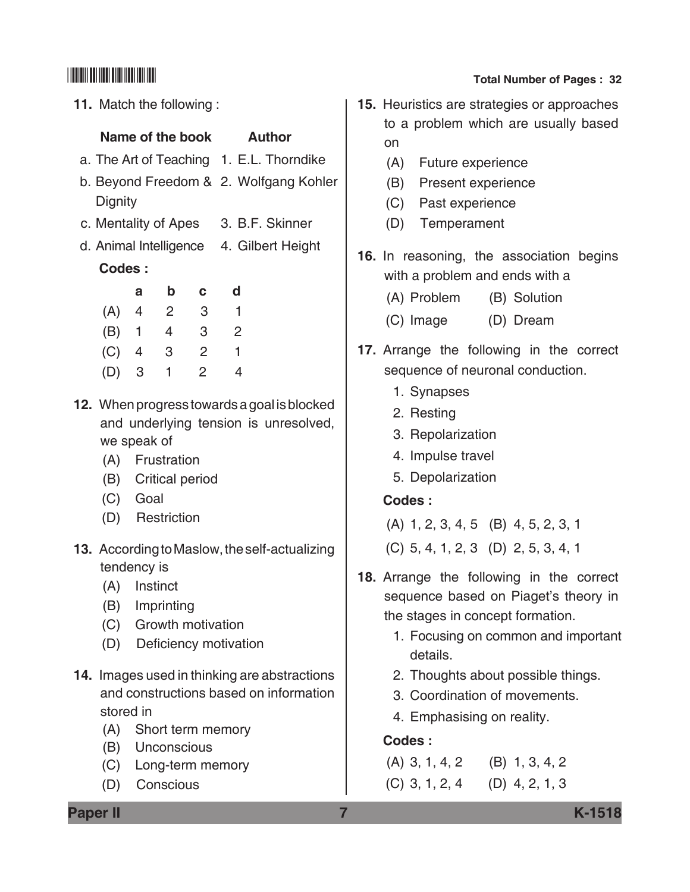11. Match the following :

| Name of the book | Author |
|---|---|
| a. The Art of Teaching | 1. E.L. Thorndike |
| b. Beyond Freedom & Dignity | 2. Wolfgang Kohler |
| c. Mentality of Apes | 3. B.F. Skinner |
| d. Animal Intelligence | 4. Gilbert Height |

**Codes :**

| | a | b | c | d |
|---|---|---|---|---|
| (A) | 4 | 2 | 3 | 1 |
| (B) | 1 | 4 | 3 | 2 |
| (C) | 4 | 3 | 2 | 1 |
| (D) | 3 | 1 | 2 | 4 |

12. When progress towards a goal is blocked and underlying tension is unresolved, we speak of
    - (A) Frustration
    - (B) Critical period
    - (C) Goal
    - (D) Restriction

13. According to Maslow, the self-actualizing tendency is
    - (A) Instinct
    - (B) Imprinting
    - (C) Growth motivation
    - (D) Deficiency motivation

14. Images used in thinking are abstractions and constructions based on information stored in
    - (A) Short term memory
    - (B) Unconscious
    - (C) Long-term memory
    - (D) Conscious

15. Heuristics are strategies or approaches to a problem which are usually based on
    - (A) Future experience
    - (B) Present experience
    - (C) Past experience
    - (D) Temperament

16. In reasoning, the association begins with a problem and ends with a
    - (A) Problem
    - (B) Solution
    - (C) Image
    - (D) Dream

17. Arrange the following in the correct sequence of neuronal conduction.
    1. Synapses
    2. Resting
    3. Repolarization
    4. Impulse travel
    5. Depolarization

    **Codes :**
    - (A) 1, 2, 3, 4, 5
    - (B) 4, 5, 2, 3, 1
    - (C) 5, 4, 1, 2, 3
    - (D) 2, 5, 3, 4, 1

18. Arrange the following in the correct sequence based on Piaget's theory in the stages in concept formation.
    1. Focusing on common and important details.
    2. Thoughts about possible things.
    3. Coordination of movements.
    4. Emphasising on reality.

    **Codes :**
    - (A) 3, 1, 4, 2
    - (B) 1, 3, 4, 2
    - (C) 3, 1, 2, 4
    - (D) 4, 2, 1, 3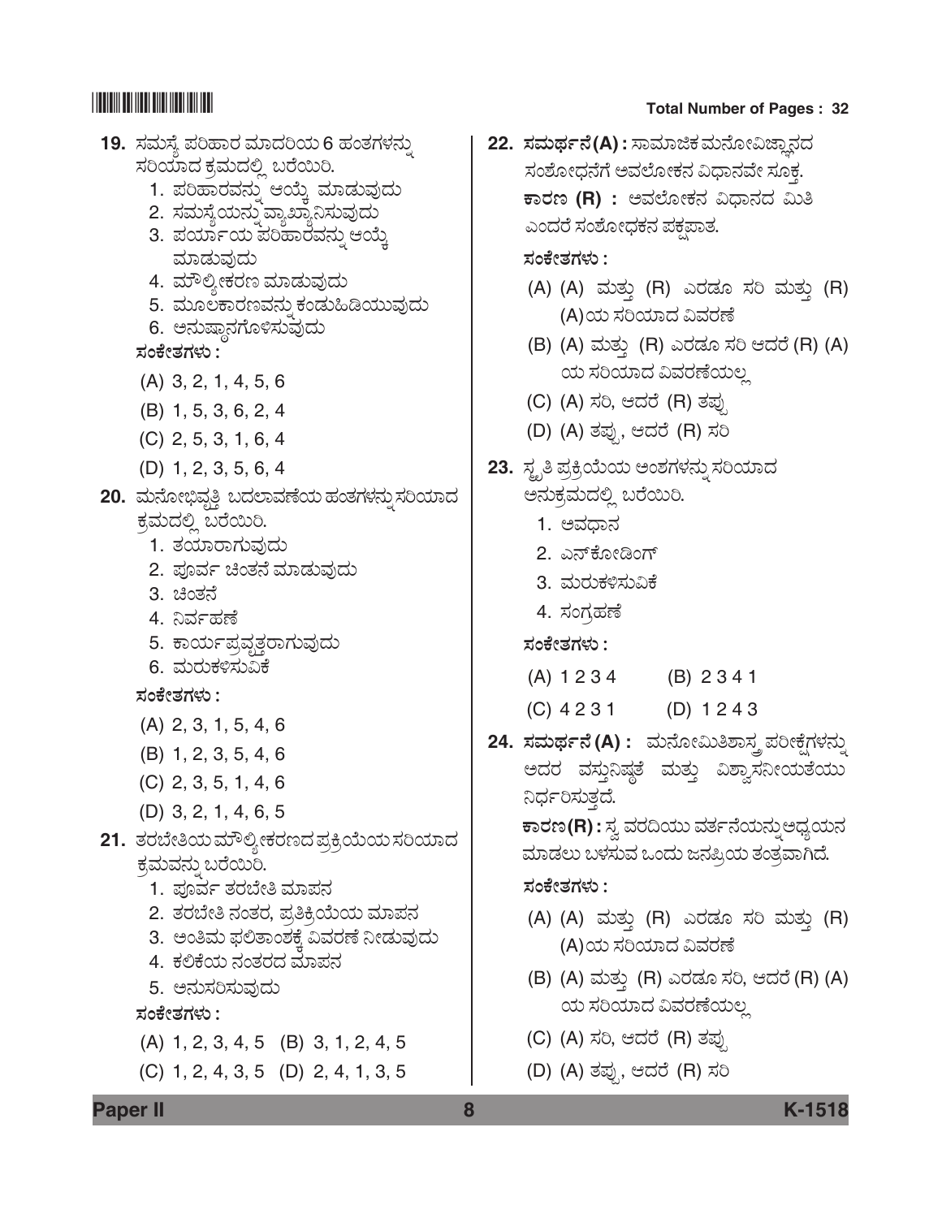**19.** ಸಮಸ್ಯೆ ಪರಿಹಾರ ಮಾದರಿಯ 6 ಹಂತಗಳನ್ನು ಸರಿಯಾದ ಕ್ರಮದಲ್ಲಿ ಬರೆಯಿರಿ.

1. ಪರಿಹಾರವನ್ನು ಆಯ್ಕೆ ಮಾಡುವುದು
2. ಸಮಸ್ಯೆಯನ್ನು ವ್ಯಾಖ್ಯಾನಿಸುವುದು
3. ಪರ್ಯಾಯ ಪರಿಹಾರವನ್ನು ಆಯ್ಕೆ ಮಾಡುವುದು
4. ಮೌಲ್ಯೀಕರಣ ಮಾಡುವುದು
5. ಮೂಲಕಾರಣವನ್ನು ಕಂಡುಹಿಡಿಯುವುದು
6. ಅನುಷ್ಠಾನಗೊಳಿಸುವುದು

**ಸಂಕೇತಗಳು :**

(A) 3, 2, 1, 4, 5, 6

(B) 1, 5, 3, 6, 2, 4

(C) 2, 5, 3, 1, 6, 4

(D) 1, 2, 3, 5, 6, 4

**20.** ಮನೋಭಿವ್ಯಕ್ತಿ ಬದಲಾವಣೆಯ ಹಂತಗಳನ್ನು ಸರಿಯಾದ ಕ್ರಮದಲ್ಲಿ ಬರೆಯಿರಿ.

1. ತಯಾರಾಗುವುದು
2. ಪೂರ್ವ ಚಿಂತನೆ ಮಾಡುವುದು
3. ಚಿಂತನೆ
4. ನಿರ್ವಹಣೆ
5. ಕಾರ್ಯಪ್ರವೃತ್ತರಾಗುವುದು
6. ಮರುಕಳಿಸುವಿಕೆ

**ಸಂಕೇತಗಳು :**

(A) 2, 3, 1, 5, 4, 6

(B) 1, 2, 3, 5, 4, 6

(C) 2, 3, 5, 1, 4, 6

(D) 3, 2, 1, 4, 6, 5

**21.** ತರಬೇತಿಯ ಮೌಲ್ಯೀಕರಣದ ಪ್ರಕ್ರಿಯೆಯ ಸರಿಯಾದ ಕ್ರಮವನ್ನು ಬರೆಯಿರಿ.

1. ಪೂರ್ವ ತರಬೇತಿ ಮಾಪನ
2. ತರಬೇತಿ ನಂತರ, ಪ್ರತಿಕ್ರಿಯೆಯ ಮಾಪನ
3. ಅಂತಿಮ ಫಲಿತಾಂಶಕ್ಕೆ ವಿವರಣೆ ನೀಡುವುದು
4. ಕಲಿಕೆಯ ನಂತರದ ಮಾಪನ
5. ಅನುಸರಿಸುವುದು

**ಸಂಕೇತಗಳು :**

(A) 1, 2, 3, 4, 5 (B) 3, 1, 2, 4, 5

(C) 1, 2, 4, 3, 5 (D) 2, 4, 1, 3, 5

**22. ಸಮರ್ಥನೆ (A) :** ಸಾಮಾಜಿಕ ಮನೋವಿಜ್ಞಾನದ ಸಂಶೋಧನೆಗೆ ಅವಲೋಕನ ವಿಧಾನವೇ ಸೂಕ್ತ.

**ಕಾರಣ (R) :** ಅವಲೋಕನ ವಿಧಾನದ ಮಿತಿ ಎಂದರೆ ಸಂಶೋಧಕನ ಪಕ್ಷಪಾತ.

**ಸಂಕೇತಗಳು :**

(A) (A) ಮತ್ತು (R) ಎರಡೂ ಸರಿ ಮತ್ತು (R) (A)ಯ ಸರಿಯಾದ ವಿವರಣೆ

(B) (A) ಮತ್ತು (R) ಎರಡೂ ಸರಿ ಆದರೆ (R) (A) ಯ ಸರಿಯಾದ ವಿವರಣೆಯಲ್ಲ

(C) (A) ಸರಿ, ಆದರೆ (R) ತಪ್ಪು

(D) (A) ತಪ್ಪು, ಆದರೆ (R) ಸರಿ

**23.** ಸ್ಮೃತಿ ಪ್ರಕ್ರಿಯೆಯ ಅಂಶಗಳನ್ನು ಸರಿಯಾದ ಅನುಕ್ರಮದಲ್ಲಿ ಬರೆಯಿರಿ.

1. ಅವಧಾನ
2. ಎನ್‌ಕೋಡಿಂಗ್
3. ಮರುಕಳಿಸುವಿಕೆ
4. ಸಂಗ್ರಹಣೆ

**ಸಂಕೇತಗಳು :**

(A) 1 2 3 4 (B) 2 3 4 1

(C) 4 2 3 1 (D) 1 2 4 3

**24. ಸಮರ್ಥನೆ (A) :** ಮನೋಮಿತಿಶಾಸ್ತ್ರ ಪರೀಕ್ಷೆಗಳನ್ನು ಅದರ ವಸ್ತುನಿಷ್ಠತೆ ಮತ್ತು ವಿಶ್ವಾಸನೀಯತೆಯು ನಿರ್ಧರಿಸುತ್ತದೆ.

**ಕಾರಣ (R) :** ಸ್ವ ವರದಿಯು ವರ್ತನೆಯನ್ನು ಅಧ್ಯಯನ ಮಾಡಲು ಬಳಸುವ ಒಂದು ಜನಪ್ರಿಯ ತಂತ್ರವಾಗಿದೆ.

**ಸಂಕೇತಗಳು :**

(A) (A) ಮತ್ತು (R) ಎರಡೂ ಸರಿ ಮತ್ತು (R) (A)ಯ ಸರಿಯಾದ ವಿವರಣೆ

(B) (A) ಮತ್ತು (R) ಎರಡೂ ಸರಿ, ಆದರೆ (R) (A) ಯ ಸರಿಯಾದ ವಿವರಣೆಯಲ್ಲ

(C) (A) ಸರಿ, ಆದರೆ (R) ತಪ್ಪು

(D) (A) ತಪ್ಪು, ಆದರೆ (R) ಸರಿ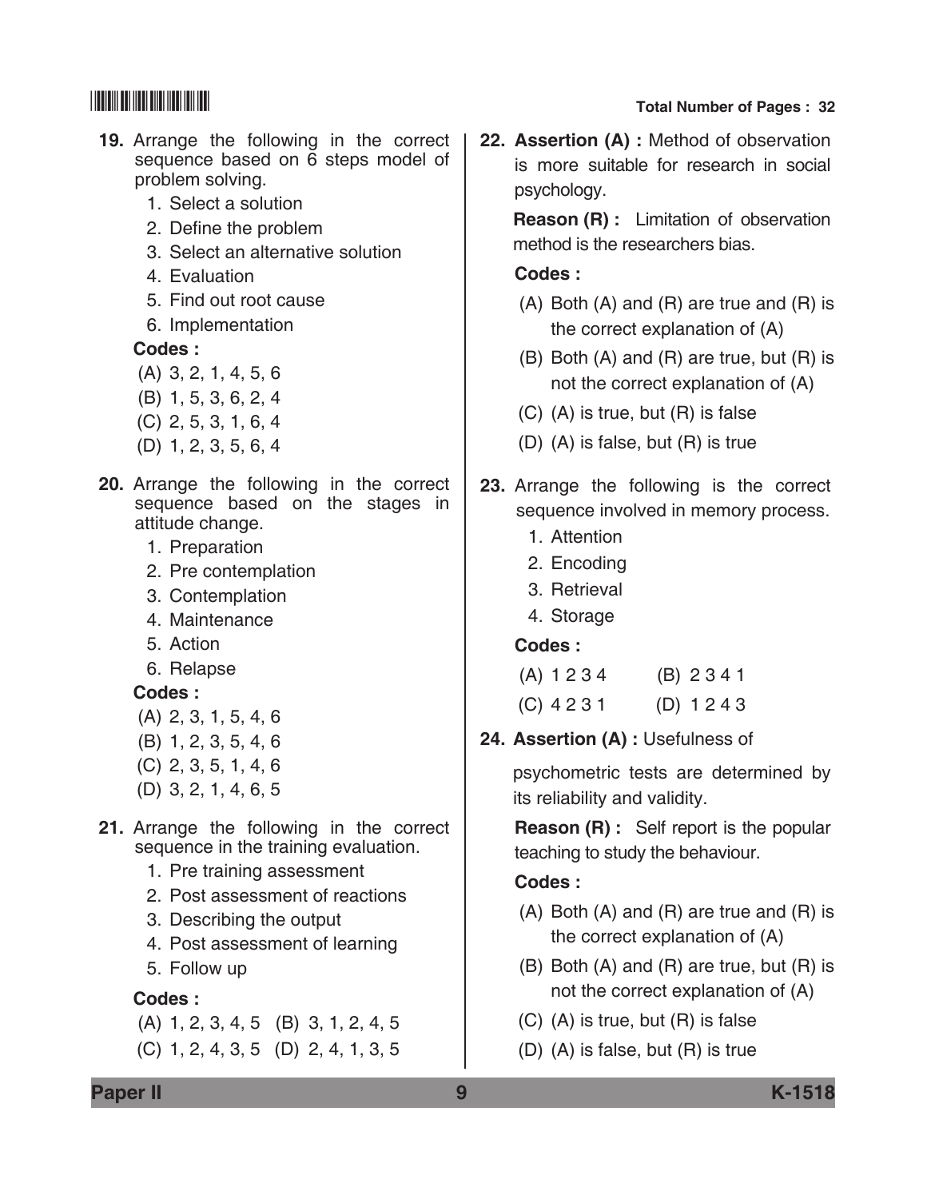19. Arrange the following in the correct sequence based on 6 steps model of problem solving.
   1. Select a solution
   2. Define the problem
   3. Select an alternative solution
   4. Evaluation
   5. Find out root cause
   6. Implementation

   **Codes :**
   (A) 3, 2, 1, 4, 5, 6
   (B) 1, 5, 3, 6, 2, 4
   (C) 2, 5, 3, 1, 6, 4
   (D) 1, 2, 3, 5, 6, 4

20. Arrange the following in the correct sequence based on the stages in attitude change.
   1. Preparation
   2. Pre contemplation
   3. Contemplation
   4. Maintenance
   5. Action
   6. Relapse

   **Codes :**
   (A) 2, 3, 1, 5, 4, 6
   (B) 1, 2, 3, 5, 4, 6
   (C) 2, 3, 5, 1, 4, 6
   (D) 3, 2, 1, 4, 6, 5

21. Arrange the following in the correct sequence in the training evaluation.
   1. Pre training assessment
   2. Post assessment of reactions
   3. Describing the output
   4. Post assessment of learning
   5. Follow up

   **Codes :**
   (A) 1, 2, 3, 4, 5 (B) 3, 1, 2, 4, 5
   (C) 1, 2, 4, 3, 5 (D) 2, 4, 1, 3, 5

22. **Assertion (A) :** Method of observation is more suitable for research in social psychology.

   **Reason (R) :** Limitation of observation method is the researchers bias.

   **Codes :**
   (A) Both (A) and (R) are true and (R) is the correct explanation of (A)
   (B) Both (A) and (R) are true, but (R) is not the correct explanation of (A)
   (C) (A) is true, but (R) is false
   (D) (A) is false, but (R) is true

23. Arrange the following is the correct sequence involved in memory process.
   1. Attention
   2. Encoding
   3. Retrieval
   4. Storage

   **Codes :**
   (A) 1 2 3 4 (B) 2 3 4 1
   (C) 4 2 3 1 (D) 1 2 4 3

24. **Assertion (A) :** Usefulness of psychometric tests are determined by its reliability and validity.

   **Reason (R) :** Self report is the popular teaching to study the behaviour.

   **Codes :**
   (A) Both (A) and (R) are true and (R) is the correct explanation of (A)
   (B) Both (A) and (R) are true, but (R) is not the correct explanation of (A)
   (C) (A) is true, but (R) is false
   (D) (A) is false, but (R) is true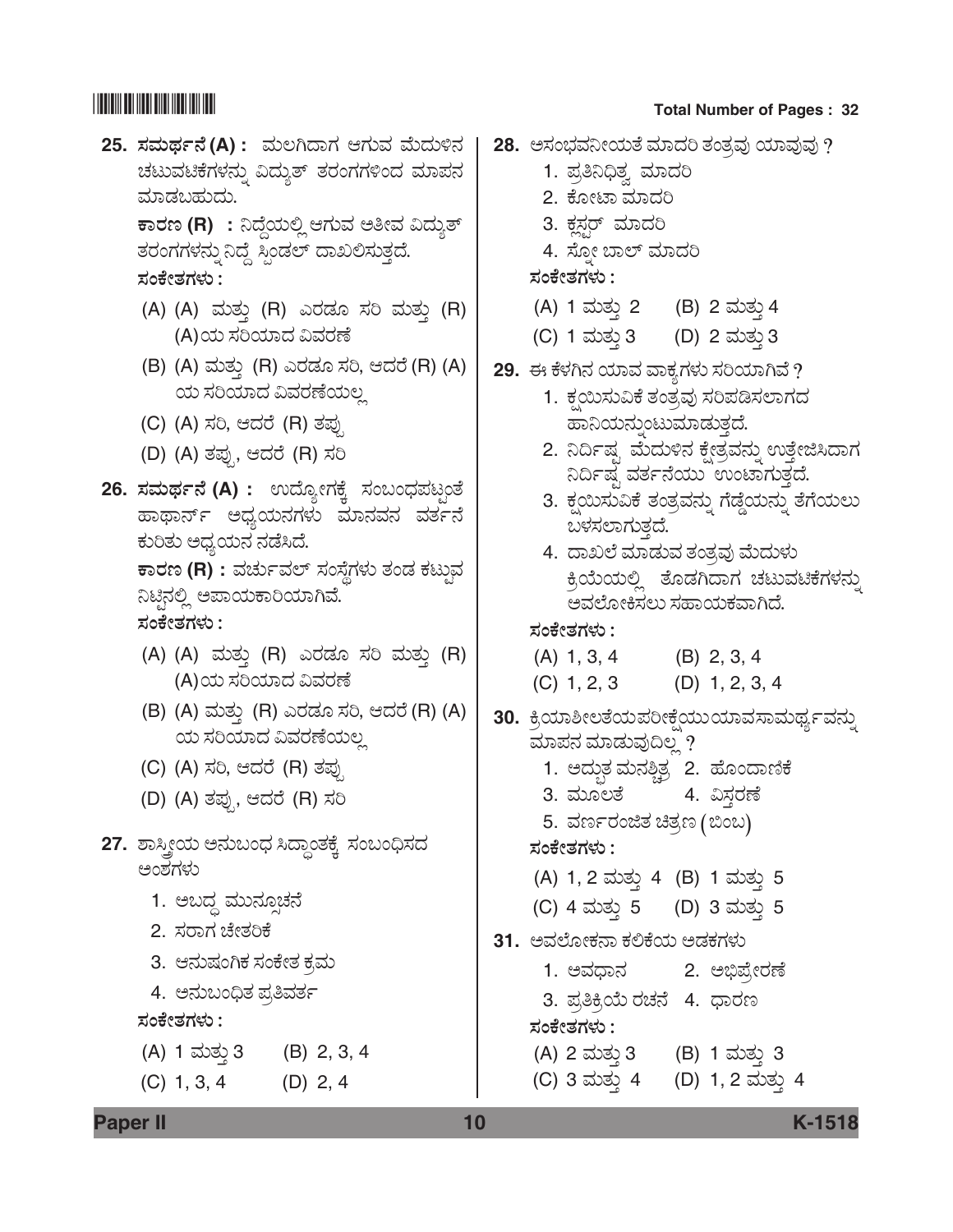25. **ಸಮರ್ಥನೆ (A) :** ಮಲಗಿದಾಗ ಆಗುವ ಮೆದುಳಿನ ಚಟುವಟಿಕೆಗಳನ್ನು ವಿದ್ಯುತ್ ತರಂಗಗಳಿಂದ ಮಾಪನ ಮಾಡಬಹುದು.

**ಕಾರಣ (R) :** ನಿದ್ದೆಯಲ್ಲಿ ಆಗುವ ಅತೀವ ವಿದ್ಯುತ್ ತರಂಗಗಳನ್ನು ನಿದ್ದೆ ಸ್ಪಿಂಡಲ್ ದಾಖಲಿಸುತ್ತದೆ.

**ಸಂಕೇತಗಳು :**

(A) (A) ಮತ್ತು (R) ಎರಡೂ ಸರಿ ಮತ್ತು (R) (A)ಯ ಸರಿಯಾದ ವಿವರಣೆ

(B) (A) ಮತ್ತು (R) ಎರಡೂ ಸರಿ, ಆದರೆ (R) (A) ಯ ಸರಿಯಾದ ವಿವರಣೆಯಲ್ಲ

(C) (A) ಸರಿ, ಆದರೆ (R) ತಪ್ಪು

(D) (A) ತಪ್ಪು, ಆದರೆ (R) ಸರಿ

26. **ಸಮರ್ಥನೆ (A) :** ಉದ್ಯೋಗಕ್ಕೆ ಸಂಬಂಧಪಟ್ಟಂತೆ ಹಾಥಾರ್ನ್ ಅಧ್ಯಯನಗಳು ಮಾನವನ ವರ್ತನೆ ಕುರಿತು ಅಧ್ಯಯನ ನಡೆಸಿದೆ.

**ಕಾರಣ (R) :** ವರ್ಚುವಲ್ ಸಂಸ್ಥೆಗಳು ತಂಡ ಕಟ್ಟುವ ನಿಟ್ಟಿನಲ್ಲಿ ಅಪಾಯಕಾರಿಯಾಗಿವೆ.

**ಸಂಕೇತಗಳು :**

(A) (A) ಮತ್ತು (R) ಎರಡೂ ಸರಿ ಮತ್ತು (R) (A)ಯ ಸರಿಯಾದ ವಿವರಣೆ

(B) (A) ಮತ್ತು (R) ಎರಡೂ ಸರಿ, ಆದರೆ (R) (A) ಯ ಸರಿಯಾದ ವಿವರಣೆಯಲ್ಲ

(C) (A) ಸರಿ, ಆದರೆ (R) ತಪ್ಪು

(D) (A) ತಪ್ಪು, ಆದರೆ (R) ಸರಿ

27. ಶಾಸ್ತ್ರೀಯ ಅನುಬಂಧ ಸಿದ್ಧಾಂತಕ್ಕೆ ಸಂಬಂಧಿಸದ ಅಂಶಗಳು

1. ಅಬದ್ಧ ಮುನ್ಸೂಚನೆ
2. ಸರಾಗ ಚೇತರಿಕೆ
3. ಅನುಷಂಗಿಕ ಸಂಕೇತ ಕ್ರಮ
4. ಅನುಬಂಧಿತ ಪ್ರತಿವರ್ತ

**ಸಂಕೇತಗಳು :**

(A) 1 ಮತ್ತು 3 (B) 2, 3, 4

(C) 1, 3, 4 (D) 2, 4

28. ಅಸಂಭವನೀಯತೆ ಮಾದರಿ ತಂತ್ರವು ಯಾವುವು ?

1. ಪ್ರತಿನಿಧಿತ್ವ ಮಾದರಿ
2. ಕೋಟಾ ಮಾದರಿ
3. ಕ್ಲಸ್ಟರ್ ಮಾದರಿ
4. ಸ್ನೋ ಬಾಲ್ ಮಾದರಿ

**ಸಂಕೇತಗಳು :**

(A) 1 ಮತ್ತು 2 (B) 2 ಮತ್ತು 4

(C) 1 ಮತ್ತು 3 (D) 2 ಮತ್ತು 3

29. ಈ ಕೆಳಗಿನ ಯಾವ ವಾಕ್ಯಗಳು ಸರಿಯಾಗಿವೆ ?

1. ಕ್ಷಯಿಸುವಿಕೆ ತಂತ್ರವು ಸರಿಪಡಿಸಲಾಗದ ಹಾನಿಯನ್ನುಂಟುಮಾಡುತ್ತದೆ.
2. ನಿರ್ದಿಷ್ಟ ಮೆದುಳಿನ ಕ್ಷೇತ್ರವನ್ನು ಉತ್ತೇಜಿಸಿದಾಗ ನಿರ್ದಿಷ್ಟ ವರ್ತನೆಯು ಉಂಟಾಗುತ್ತದೆ.
3. ಕ್ಷಯಿಸುವಿಕೆ ತಂತ್ರವನ್ನು ಗೆಡ್ಡೆಯನ್ನು ತೆಗೆಯಲು ಬಳಸಲಾಗುತ್ತದೆ.
4. ದಾಖಲೆ ಮಾಡುವ ತಂತ್ರವು ಮೆದುಳು ಕ್ರಿಯೆಯಲ್ಲಿ ತೊಡಗಿದಾಗ ಚಟುವಟಿಕೆಗಳನ್ನು ಅವಲೋಕಿಸಲು ಸಹಾಯಕವಾಗಿದೆ.

**ಸಂಕೇತಗಳು :**

(A) 1, 3, 4 (B) 2, 3, 4

(C) 1, 2, 3 (D) 1, 2, 3, 4

30. ಕ್ರಿಯಾಶೀಲತೆಯ ಪರೀಕ್ಷೆಯು ಯಾವ ಸಾಮರ್ಥ್ಯವನ್ನು ಮಾಪನ ಮಾಡುವುದಿಲ್ಲ ?

1. ಅದ್ಭುತ ಮನಶ್ಚಿತ್ರ
2. ಹೊಂದಾಣಿಕೆ
3. ಮೂಲತೆ
4. ವಿಸ್ತರಣೆ
5. ವರ್ಣರಂಜಿತ ಚಿತ್ರಣ (ಬಿಂಬ)

**ಸಂಕೇತಗಳು :**

(A) 1, 2 ಮತ್ತು 4 (B) 1 ಮತ್ತು 5

(C) 4 ಮತ್ತು 5 (D) 3 ಮತ್ತು 5

31. ಅವಲೋಕನಾ ಕಲಿಕೆಯ ಅಡಕಗಳು

1. ಅವಧಾನ
2. ಅಭಿಪ್ರೇರಣೆ
3. ಪ್ರತಿಕ್ರಿಯೆ ರಚನೆ
4. ಧಾರಣ

**ಸಂಕೇತಗಳು :**

(A) 2 ಮತ್ತು 3 (B) 1 ಮತ್ತು 3

(C) 3 ಮತ್ತು 4 (D) 1, 2 ಮತ್ತು 4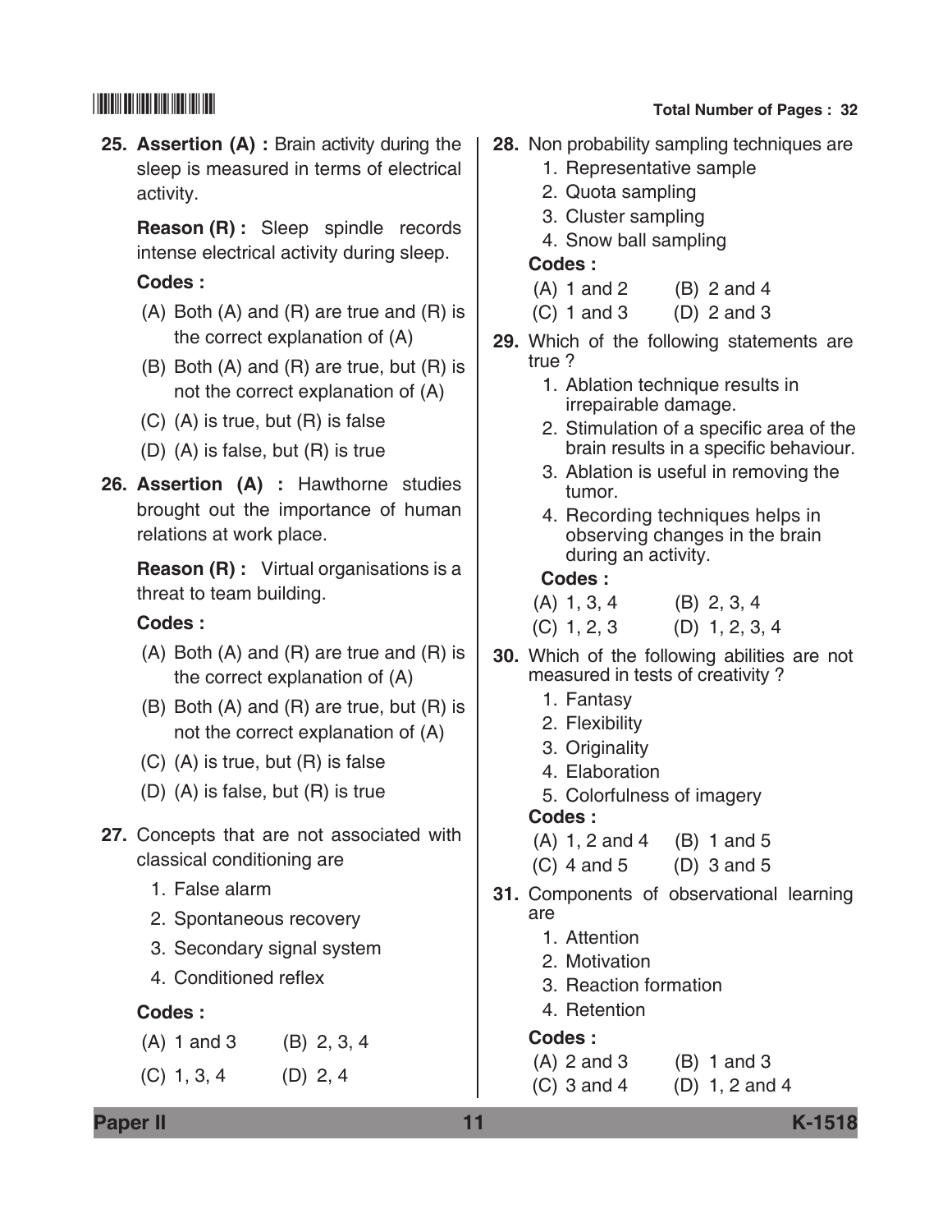**25. Assertion (A) :** Brain activity during the sleep is measured in terms of electrical activity.

**Reason (R) :** Sleep spindle records intense electrical activity during sleep.

**Codes :**

(A) Both (A) and (R) are true and (R) is the correct explanation of (A)

(B) Both (A) and (R) are true, but (R) is not the correct explanation of (A)

(C) (A) is true, but (R) is false

(D) (A) is false, but (R) is true

**26. Assertion (A) :** Hawthorne studies brought out the importance of human relations at work place.

**Reason (R) :** Virtual organisations is a threat to team building.

**Codes :**

(A) Both (A) and (R) are true and (R) is the correct explanation of (A)

(B) Both (A) and (R) are true, but (R) is not the correct explanation of (A)

(C) (A) is true, but (R) is false

(D) (A) is false, but (R) is true

**27.** Concepts that are not associated with classical conditioning are

1. False alarm
2. Spontaneous recovery
3. Secondary signal system
4. Conditioned reflex

**Codes :**

(A) 1 and 3 (B) 2, 3, 4

(C) 1, 3, 4 (D) 2, 4

**28.** Non probability sampling techniques are

1. Representative sample
2. Quota sampling
3. Cluster sampling
4. Snow ball sampling

**Codes :**

(A) 1 and 2 (B) 2 and 4

(C) 1 and 3 (D) 2 and 3

**29.** Which of the following statements are true ?

1. Ablation technique results in irrepairable damage.
2. Stimulation of a specific area of the brain results in a specific behaviour.
3. Ablation is useful in removing the tumor.
4. Recording techniques helps in observing changes in the brain during an activity.

**Codes :**

(A) 1, 3, 4 (B) 2, 3, 4

(C) 1, 2, 3 (D) 1, 2, 3, 4

**30.** Which of the following abilities are not measured in tests of creativity ?

1. Fantasy
2. Flexibility
3. Originality
4. Elaboration
5. Colorfulness of imagery

**Codes :**

(A) 1, 2 and 4 (B) 1 and 5

(C) 4 and 5 (D) 3 and 5

**31.** Components of observational learning are

1. Attention
2. Motivation
3. Reaction formation
4. Retention

**Codes :**

(A) 2 and 3 (B) 1 and 3

(C) 3 and 4 (D) 1, 2 and 4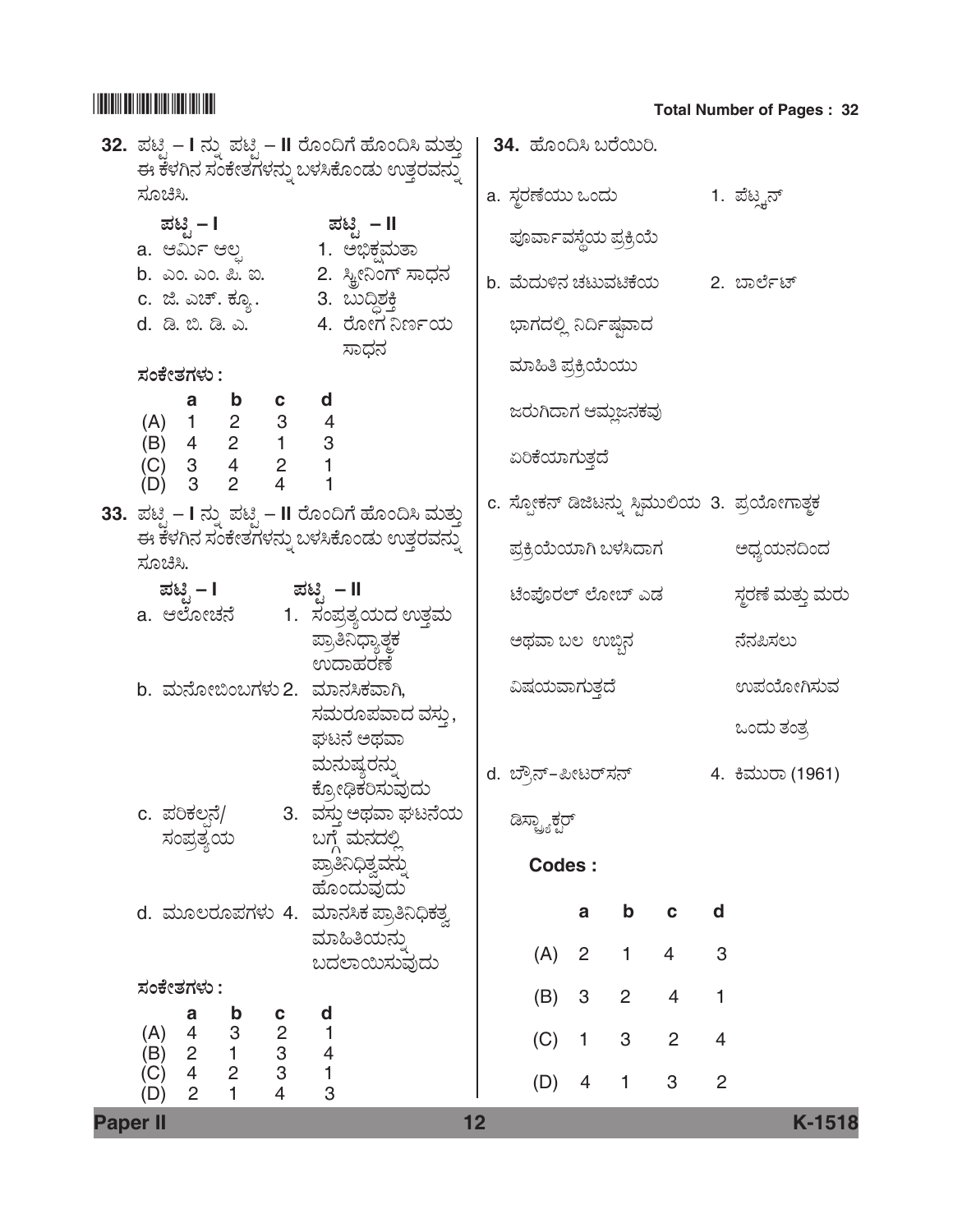32. ಪಟ್ಟಿ – I ನ್ನು ಪಟ್ಟಿ – II ರೊಂದಿಗೆ ಹೊಂದಿಸಿ ಮತ್ತು ಈ ಕೆಳಗಿನ ಸಂಕೇತಗಳನ್ನು ಬಳಸಿಕೊಂಡು ಉತ್ತರವನ್ನು ಸೂಚಿಸಿ.

| ಪಟ್ಟಿ – I | ಪಟ್ಟಿ – II |
|---|---|
| a. ಆರ್ಮಿ ಆಲ್ಫ | 1. ಅಭಿಕ್ಷಮತಾ |
| b. ಎಂ. ಎಂ. ಪಿ. ಐ. | 2. ಸ್ಕ್ರೀನಿಂಗ್ ಸಾಧನ |
| c. ಜಿ. ಎಚ್. ಕ್ಯೂ. | 3. ಬುದ್ಧಿಶಕ್ತಿ |
| d. ಡಿ. ಬಿ. ಡಿ. ಎ. | 4. ರೋಗ ನಿರ್ಣಯ ಸಾಧನ |

ಸಂಕೇತಗಳು :

| | a | b | c | d |
|---|---|---|---|---|
| (A) | 1 | 2 | 3 | 4 |
| (B) | 4 | 2 | 1 | 3 |
| (C) | 3 | 4 | 2 | 1 |
| (D) | 3 | 2 | 4 | 1 |

33. ಪಟ್ಟಿ – I ನ್ನು ಪಟ್ಟಿ – II ರೊಂದಿಗೆ ಹೊಂದಿಸಿ ಮತ್ತು ಈ ಕೆಳಗಿನ ಸಂಕೇತಗಳನ್ನು ಬಳಸಿಕೊಂಡು ಉತ್ತರವನ್ನು ಸೂಚಿಸಿ.

| ಪಟ್ಟಿ – I | ಪಟ್ಟಿ – II |
|---|---|
| a. ಆಲೋಚನೆ | 1. ಸಂಪ್ರತ್ಯಯದ ಉತ್ತಮ ಪ್ರಾತಿನಿಧ್ಯಾತ್ಮಕ ಉದಾಹರಣೆ |
| b. ಮನೋಬಿಂಬಗಳು | 2. ಮಾನಸಿಕವಾಗಿ, ಸಮರೂಪವಾದ ವಸ್ತು, ಘಟನೆ ಅಥವಾ ಮನುಷ್ಯರನ್ನು ಕ್ರೋಢೀಕರಿಸುವುದು |
| c. ಪರಿಕಲ್ಪನೆ/ ಸಂಪ್ರತ್ಯಯ | 3. ವಸ್ತು ಅಥವಾ ಘಟನೆಯ ಬಗ್ಗೆ ಮನದಲ್ಲಿ ಪ್ರಾತಿನಿಧಿತ್ವವನ್ನು ಹೊಂದುವುದು |
| d. ಮೂಲರೂಪಗಳು | 4. ಮಾನಸಿಕ ಪ್ರಾತಿನಿಧಿಕತ್ವ ಮಾಹಿತಿಯನ್ನು ಬದಲಾಯಿಸುವುದು |

ಸಂಕೇತಗಳು :

| | a | b | c | d |
|---|---|---|---|---|
| (A) | 4 | 3 | 2 | 1 |
| (B) | 2 | 1 | 3 | 4 |
| (C) | 4 | 2 | 3 | 1 |
| (D) | 2 | 1 | 4 | 3 |

34. ಹೊಂದಿಸಿ ಬರೆಯಿರಿ.

| | |
|---|---|
| a. ಸ್ಮರಣೆಯು ಒಂದು ಪೂರ್ವಾವಸ್ಥೆಯ ಪ್ರಕ್ರಿಯೆ | 1. ಪೆಟ್ಕಿನ್ |
| b. ಮೆದುಳಿನ ಚಟುವಟಿಕೆಯ ಭಾಗದಲ್ಲಿ ನಿರ್ದಿಷ್ಟವಾದ ಮಾಹಿತಿ ಪ್ರಕ್ರಿಯೆಯು ಜರುಗಿದಾಗ ಆಮ್ಲಜನಕವು ಏರಿಕೆಯಾಗುತ್ತದೆ | 2. ಬಾರ್ಲೆಟ್ |
| c. ಸ್ಪೋಕನ್ ಡಿಜಿಟನ್ನು ಸ್ಟಿಮುಲಿಯ ಪ್ರಕ್ರಿಯೆಯಾಗಿ ಬಳಸಿದಾಗ ಟೆಂಪೊರಲ್ ಲೋಬ್ ಎಡ ಅಥವಾ ಬಲ ಉಬ್ಬಿನ ವಿಷಯವಾಗುತ್ತದೆ | 3. ಪ್ರಯೋಗಾತ್ಮಕ ಅಧ್ಯಯನದಿಂದ ಸ್ಮರಣೆ ಮತ್ತು ಮರು ನೆನಪಿಸಲು ಉಪಯೋಗಿಸುವ ಒಂದು ತಂತ್ರ |
| d. ಬ್ರೌನ್–ಪೀಟರ್‌ಸನ್ ಡಿಸ್ಟ್ರಾಕ್ಟರ್ | 4. ಕಿಮುರಾ (1961) |

Codes :

| | a | b | c | d |
|---|---|---|---|---|
| (A) | 2 | 1 | 4 | 3 |
| (B) | 3 | 2 | 4 | 1 |
| (C) | 1 | 3 | 2 | 4 |
| (D) | 4 | 1 | 3 | 2 |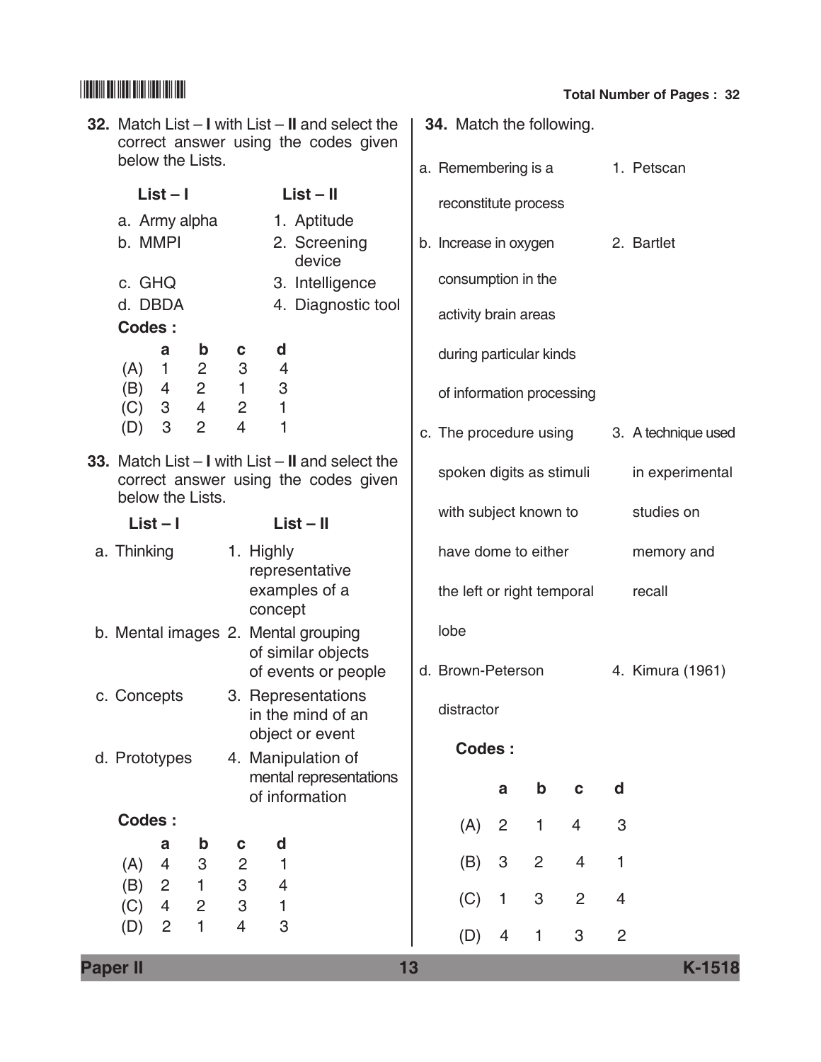32. Match List – **I** with List – **II** and select the correct answer using the codes given below the Lists.

| List – I | List – II |
|---|---|
| a. Army alpha | 1. Aptitude |
| b. MMPI | 2. Screening device |
| c. GHQ | 3. Intelligence |
| d. DBDA | 4. Diagnostic tool |

**Codes :**

| | a | b | c | d |
|---|---|---|---|---|
| (A) | 1 | 2 | 3 | 4 |
| (B) | 4 | 2 | 1 | 3 |
| (C) | 3 | 4 | 2 | 1 |
| (D) | 3 | 2 | 4 | 1 |

33. Match List – **I** with List – **II** and select the correct answer using the codes given below the Lists.

| List – I | List – II |
|---|---|
| a. Thinking | 1. Highly representative examples of a concept |
| b. Mental images | 2. Mental grouping of similar objects of events or people |
| c. Concepts | 3. Representations in the mind of an object or event |
| d. Prototypes | 4. Manipulation of mental representations of information |

**Codes :**

| | a | b | c | d |
|---|---|---|---|---|
| (A) | 4 | 3 | 2 | 1 |
| (B) | 2 | 1 | 3 | 4 |
| (C) | 4 | 2 | 3 | 1 |
| (D) | 2 | 1 | 4 | 3 |

34. Match the following.

| | |
|---|---|
| a. Remembering is a reconstitute process | 1. Petscan |
| b. Increase in oxygen consumption in the activity brain areas during particular kinds of information processing | 2. Bartlet |
| c. The procedure using spoken digits as stimuli with subject known to have dome to either the left or right temporal lobe | 3. A technique used in experimental studies on memory and recall |
| d. Brown-Peterson distractor | 4. Kimura (1961) |

**Codes :**

| | a | b | c | d |
|---|---|---|---|---|
| (A) | 2 | 1 | 4 | 3 |
| (B) | 3 | 2 | 4 | 1 |
| (C) | 1 | 3 | 2 | 4 |
| (D) | 4 | 1 | 3 | 2 |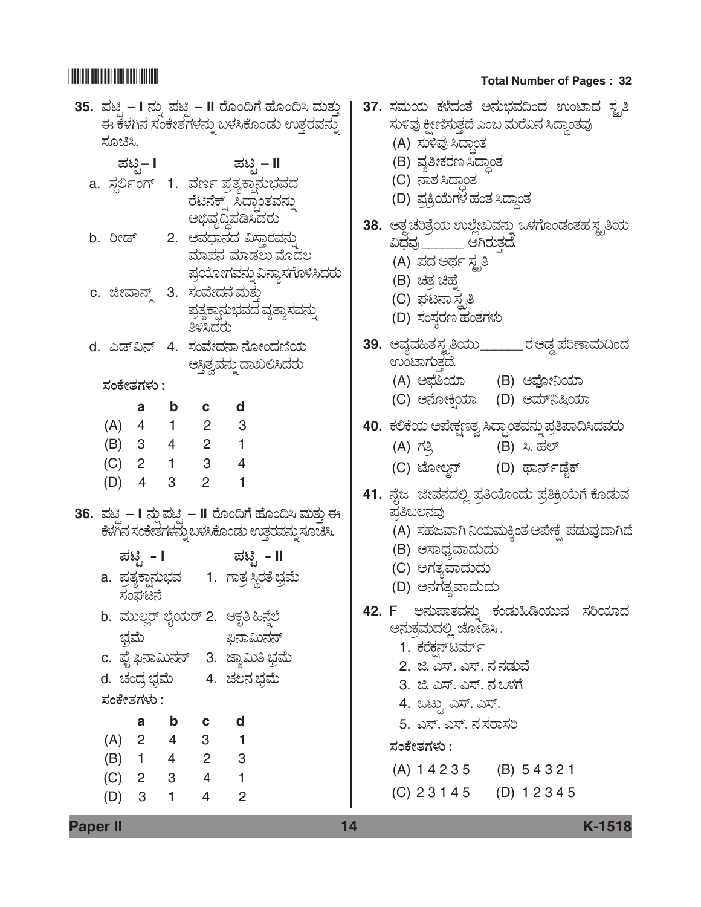**35.** ಪಟ್ಟಿ – I ನ್ನು ಪಟ್ಟಿ – II ರೊಂದಿಗೆ ಹೊಂದಿಸಿ ಮತ್ತು ಈ ಕೆಳಗಿನ ಸಂಕೇತಗಳನ್ನು ಬಳಸಿಕೊಂಡು ಉತ್ತರವನ್ನು ಸೂಚಿಸಿ.

| ಪಟ್ಟಿ – I | ಪಟ್ಟಿ – II |
|---|---|
| a. ಸ್ಪರ್ಲಿಂಗ್ | 1. ವರ್ಣ ಪ್ರತ್ಯಕ್ಷಾನುಭವದ ರೆಟಿನೆಕ್ಸ್ ಸಿದ್ಧಾಂತವನ್ನು ಅಭಿವೃದ್ಧಿಪಡಿಸಿದರು |
| b. ರೀಡ್ | 2. ಅವಧಾನದ ವಿಸ್ತಾರವನ್ನು ಮಾಪನ ಮಾಡಲು ಮೊದಲ ಪ್ರಯೋಗವನ್ನು ವಿನ್ಯಾಸಗೊಳಿಸಿದರು |
| c. ಜೀವಾನ್ಸ್ | 3. ಸಂವೇದನೆ ಮತ್ತು ಪ್ರತ್ಯಕ್ಷಾನುಭವದ ವ್ಯತ್ಯಾಸವನ್ನು ತಿಳಿಸಿದರು |
| d. ಎಡ್‌ವಿನ್ | 4. ಸಂವೇದನಾ ನೋಂದಣಿಯ ಅಸ್ತಿತ್ವವನ್ನು ದಾಖಲಿಸಿದರು |

ಸಂಕೇತಗಳು :

| | a | b | c | d |
|---|---|---|---|---|
| (A) | 4 | 1 | 2 | 3 |
| (B) | 3 | 4 | 2 | 1 |
| (C) | 2 | 1 | 3 | 4 |
| (D) | 4 | 3 | 2 | 1 |

**36.** ಪಟ್ಟಿ – I ನ್ನು ಪಟ್ಟಿ – II ರೊಂದಿಗೆ ಹೊಂದಿಸಿ ಮತ್ತು ಈ ಕೆಳಗಿನ ಸಂಕೇತಗಳನ್ನು ಬಳಸಿಕೊಂಡು ಉತ್ತರವನ್ನು ಸೂಚಿಸಿ.

| ಪಟ್ಟಿ - I | ಪಟ್ಟಿ - II |
|---|---|
| a. ಪ್ರತ್ಯಕ್ಷಾನುಭವ ಸಂಘಟನೆ | 1. ಗಾತ್ರ ಸ್ಥಿರತೆ ಭ್ರಮೆ |
| b. ಮುಲ್ಲರ್ ಲೈಯರ್ ಭ್ರಮೆ | 2. ಆಕೃತಿ ಹಿನ್ನೆಲೆ ಫಿನಾಮಿನನ್ |
| c. ಫೈ ಫಿನಾಮಿನನ್ | 3. ಜ್ಯಾಮಿತಿ ಭ್ರಮೆ |
| d. ಚಂದ್ರ ಭ್ರಮೆ | 4. ಚಲನ ಭ್ರಮೆ |

ಸಂಕೇತಗಳು :

| | a | b | c | d |
|---|---|---|---|---|
| (A) | 2 | 4 | 3 | 1 |
| (B) | 1 | 4 | 2 | 3 |
| (C) | 2 | 3 | 4 | 1 |
| (D) | 3 | 1 | 4 | 2 |

**37.** ಸಮಯ ಕಳೆದಂತೆ ಅನುಭವದಿಂದ ಉಂಟಾದ ಸ್ಮೃತಿ ಸುಳಿವು ಕ್ಷೀಣಿಸುತ್ತದೆ ಎಂಬ ಮರೆವಿನ ಸಿದ್ಧಾಂತವು

(A) ಸುಳಿವು ಸಿದ್ಧಾಂತ

(B) ವ್ಯತೀಕರಣ ಸಿದ್ಧಾಂತ

(C) ನಾಶ ಸಿದ್ಧಾಂತ

(D) ಪ್ರಕ್ರಿಯೆಗಳ ಹಂತ ಸಿದ್ಧಾಂತ

**38.** ಆತ್ಮ ಚರಿತ್ರೆಯ ಉಲ್ಲೇಖವನ್ನು ಒಳಗೊಂಡಂತಹ ಸ್ಮೃತಿಯ ವಿಧವು ______ ಆಗಿರುತ್ತದೆ.

(A) ಪದ ಅರ್ಥ ಸ್ಮೃತಿ

(B) ಚಿತ್ರ ಚಿಹ್ನೆ

(C) ಘಟನಾ ಸ್ಮೃತಿ

(D) ಸಂಸ್ಕರಣ ಹಂತಗಳು

**39.** ಅವ್ಯವಹಿತ ಸ್ಮೃತಿಯು ______ ರ ಅಡ್ಡ ಪರಿಣಾಮದಿಂದ ಉಂಟಾಗುತ್ತದೆ.

(A) ಅಫೇಶಿಯಾ (B) ಅಫೋನಿಯಾ

(C) ಅನೋಕ್ಸಿಯಾ (D) ಅಮ್‌ನಿಷಿಯಾ

**40.** ಕಲಿಕೆಯ ಅಪೇಕ್ಷಣತ್ವ ಸಿದ್ಧಾಂತವನ್ನು ಪ್ರತಿಪಾದಿಸಿದವರು

(A) ಗತ್ರಿ (B) ಸಿ. ಹಲ್

(C) ಟೋಲ್ಮನ್ (D) ಥಾರ್ನ್‌ಡೈಕ್

**41.** ನೈಜ ಜೀವನದಲ್ಲಿ ಪ್ರತಿಯೊಂದು ಪ್ರತಿಕ್ರಿಯೆಗೆ ಕೊಡುವ ಪ್ರತಿಬಲನವು

(A) ಸಹಜವಾಗಿ ನಿಯಮಕ್ಕಿಂತ ಅಪೇಕ್ಷೆ ಪಡುವುದಾಗಿದೆ

(B) ಅಸಾಧ್ಯವಾದುದು

(C) ಅಗತ್ಯವಾದುದು

(D) ಅನಗತ್ಯವಾದುದು

**42.** F ಅನುಪಾತವನ್ನು ಕಂಡುಹಿಡಿಯುವ ಸರಿಯಾದ ಅನುಕ್ರಮದಲ್ಲಿ ಜೋಡಿಸಿ.

1. ಕರೆಕ್ಷನ್ ಟರ್ಮ್
2. ಜಿ. ಎಸ್. ಎಸ್. ನ ನಡುವೆ
3. ಜಿ. ಎಸ್. ಎಸ್. ನ ಒಳಗೆ
4. ಒಟ್ಟು ಎಸ್. ಎಸ್.
5. ಎಸ್. ಎಸ್. ನ ಸರಾಸರಿ

ಸಂಕೇತಗಳು :

(A) 1 4 2 3 5 (B) 5 4 3 2 1

(C) 2 3 1 4 5 (D) 1 2 3 4 5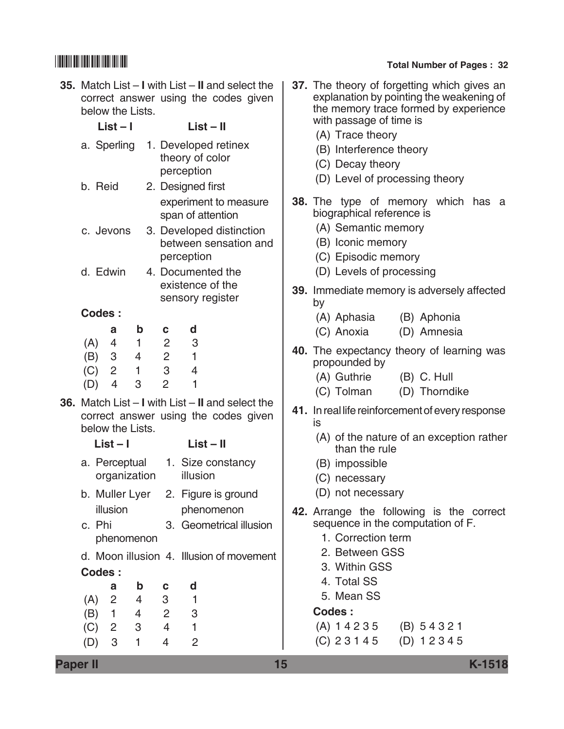**35.** Match List – **I** with List – **II** and select the correct answer using the codes given below the Lists.

| List – I | List – II |
|---|---|
| a. Sperling | 1. Developed retinex theory of color perception |
| b. Reid | 2. Designed first experiment to measure span of attention |
| c. Jevons | 3. Developed distinction between sensation and perception |
| d. Edwin | 4. Documented the existence of the sensory register |

**Codes :**

| | a | b | c | d |
|---|---|---|---|---|
| (A) | 4 | 1 | 2 | 3 |
| (B) | 3 | 4 | 2 | 1 |
| (C) | 2 | 1 | 3 | 4 |
| (D) | 4 | 3 | 2 | 1 |

**36.** Match List – **I** with List – **II** and select the correct answer using the codes given below the Lists.

| List – I | List – II |
|---|---|
| a. Perceptual organization | 1. Size constancy illusion |
| b. Muller Lyer illusion | 2. Figure is ground phenomenon |
| c. Phi phenomenon | 3. Geometrical illusion |
| d. Moon illusion | 4. Illusion of movement |

**Codes :**

| | a | b | c | d |
|---|---|---|---|---|
| (A) | 2 | 4 | 3 | 1 |
| (B) | 1 | 4 | 2 | 3 |
| (C) | 2 | 3 | 4 | 1 |
| (D) | 3 | 1 | 4 | 2 |

**37.** The theory of forgetting which gives an explanation by pointing the weakening of the memory trace formed by experience with passage of time is

(A) Trace theory
(B) Interference theory
(C) Decay theory
(D) Level of processing theory

**38.** The type of memory which has a biographical reference is

(A) Semantic memory
(B) Iconic memory
(C) Episodic memory
(D) Levels of processing

**39.** Immediate memory is adversely affected by

(A) Aphasia (B) Aphonia
(C) Anoxia (D) Amnesia

**40.** The expectancy theory of learning was propounded by

(A) Guthrie (B) C. Hull
(C) Tolman (D) Thorndike

**41.** In real life reinforcement of every response is

(A) of the nature of an exception rather than the rule
(B) impossible
(C) necessary
(D) not necessary

**42.** Arrange the following is the correct sequence in the computation of F.

1. Correction term
2. Between GSS
3. Within GSS
4. Total SS
5. Mean SS

**Codes :**

(A) 1 4 2 3 5 (B) 5 4 3 2 1
(C) 2 3 1 4 5 (D) 1 2 3 4 5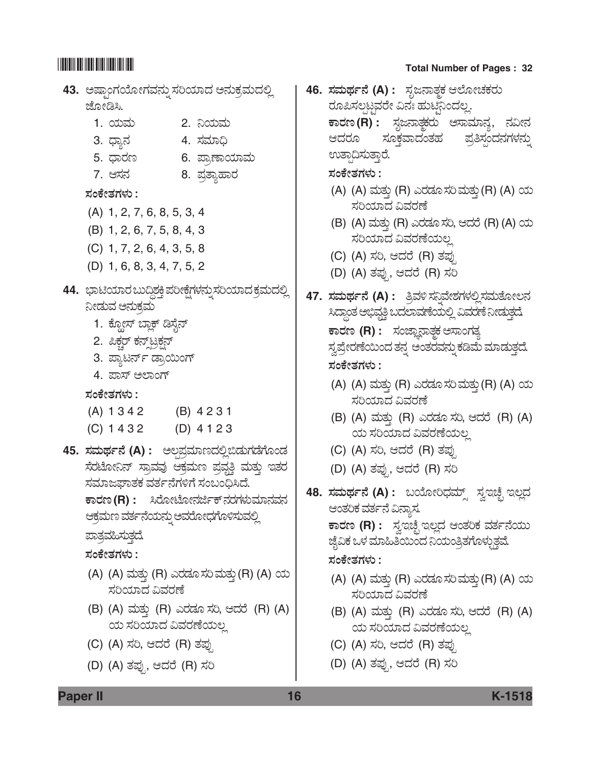**43.** ಅಷ್ಟಾಂಗಯೋಗವನ್ನು ಸರಿಯಾದ ಅನುಕ್ರಮದಲ್ಲಿ ಜೋಡಿಸಿ.

| | |
|---|---|
| 1. ಯಮ | 2. ನಿಯಮ |
| 3. ಧ್ಯಾನ | 4. ಸಮಾಧಿ |
| 5. ಧಾರಣ | 6. ಪ್ರಾಣಾಯಾಮ |
| 7. ಆಸನ | 8. ಪ್ರತ್ಯಾಹಾರ |

**ಸಂಕೇತಗಳು :**

(A) 1, 2, 7, 6, 8, 5, 3, 4

(B) 1, 2, 6, 7, 5, 8, 4, 3

(C) 1, 7, 2, 6, 4, 3, 5, 8

(D) 1, 6, 8, 3, 4, 7, 5, 2

**44.** ಭಾಟಿಯಾರ ಬುದ್ಧಿಶಕ್ತಿ ಪರೀಕ್ಷೆಗಳನ್ನು ಸರಿಯಾದ ಕ್ರಮದಲ್ಲಿ ನೀಡುವ ಅನುಕ್ರಮ

1. ಕ್ಲೋಸ್ ಬ್ಲಾಕ್ ಡಿಸೈನ್
2. ಪಿಕ್ಚರ್ ಕನ್‌ಸ್ಟ್ರಕ್ಷನ್
3. ಪ್ಯಾಟರ್ನ್ ಡ್ರಾಯಿಂಗ್
4. ಪಾಸ್ ಅಲಾಂಗ್

**ಸಂಕೇತಗಳು :**

(A) 1 3 4 2 (B) 4 2 3 1

(C) 1 4 3 2 (D) 4 1 2 3

**45. ಸಮರ್ಥನೆ (A) :** ಅಲ್ಪಪ್ರಮಾಣದಲ್ಲಿ ಬಿಡುಗಡೆಗೊಂಡ ಸೆರಟೋನಿನ್ ಸ್ರಾವವು ಆಕ್ರಮಣ ಪ್ರವೃತ್ತಿ ಮತ್ತು ಇತರ ಸಮಾಜಘಾತಕ ವರ್ತನೆಗಳಿಗೆ ಸಂಬಂಧಿಸಿದೆ.

**ಕಾರಣ (R) :** ಸಿರೋಟೋನರ್ಜಿಕ್ ನರಗಳು ಮಾನವನ ಆಕ್ರಮಣ ವರ್ತನೆಯನ್ನು ಅವರೋಧಗೊಳಿಸುವಲ್ಲಿ ಪಾತ್ರವಹಿಸುತ್ತದೆ.

**ಸಂಕೇತಗಳು :**

(A) (A) ಮತ್ತು (R) ಎರಡೂ ಸರಿ ಮತ್ತು (R) (A) ಯ ಸರಿಯಾದ ವಿವರಣೆ

(B) (A) ಮತ್ತು (R) ಎರಡೂ ಸರಿ, ಆದರೆ (R) (A) ಯ ಸರಿಯಾದ ವಿವರಣೆಯಲ್ಲ

(C) (A) ಸರಿ, ಆದರೆ (R) ತಪ್ಪು

(D) (A) ತಪ್ಪು, ಆದರೆ (R) ಸರಿ

**46. ಸಮರ್ಥನೆ (A) :** ಸೃಜನಾತ್ಮಕ ಆಲೋಚಕರು ರೂಪಿಸಲ್ಪಟ್ಟವರೇ ವಿನಃ ಹುಟ್ಟಿನಿಂದಲ್ಲ.

**ಕಾರಣ (R) :** ಸೃಜನಾತ್ಮಕರು ಅಸಾಮಾನ್ಯ, ನವೀನ ಆದರೂ ಸೂಕ್ತವಾದಂತಹ ಪ್ರತಿಸ್ಪಂದನಗಳನ್ನು ಉತ್ಪಾದಿಸುತ್ತಾರೆ.

**ಸಂಕೇತಗಳು :**

(A) (A) ಮತ್ತು (R) ಎರಡೂ ಸರಿ ಮತ್ತು (R) (A) ಯ ಸರಿಯಾದ ವಿವರಣೆ

(B) (A) ಮತ್ತು (R) ಎರಡೂ ಸರಿ, ಆದರೆ (R) (A) ಯ ಸರಿಯಾದ ವಿವರಣೆಯಲ್ಲ

(C) (A) ಸರಿ, ಆದರೆ (R) ತಪ್ಪು

(D) (A) ತಪ್ಪು, ಆದರೆ (R) ಸರಿ

**47. ಸಮರ್ಥನೆ (A) :** ತ್ರಿವಳಿ ಸನ್ನಿವೇಶಗಳಲ್ಲಿ ಸಮತೋಲನ ಸಿದ್ಧಾಂತ ಅಭಿವೃತ್ತಿ ಬದಲಾವಣೆಯಲ್ಲಿ ವಿವರಣೆ ನೀಡುತ್ತದೆ

**ಕಾರಣ (R) :** ಸಂಜ್ಞಾನಾತ್ಮಕ ಅಸಾಂಗತ್ಯ ಸ್ವಪ್ರೇರಣೆಯಿಂದ ತನ್ನ ಅಂತರವನ್ನು ಕಡಿಮೆ ಮಾಡುತ್ತದೆ.

**ಸಂಕೇತಗಳು :**

(A) (A) ಮತ್ತು (R) ಎರಡೂ ಸರಿ ಮತ್ತು (R) (A) ಯ ಸರಿಯಾದ ವಿವರಣೆ

(B) (A) ಮತ್ತು (R) ಎರಡೂ ಸರಿ, ಆದರೆ (R) (A) ಯ ಸರಿಯಾದ ವಿವರಣೆಯಲ್ಲ

(C) (A) ಸರಿ, ಆದರೆ (R) ತಪ್ಪು

(D) (A) ತಪ್ಪು, ಆದರೆ (R) ಸರಿ

**48. ಸಮರ್ಥನೆ (A) :** ಬಯೋರಿಥಮ್ಸ್ ಸ್ವಇಚ್ಛೆ ಇಲ್ಲದ ಆಂತರಿಕ ವರ್ತನೆ ವಿನ್ಯಾಸ.

**ಕಾರಣ (R) :** ಸ್ವಇಚ್ಛೆ ಇಲ್ಲದ ಆಂತರಿಕ ವರ್ತನೆಯು ಜೈವಿಕ ಒಳ ಮಾಹಿತಿಯಿಂದ ನಿಯಂತ್ರಿತಗೊಳ್ಳುತ್ತವೆ.

**ಸಂಕೇತಗಳು :**

(A) (A) ಮತ್ತು (R) ಎರಡೂ ಸರಿ ಮತ್ತು (R) (A) ಯ ಸರಿಯಾದ ವಿವರಣೆ

(B) (A) ಮತ್ತು (R) ಎರಡೂ ಸರಿ, ಆದರೆ (R) (A) ಯ ಸರಿಯಾದ ವಿವರಣೆಯಲ್ಲ

(C) (A) ಸರಿ, ಆದರೆ (R) ತಪ್ಪು

(D) (A) ತಪ್ಪು, ಆದರೆ (R) ಸರಿ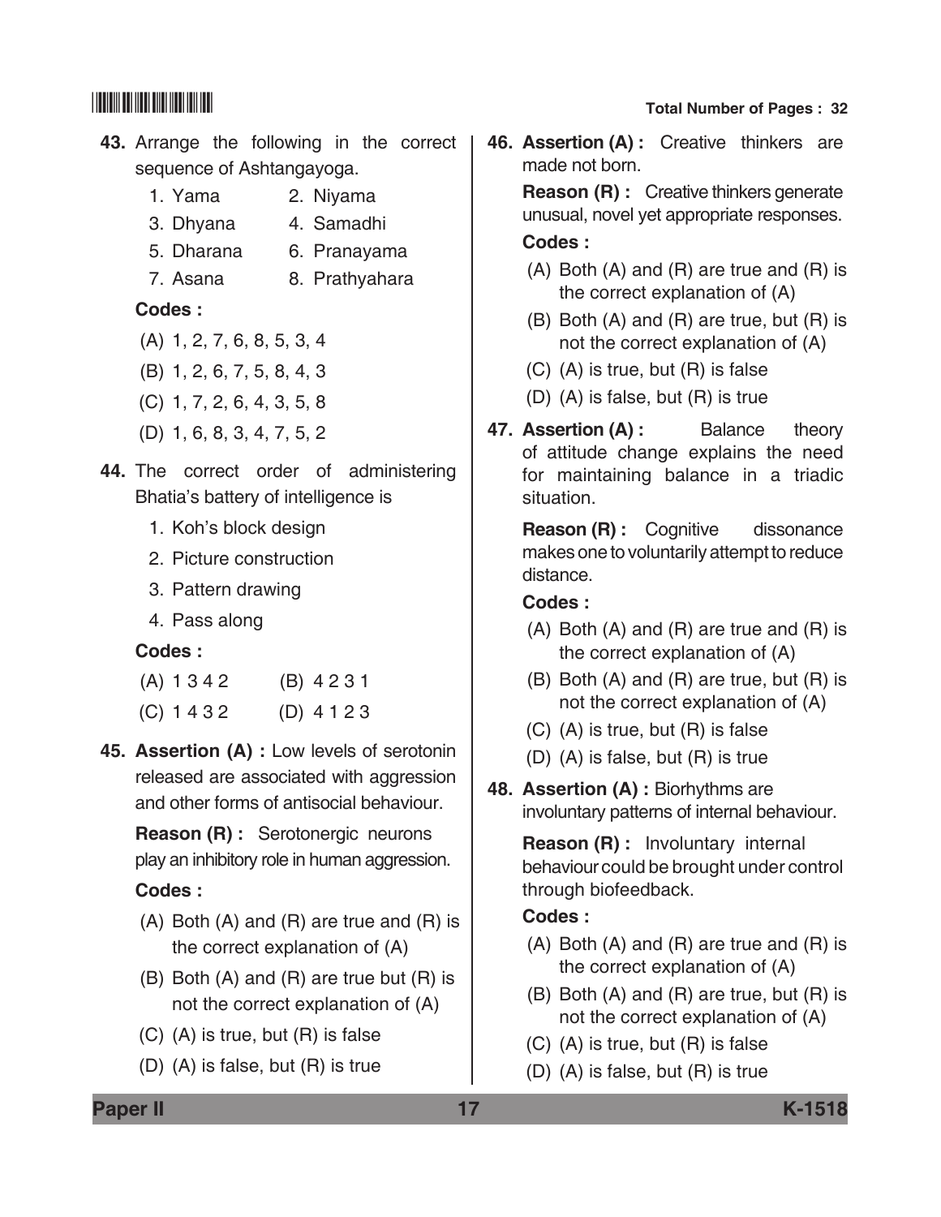**43.** Arrange the following in the correct sequence of Ashtangayoga.

1. Yama
2. Niyama
3. Dhyana
4. Samadhi
5. Dharana
6. Pranayama
7. Asana
8. Prathyahara

**Codes :**

(A) 1, 2, 7, 6, 8, 5, 3, 4

(B) 1, 2, 6, 7, 5, 8, 4, 3

(C) 1, 7, 2, 6, 4, 3, 5, 8

(D) 1, 6, 8, 3, 4, 7, 5, 2

**44.** The correct order of administering Bhatia's battery of intelligence is

1. Koh's block design
2. Picture construction
3. Pattern drawing
4. Pass along

**Codes :**

(A) 1 3 4 2 (B) 4 2 3 1

(C) 1 4 3 2 (D) 4 1 2 3

**45. Assertion (A) :** Low levels of serotonin released are associated with aggression and other forms of antisocial behaviour.

**Reason (R) :** Serotonergic neurons play an inhibitory role in human aggression.

**Codes :**

(A) Both (A) and (R) are true and (R) is the correct explanation of (A)

(B) Both (A) and (R) are true but (R) is not the correct explanation of (A)

(C) (A) is true, but (R) is false

(D) (A) is false, but (R) is true

**46. Assertion (A) :** Creative thinkers are made not born.

**Reason (R) :** Creative thinkers generate unusual, novel yet appropriate responses.

**Codes :**

(A) Both (A) and (R) are true and (R) is the correct explanation of (A)

(B) Both (A) and (R) are true, but (R) is not the correct explanation of (A)

(C) (A) is true, but (R) is false

(D) (A) is false, but (R) is true

**47. Assertion (A) :** Balance theory of attitude change explains the need for maintaining balance in a triadic situation.

**Reason (R) :** Cognitive dissonance makes one to voluntarily attempt to reduce distance.

**Codes :**

(A) Both (A) and (R) are true and (R) is the correct explanation of (A)

(B) Both (A) and (R) are true, but (R) is not the correct explanation of (A)

(C) (A) is true, but (R) is false

(D) (A) is false, but (R) is true

**48. Assertion (A) :** Biorhythms are involuntary patterns of internal behaviour.

**Reason (R) :** Involuntary internal behaviour could be brought under control through biofeedback.

**Codes :**

(A) Both (A) and (R) are true and (R) is the correct explanation of (A)

(B) Both (A) and (R) are true, but (R) is not the correct explanation of (A)

(C) (A) is true, but (R) is false

(D) (A) is false, but (R) is true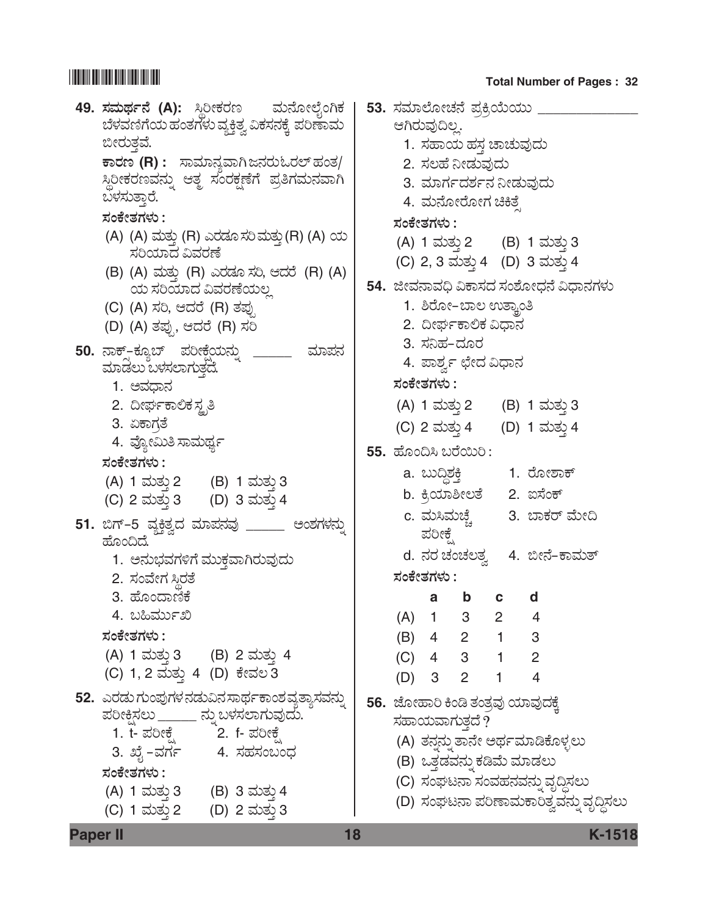**49.** **ಸಮರ್ಥನೆ (A):** ಸ್ಥಿರೀಕರಣ ಮನೋಲೈಂಗಿಕ ಬೆಳವಣಿಗೆಯ ಹಂತಗಳು ವ್ಯಕ್ತಿತ್ವ ವಿಕಸನಕ್ಕೆ ಪರಿಣಾಮ ಬೀರುತ್ತವೆ.

**ಕಾರಣ (R) :** ಸಾಮಾನ್ಯವಾಗಿ ಜನರು ಓರಲ್ ಹಂತ/ ಸ್ಥಿರೀಕರಣವನ್ನು ಆತ್ಮ ಸಂರಕ್ಷಣೆಗೆ ಪ್ರತಿಗಮನವಾಗಿ ಬಳಸುತ್ತಾರೆ.

**ಸಂಕೇತಗಳು :**

(A) (A) ಮತ್ತು (R) ಎರಡೂ ಸರಿ ಮತ್ತು (R) (A) ಯ ಸರಿಯಾದ ವಿವರಣೆ

(B) (A) ಮತ್ತು (R) ಎರಡೂ ಸರಿ, ಆದರೆ (R) (A) ಯ ಸರಿಯಾದ ವಿವರಣೆಯಲ್ಲ

(C) (A) ಸರಿ, ಆದರೆ (R) ತಪ್ಪು

(D) (A) ತಪ್ಪು, ಆದರೆ (R) ಸರಿ

**50.** ನಾಕ್-ಕ್ಯೂಬ್ ಪರೀಕ್ಷೆಯನ್ನು ______ ಮಾಪನ ಮಾಡಲು ಬಳಸಲಾಗುತ್ತದೆ.

1. ಅವಧಾನ
2. ದೀರ್ಘಕಾಲಿಕ ಸ್ಮೃತಿ
3. ಏಕಾಗ್ರತೆ
4. ವ್ಯೋಮಿತಿ ಸಾಮರ್ಥ್ಯ

**ಸಂಕೇತಗಳು :**

(A) 1 ಮತ್ತು 2 (B) 1 ಮತ್ತು 3

(C) 2 ಮತ್ತು 3 (D) 3 ಮತ್ತು 4

**51.** ಬಿಗ್-5 ವ್ಯಕ್ತಿತ್ವದ ಮಾಪನವು ______ ಅಂಶಗಳನ್ನು ಹೊಂದಿದೆ.

1. ಅನುಭವಗಳಿಗೆ ಮುಕ್ತವಾಗಿರುವುದು
2. ಸಂವೇಗ ಸ್ಥಿರತೆ
3. ಹೊಂದಾಣಿಕೆ
4. ಬಹಿರ್ಮುಖಿ

**ಸಂಕೇತಗಳು :**

(A) 1 ಮತ್ತು 3 (B) 2 ಮತ್ತು 4

(C) 1, 2 ಮತ್ತು 4 (D) ಕೇವಲ 3

**52.** ಎರಡು ಗುಂಪುಗಳ ನಡುವಿನ ಸಾರ್ಥಕಾಂಶ ವ್ಯತ್ಯಾಸವನ್ನು ಪರೀಕ್ಷಿಸಲು ______ ನ್ನು ಬಳಸಲಾಗುವುದು.

1. t- ಪರೀಕ್ಷೆ 2. f- ಪರೀಕ್ಷೆ
3. ಖೈ -ವರ್ಗ 4. ಸಹಸಂಬಂಧ

**ಸಂಕೇತಗಳು :**

(A) 1 ಮತ್ತು 3 (B) 3 ಮತ್ತು 4

(C) 1 ಮತ್ತು 2 (D) 2 ಮತ್ತು 3

**53.** ಸಮಾಲೋಚನೆ ಪ್ರಕ್ರಿಯೆಯು ______________ ಆಗಿರುವುದಿಲ್ಲ.

1. ಸಹಾಯ ಹಸ್ತ ಚಾಚುವುದು
2. ಸಲಹೆ ನೀಡುವುದು
3. ಮಾರ್ಗದರ್ಶನ ನೀಡುವುದು
4. ಮನೋರೋಗ ಚಿಕಿತ್ಸೆ

**ಸಂಕೇತಗಳು :**

(A) 1 ಮತ್ತು 2 (B) 1 ಮತ್ತು 3

(C) 2, 3 ಮತ್ತು 4 (D) 3 ಮತ್ತು 4

**54.** ಜೀವನಾವಧಿ ವಿಕಾಸದ ಸಂಶೋಧನೆ ವಿಧಾನಗಳು

1. ಶಿರೋ-ಬಾಲ ಉತ್ಕ್ರಾಂತಿ
2. ದೀರ್ಘಕಾಲಿಕ ವಿಧಾನ
3. ಸನಿಹ-ದೂರ
4. ಪಾರ್ಶ್ವ ಛೇದ ವಿಧಾನ

**ಸಂಕೇತಗಳು :**

(A) 1 ಮತ್ತು 2 (B) 1 ಮತ್ತು 3

(C) 2 ಮತ್ತು 4 (D) 1 ಮತ್ತು 4

**55.** ಹೊಂದಿಸಿ ಬರೆಯಿರಿ :

a. ಬುದ್ಧಿಶಕ್ತಿ — 1. ರೋಶಾಕ್

b. ಕ್ರಿಯಾಶೀಲತೆ — 2. ಐಸೆಂಕ್

c. ಮಸಿಮಚ್ಚೆ ಪರೀಕ್ಷೆ — 3. ಬಾಕರ್ ಮೇದಿ

d. ನರ ಚಂಚಲತ್ವ — 4. ಬೀನೆ-ಕಾಮತ್

**ಸಂಕೇತಗಳು :**

| | a | b | c | d |
|---|---|---|---|---|
| (A) | 1 | 3 | 2 | 4 |
| (B) | 4 | 2 | 1 | 3 |
| (C) | 4 | 3 | 1 | 2 |
| (D) | 3 | 2 | 1 | 4 |

**56.** ಜೋಹಾರಿ ಕಿಂಡಿ ತಂತ್ರವು ಯಾವುದಕ್ಕೆ ಸಹಾಯವಾಗುತ್ತದೆ ?

(A) ತನ್ನನ್ನು ತಾನೇ ಅರ್ಥಮಾಡಿಕೊಳ್ಳಲು

(B) ಒತ್ತಡವನ್ನು ಕಡಿಮೆ ಮಾಡಲು

(C) ಸಂಘಟನಾ ಸಂವಹನವನ್ನು ವೃದ್ಧಿಸಲು

(D) ಸಂಘಟನಾ ಪರಿಣಾಮಕಾರಿತ್ವವನ್ನು ವೃದ್ಧಿಸಲು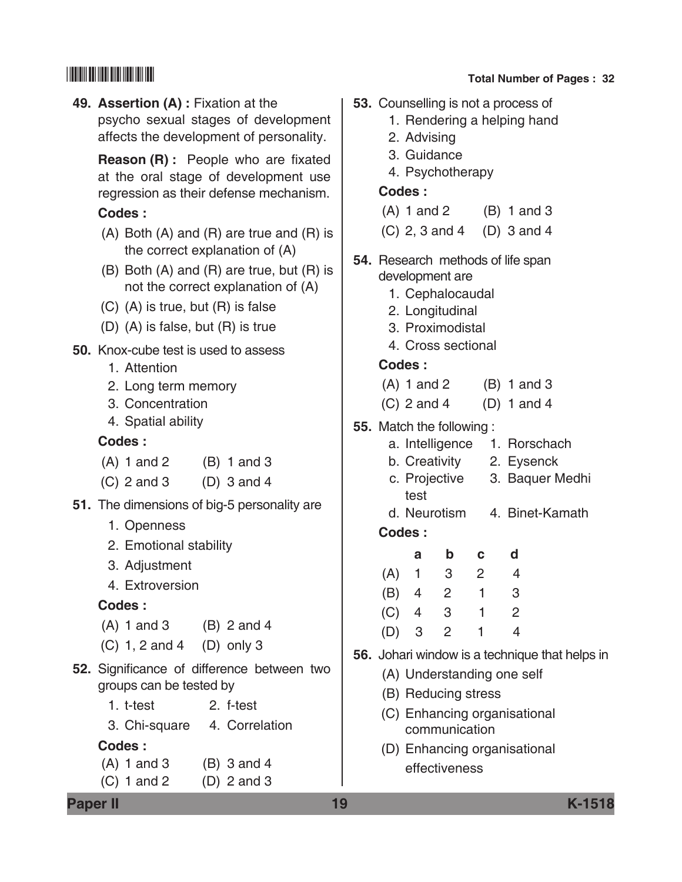**49. Assertion (A) :** Fixation at the psycho sexual stages of development affects the development of personality.

**Reason (R) :** People who are fixated at the oral stage of development use regression as their defense mechanism.

**Codes :**

(A) Both (A) and (R) are true and (R) is the correct explanation of (A)

(B) Both (A) and (R) are true, but (R) is not the correct explanation of (A)

(C) (A) is true, but (R) is false

(D) (A) is false, but (R) is true

**50.** Knox-cube test is used to assess

1. Attention
2. Long term memory
3. Concentration
4. Spatial ability

**Codes :**

(A) 1 and 2 (B) 1 and 3

(C) 2 and 3 (D) 3 and 4

**51.** The dimensions of big-5 personality are

1. Openness
2. Emotional stability
3. Adjustment
4. Extroversion

**Codes :**

(A) 1 and 3 (B) 2 and 4

(C) 1, 2 and 4 (D) only 3

**52.** Significance of difference between two groups can be tested by

1. t-test
2. f-test
3. Chi-square
4. Correlation

**Codes :**

(A) 1 and 3 (B) 3 and 4

(C) 1 and 2 (D) 2 and 3

**53.** Counselling is not a process of

1. Rendering a helping hand
2. Advising
3. Guidance
4. Psychotherapy

**Codes :**

(A) 1 and 2 (B) 1 and 3

(C) 2, 3 and 4 (D) 3 and 4

**54.** Research methods of life span development are

1. Cephalocaudal
2. Longitudinal
3. Proximodistal
4. Cross sectional

**Codes :**

(A) 1 and 2 (B) 1 and 3

(C) 2 and 4 (D) 1 and 4

**55.** Match the following :

a. Intelligence — 1. Rorschach

b. Creativity — 2. Eysenck

c. Projective test — 3. Baquer Medhi

d. Neurotism — 4. Binet-Kamath

**Codes :**

| | a | b | c | d |
|---|---|---|---|---|
| (A) | 1 | 3 | 2 | 4 |
| (B) | 4 | 2 | 1 | 3 |
| (C) | 4 | 3 | 1 | 2 |
| (D) | 3 | 2 | 1 | 4 |

**56.** Johari window is a technique that helps in

(A) Understanding one self

(B) Reducing stress

(C) Enhancing organisational communication

(D) Enhancing organisational effectiveness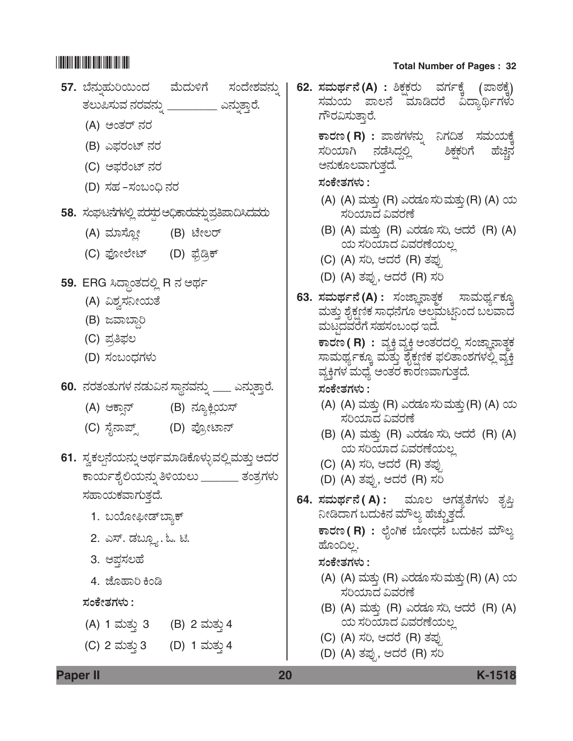57. ಬೆನ್ನುಹುರಿಯಿಂದ ಮೆದುಳಿಗೆ ಸಂದೇಶವನ್ನು ತಲುಪಿಸುವ ನರವನ್ನು _________ ಎನ್ನುತ್ತಾರೆ.

(A) ಅಂತರ್ ನರ

(B) ಎಫರಂಟ್ ನರ

(C) ಅಫರೆಂಟ್ ನರ

(D) ಸಹ –ಸಂಬಂಧಿ ನರ

58. ಸಂಘಟನೆಗಳಲ್ಲಿ ಪರಸ್ಪರ ಅಧಿಕಾರವನ್ನು ಪ್ರತಿಪಾದಿಸಿದವರು

(A) ಮಾಸ್ಲೋ (B) ಟೇಲರ್

(C) ಫೋಲೇಟ್ (D) ಫ್ರೆಡ್ರಿಕ್

59. ERG ಸಿದ್ಧಾಂತದಲ್ಲಿ R ನ ಅರ್ಥ

(A) ವಿಶ್ವಸನೀಯತೆ

(B) ಜವಾಬ್ದಾರಿ

(C) ಪ್ರತಿಫಲ

(D) ಸಂಬಂಧಗಳು

60. ನರತಂತುಗಳ ನಡುವಿನ ಸ್ಥಾನವನ್ನು ___ ಎನ್ನುತ್ತಾರೆ.

(A) ಆಕ್ಸಾನ್ (B) ನ್ಯೂಕ್ಲಿಯಸ್

(C) ಸೈನಾಪ್ಸ್ (D) ಪ್ರೋಟಾನ್

61. ಸ್ವಕಲ್ಪನೆಯನ್ನು ಅರ್ಥಮಾಡಿಕೊಳ್ಳುವಲ್ಲಿ ಮತ್ತು ಅದರ ಕಾರ್ಯಶೈಲಿಯನ್ನು ತಿಳಿಯಲು _______ ತಂತ್ರಗಳು ಸಹಾಯಕವಾಗುತ್ತದೆ.

1. ಬಯೋಫೀಡ್‌ಬ್ಯಾಕ್
2. ಎಸ್. ಡಬ್ಲ್ಯೂ. ಓ. ಟಿ.
3. ಆಪ್ತಸಲಹೆ
4. ಜೊಹಾರಿ ಕಿಂಡಿ

ಸಂಕೇತಗಳು :

(A) 1 ಮತ್ತು 3 (B) 2 ಮತ್ತು 4

(C) 2 ಮತ್ತು 3 (D) 1 ಮತ್ತು 4

62. **ಸಮರ್ಥನೆ (A) :** ಶಿಕ್ಷಕರು ವರ್ಗಕ್ಕೆ (ಪಾಠಕ್ಕೆ) ಸಮಯ ಪಾಲನೆ ಮಾಡಿದರೆ ವಿದ್ಯಾರ್ಥಿಗಳು ಗೌರವಿಸುತ್ತಾರೆ.

**ಕಾರಣ (R) :** ಪಾಠಗಳನ್ನು ನಿಗದಿತ ಸಮಯಕ್ಕೆ ಸರಿಯಾಗಿ ನಡೆಸಿದ್ದಲ್ಲಿ ಶಿಕ್ಷಕರಿಗೆ ಹೆಚ್ಚಿನ ಅನುಕೂಲವಾಗುತ್ತದೆ.

**ಸಂಕೇತಗಳು :**

(A) (A) ಮತ್ತು (R) ಎರಡೂ ಸರಿ ಮತ್ತು (R) (A) ಯ ಸರಿಯಾದ ವಿವರಣೆ

(B) (A) ಮತ್ತು (R) ಎರಡೂ ಸರಿ, ಆದರೆ (R) (A) ಯ ಸರಿಯಾದ ವಿವರಣೆಯಲ್ಲ

(C) (A) ಸರಿ, ಆದರೆ (R) ತಪ್ಪು

(D) (A) ತಪ್ಪು, ಆದರೆ (R) ಸರಿ

63. **ಸಮರ್ಥನೆ (A) :** ಸಂಜ್ಞಾನಾತ್ಮಕ ಸಾಮರ್ಥ್ಯಕ್ಕೂ ಮತ್ತು ಶೈಕ್ಷಣಿಕ ಸಾಧನೆಗೂ ಅಲ್ಪಮಟ್ಟಿನಿಂದ ಬಲವಾದ ಮಟ್ಟದವರೆಗೆ ಸಹಸಂಬಂಧ ಇದೆ.

**ಕಾರಣ (R) :** ವ್ಯಕ್ತಿ ವ್ಯಕ್ತಿ ಅಂತರದಲ್ಲಿ ಸಂಜ್ಞಾನಾತ್ಮಕ ಸಾಮರ್ಥ್ಯಕ್ಕೂ ಮತ್ತು ಶೈಕ್ಷಣಿಕ ಫಲಿತಾಂಶಗಳಲ್ಲಿ ವ್ಯಕ್ತಿ ವ್ಯಕ್ತಿಗಳ ಮಧ್ಯೆ ಅಂತರ ಕಾರಣವಾಗುತ್ತದೆ.

**ಸಂಕೇತಗಳು :**

(A) (A) ಮತ್ತು (R) ಎರಡೂ ಸರಿ ಮತ್ತು (R) (A) ಯ ಸರಿಯಾದ ವಿವರಣೆ

(B) (A) ಮತ್ತು (R) ಎರಡೂ ಸರಿ, ಆದರೆ (R) (A) ಯ ಸರಿಯಾದ ವಿವರಣೆಯಲ್ಲ

(C) (A) ಸರಿ, ಆದರೆ (R) ತಪ್ಪು

(D) (A) ತಪ್ಪು, ಆದರೆ (R) ಸರಿ

64. **ಸಮರ್ಥನೆ (A) :** ಮೂಲ ಅಗತ್ಯತೆಗಳು ತೃಪ್ತಿ ನೀಡಿದಾಗ ಬದುಕಿನ ಮೌಲ್ಯ ಹೆಚ್ಚುತ್ತದೆ.

**ಕಾರಣ (R) :** ಲೈಂಗಿಕ ಬೋಧನೆ ಬದುಕಿನ ಮೌಲ್ಯ ಹೊಂದಿಲ್ಲ.

**ಸಂಕೇತಗಳು :**

(A) (A) ಮತ್ತು (R) ಎರಡೂ ಸರಿ ಮತ್ತು (R) (A) ಯ ಸರಿಯಾದ ವಿವರಣೆ

(B) (A) ಮತ್ತು (R) ಎರಡೂ ಸರಿ, ಆದರೆ (R) (A) ಯ ಸರಿಯಾದ ವಿವರಣೆಯಲ್ಲ

(C) (A) ಸರಿ, ಆದರೆ (R) ತಪ್ಪು

(D) (A) ತಪ್ಪು, ಆದರೆ (R) ಸರಿ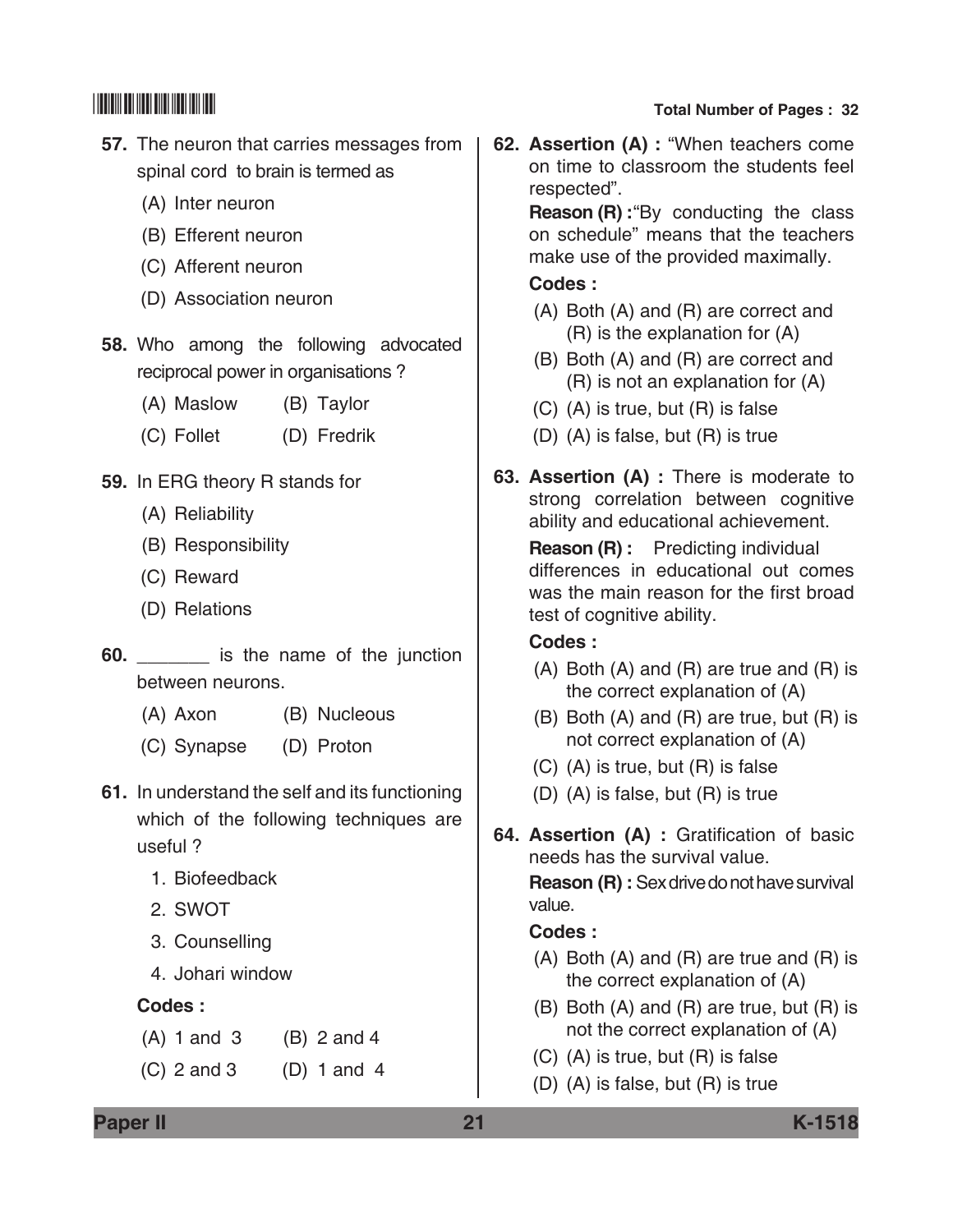**57.** The neuron that carries messages from spinal cord to brain is termed as

(A) Inter neuron

(B) Efferent neuron

(C) Afferent neuron

(D) Association neuron

**58.** Who among the following advocated reciprocal power in organisations ?

(A) Maslow (B) Taylor

(C) Follet (D) Fredrik

**59.** In ERG theory R stands for

(A) Reliability

(B) Responsibility

(C) Reward

(D) Relations

**60.** _______ is the name of the junction between neurons.

(A) Axon (B) Nucleous

(C) Synapse (D) Proton

**61.** In understand the self and its functioning which of the following techniques are useful ?

1. Biofeedback
2. SWOT
3. Counselling
4. Johari window

**Codes :**

(A) 1 and 3 (B) 2 and 4

(C) 2 and 3 (D) 1 and 4

**62. Assertion (A) :** "When teachers come on time to classroom the students feel respected".

**Reason (R) :**"By conducting the class on schedule" means that the teachers make use of the provided maximally.

**Codes :**

(A) Both (A) and (R) are correct and (R) is the explanation for (A)

(B) Both (A) and (R) are correct and (R) is not an explanation for (A)

(C) (A) is true, but (R) is false

(D) (A) is false, but (R) is true

**63. Assertion (A) :** There is moderate to strong correlation between cognitive ability and educational achievement.

**Reason (R) :** Predicting individual differences in educational out comes was the main reason for the first broad test of cognitive ability.

**Codes :**

(A) Both (A) and (R) are true and (R) is the correct explanation of (A)

(B) Both (A) and (R) are true, but (R) is not correct explanation of (A)

(C) (A) is true, but (R) is false

(D) (A) is false, but (R) is true

**64. Assertion (A) :** Gratification of basic needs has the survival value.

**Reason (R) :** Sex drive do not have survival value.

**Codes :**

(A) Both (A) and (R) are true and (R) is the correct explanation of (A)

(B) Both (A) and (R) are true, but (R) is not the correct explanation of (A)

(C) (A) is true, but (R) is false

(D) (A) is false, but (R) is true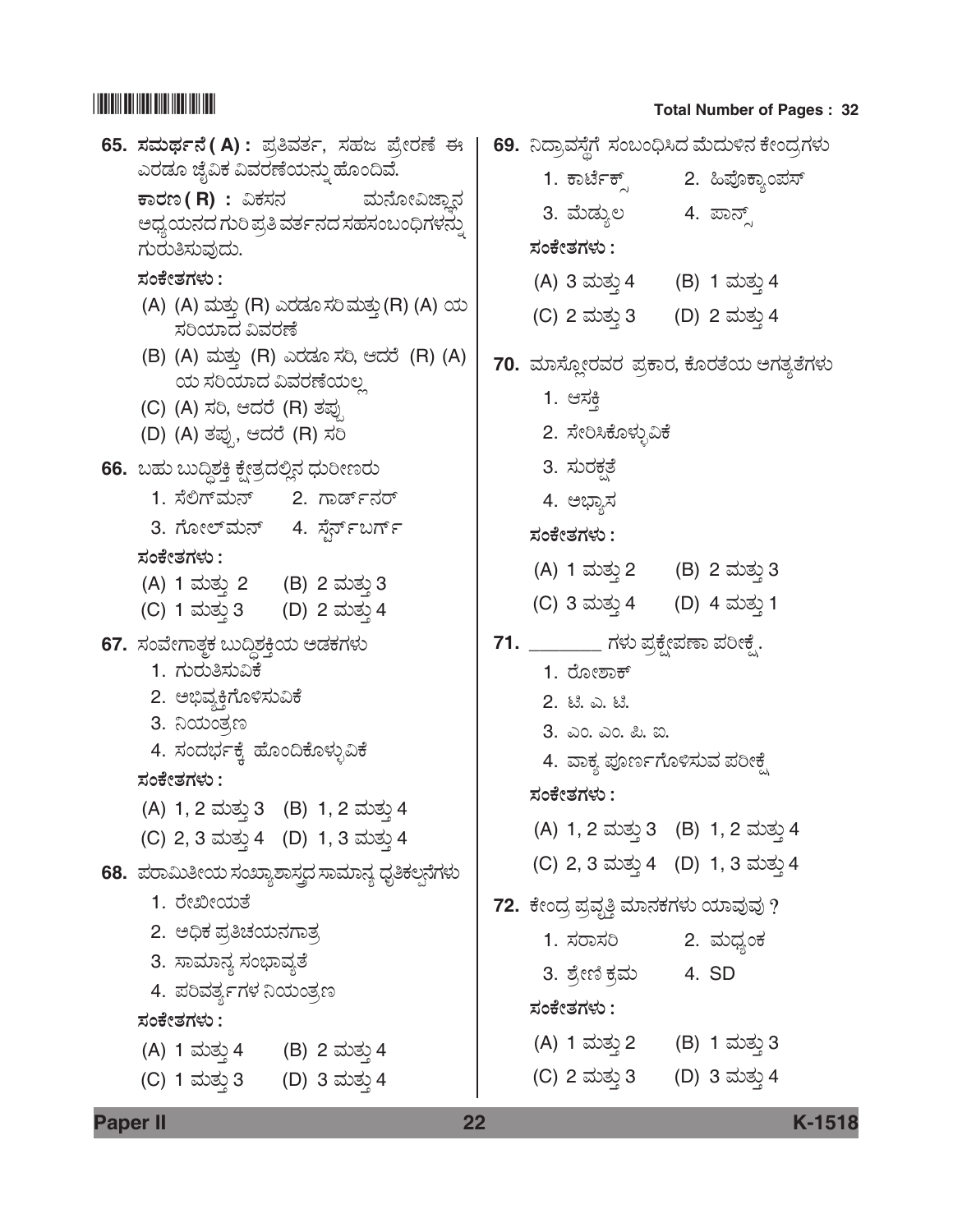**65.** **ಸಮರ್ಥನೆ ( A) :** ಪ್ರತಿವರ್ತ, ಸಹಜ ಪ್ರೇರಣೆ ಈ ಎರಡೂ ಜೈವಿಕ ವಿವರಣೆಯನ್ನು ಹೊಂದಿವೆ.

**ಕಾರಣ ( R) :** ವಿಕಸನ ಮನೋವಿಜ್ಞಾನ ಅಧ್ಯಯನದ ಗುರಿ ಪ್ರತಿ ವರ್ತನದ ಸಹಸಂಬಂಧಿಗಳನ್ನು ಗುರುತಿಸುವುದು.

**ಸಂಕೇತಗಳು :**

(A) (A) ಮತ್ತು (R) ಎರಡೂ ಸರಿ ಮತ್ತು (R) (A) ಯ ಸರಿಯಾದ ವಿವರಣೆ

(B) (A) ಮತ್ತು (R) ಎರಡೂ ಸರಿ, ಆದರೆ (R) (A) ಯ ಸರಿಯಾದ ವಿವರಣೆಯಲ್ಲ

(C) (A) ಸರಿ, ಆದರೆ (R) ತಪ್ಪು

(D) (A) ತಪ್ಪು, ಆದರೆ (R) ಸರಿ

**66.** ಬಹು ಬುದ್ಧಿಶಕ್ತಿ ಕ್ಷೇತ್ರದಲ್ಲಿನ ಧುರೀಣರು

1. ಸೆಲಿಗ್‌ಮನ್ 2. ಗಾರ್ಡ್‌ನರ್

3. ಗೋಲ್‌ಮನ್ 4. ಸ್ಟರ್ನ್‌ಬರ್ಗ್

**ಸಂಕೇತಗಳು :**

(A) 1 ಮತ್ತು 2 (B) 2 ಮತ್ತು 3

(C) 1 ಮತ್ತು 3 (D) 2 ಮತ್ತು 4

**67.** ಸಂವೇಗಾತ್ಮಕ ಬುದ್ಧಿಶಕ್ತಿಯ ಅಡಕಗಳು

1. ಗುರುತಿಸುವಿಕೆ

2. ಅಭಿವ್ಯಕ್ತಿಗೊಳಿಸುವಿಕೆ

3. ನಿಯಂತ್ರಣ

4. ಸಂದರ್ಭಕ್ಕೆ ಹೊಂದಿಕೊಳ್ಳುವಿಕೆ

**ಸಂಕೇತಗಳು :**

(A) 1, 2 ಮತ್ತು 3 (B) 1, 2 ಮತ್ತು 4

(C) 2, 3 ಮತ್ತು 4 (D) 1, 3 ಮತ್ತು 4

**68.** ಪರಾಮಿತೀಯ ಸಂಖ್ಯಾಶಾಸ್ತ್ರದ ಸಾಮಾನ್ಯ ಧೃತಿಕಲ್ಪನೆಗಳು

1. ರೇಖೀಯತೆ

2. ಅಧಿಕ ಪ್ರತಿಚಯನಗಾತ್ರ

3. ಸಾಮಾನ್ಯ ಸಂಭಾವ್ಯತೆ

4. ಪರಿವರ್ತ್ಯಗಳ ನಿಯಂತ್ರಣ

**ಸಂಕೇತಗಳು :**

(A) 1 ಮತ್ತು 4 (B) 2 ಮತ್ತು 4

(C) 1 ಮತ್ತು 3 (D) 3 ಮತ್ತು 4

**69.** ನಿದ್ರಾವಸ್ಥೆಗೆ ಸಂಬಂಧಿಸಿದ ಮೆದುಳಿನ ಕೇಂದ್ರಗಳು

1. ಕಾರ್ಟೆಕ್ಸ್ 2. ಹಿಪೊಕ್ಯಾಂಪಸ್

3. ಮೆಡ್ಯುಲ 4. ಪಾನ್ಸ್

**ಸಂಕೇತಗಳು :**

(A) 3 ಮತ್ತು 4 (B) 1 ಮತ್ತು 4

(C) 2 ಮತ್ತು 3 (D) 2 ಮತ್ತು 4

**70.** ಮಾಸ್ಲೋರವರ ಪ್ರಕಾರ, ಕೊರತೆಯ ಅಗತ್ಯತೆಗಳು

1. ಆಸಕ್ತಿ

2. ಸೇರಿಸಿಕೊಳ್ಳುವಿಕೆ

3. ಸುರಕ್ಷತೆ

4. ಅಭ್ಯಾಸ

**ಸಂಕೇತಗಳು :**

(A) 1 ಮತ್ತು 2 (B) 2 ಮತ್ತು 3

(C) 3 ಮತ್ತು 4 (D) 4 ಮತ್ತು 1

**71.** ________ ಗಳು ಪ್ರಕ್ಷೇಪಣಾ ಪರೀಕ್ಷೆ.

1. ರೋಶಾಕ್

2. ಟಿ. ಎ. ಟಿ.

3. ಎಂ. ಎಂ. ಪಿ. ಐ.

4. ವಾಕ್ಯ ಪೂರ್ಣಗೊಳಿಸುವ ಪರೀಕ್ಷೆ

**ಸಂಕೇತಗಳು :**

(A) 1, 2 ಮತ್ತು 3 (B) 1, 2 ಮತ್ತು 4

(C) 2, 3 ಮತ್ತು 4 (D) 1, 3 ಮತ್ತು 4

**72.** ಕೇಂದ್ರ ಪ್ರವೃತ್ತಿ ಮಾನಕಗಳು ಯಾವುವು ?

1. ಸರಾಸರಿ 2. ಮಧ್ಯಂಕ

3. ಶ್ರೇಣಿ ಕ್ರಮ 4. SD

**ಸಂಕೇತಗಳು :**

(A) 1 ಮತ್ತು 2 (B) 1 ಮತ್ತು 3

(C) 2 ಮತ್ತು 3 (D) 3 ಮತ್ತು 4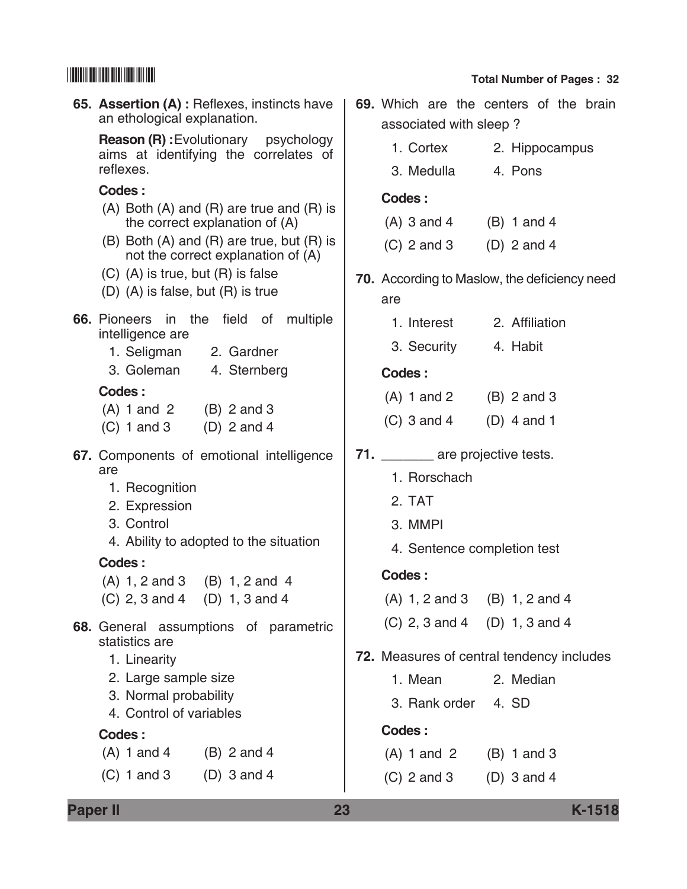**65. Assertion (A) :** Reflexes, instincts have an ethological explanation.

**Reason (R) :** Evolutionary psychology aims at identifying the correlates of reflexes.

**Codes :**

(A) Both (A) and (R) are true and (R) is the correct explanation of (A)

(B) Both (A) and (R) are true, but (R) is not the correct explanation of (A)

(C) (A) is true, but (R) is false

(D) (A) is false, but (R) is true

**66.** Pioneers in the field of multiple intelligence are

1. Seligman
2. Gardner
3. Goleman
4. Sternberg

**Codes :**

(A) 1 and 2 (B) 2 and 3

(C) 1 and 3 (D) 2 and 4

**67.** Components of emotional intelligence are

1. Recognition
2. Expression
3. Control
4. Ability to adopted to the situation

**Codes :**

(A) 1, 2 and 3 (B) 1, 2 and 4

(C) 2, 3 and 4 (D) 1, 3 and 4

**68.** General assumptions of parametric statistics are

1. Linearity
2. Large sample size
3. Normal probability
4. Control of variables

**Codes :**

(A) 1 and 4 (B) 2 and 4

(C) 1 and 3 (D) 3 and 4

**69.** Which are the centers of the brain associated with sleep ?

1. Cortex
2. Hippocampus
3. Medulla
4. Pons

**Codes :**

(A) 3 and 4 (B) 1 and 4

(C) 2 and 3 (D) 2 and 4

**70.** According to Maslow, the deficiency need are

1. Interest
2. Affiliation
3. Security
4. Habit

**Codes :**

(A) 1 and 2 (B) 2 and 3

(C) 3 and 4 (D) 4 and 1

**71.** _______ are projective tests.

1. Rorschach
2. TAT
3. MMPI
4. Sentence completion test

**Codes :**

(A) 1, 2 and 3 (B) 1, 2 and 4

(C) 2, 3 and 4 (D) 1, 3 and 4

**72.** Measures of central tendency includes

1. Mean
2. Median
3. Rank order
4. SD

**Codes :**

(A) 1 and 2 (B) 1 and 3

(C) 2 and 3 (D) 3 and 4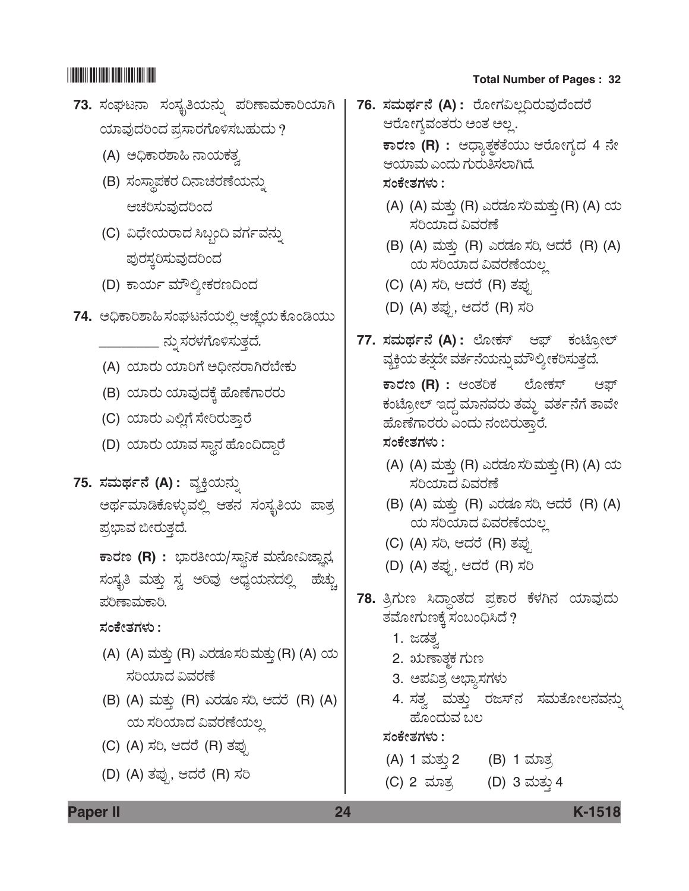**73.** ಸಂಘಟನಾ ಸಂಸ್ಕೃತಿಯನ್ನು ಪರಿಣಾಮಕಾರಿಯಾಗಿ ಯಾವುದರಿಂದ ಪ್ರಸಾರಗೊಳಿಸಬಹುದು ?

(A) ಅಧಿಕಾರಶಾಹಿ ನಾಯಕತ್ವ

(B) ಸಂಸ್ಥಾಪಕರ ದಿನಾಚರಣೆಯನ್ನು ಆಚರಿಸುವುದರಿಂದ

(C) ವಿಧೇಯರಾದ ಸಿಬ್ಬಂದಿ ವರ್ಗವನ್ನು ಪುರಸ್ಕರಿಸುವುದರಿಂದ

(D) ಕಾರ್ಯ ಮೌಲ್ಯೀಕರಣದಿಂದ

**74.** ಅಧಿಕಾರಿಶಾಹಿ ಸಂಘಟನೆಯಲ್ಲಿ ಆಜ್ಞೆಯ ಕೊಂಡಿಯು __________ ನ್ನು ಸರಳಗೊಳಿಸುತ್ತದೆ.

(A) ಯಾರು ಯಾರಿಗೆ ಅಧೀನರಾಗಿರಬೇಕು

(B) ಯಾರು ಯಾವುದಕ್ಕೆ ಹೊಣೆಗಾರರು

(C) ಯಾರು ಎಲ್ಲಿಗೆ ಸೇರಿರುತ್ತಾರೆ

(D) ಯಾರು ಯಾವ ಸ್ಥಾನ ಹೊಂದಿದ್ದಾರೆ

**75. ಸಮರ್ಥನೆ (A) :** ವ್ಯಕ್ತಿಯನ್ನು ಅರ್ಥಮಾಡಿಕೊಳ್ಳುವಲ್ಲಿ ಆತನ ಸಂಸ್ಕೃತಿಯ ಪಾತ್ರ ಪ್ರಭಾವ ಬೀರುತ್ತದೆ.

**ಕಾರಣ (R) :** ಭಾರತೀಯ/ಸ್ಥಾನಿಕ ಮನೋವಿಜ್ಞಾನ, ಸಂಸ್ಕೃತಿ ಮತ್ತು ಸ್ವ ಅರಿವು ಅಧ್ಯಯನದಲ್ಲಿ ಹೆಚ್ಚು ಪರಿಣಾಮಕಾರಿ.

**ಸಂಕೇತಗಳು :**

(A) (A) ಮತ್ತು (R) ಎರಡೂ ಸರಿ ಮತ್ತು (R) (A) ಯ ಸರಿಯಾದ ವಿವರಣೆ

(B) (A) ಮತ್ತು (R) ಎರಡೂ ಸರಿ, ಆದರೆ (R) (A) ಯ ಸರಿಯಾದ ವಿವರಣೆಯಲ್ಲ

(C) (A) ಸರಿ, ಆದರೆ (R) ತಪ್ಪು

(D) (A) ತಪ್ಪು, ಆದರೆ (R) ಸರಿ

**76. ಸಮರ್ಥನೆ (A) :** ರೋಗವಿಲ್ಲದಿರುವುದೆಂದರೆ ಆರೋಗ್ಯವಂತರು ಅಂತ ಅಲ್ಲ.

**ಕಾರಣ (R) :** ಆಧ್ಯಾತ್ಮಿಕತೆಯು ಆರೋಗ್ಯದ 4 ನೇ ಆಯಾಮ ಎಂದು ಗುರುತಿಸಲಾಗಿದೆ.

**ಸಂಕೇತಗಳು :**

(A) (A) ಮತ್ತು (R) ಎರಡೂ ಸರಿ ಮತ್ತು (R) (A) ಯ ಸರಿಯಾದ ವಿವರಣೆ

(B) (A) ಮತ್ತು (R) ಎರಡೂ ಸರಿ, ಆದರೆ (R) (A) ಯ ಸರಿಯಾದ ವಿವರಣೆಯಲ್ಲ

(C) (A) ಸರಿ, ಆದರೆ (R) ತಪ್ಪು

(D) (A) ತಪ್ಪು, ಆದರೆ (R) ಸರಿ

**77. ಸಮರ್ಥನೆ (A) :** ಲೋಕಸ್ ಆಫ್ ಕಂಟ್ರೋಲ್ ವ್ಯಕ್ತಿಯ ತನ್ನದೇ ವರ್ತನೆಯನ್ನು ಮೌಲ್ಯೀಕರಿಸುತ್ತದೆ.

**ಕಾರಣ (R) :** ಆಂತರಿಕ ಲೋಕಸ್ ಆಫ್ ಕಂಟ್ರೋಲ್ ಇದ್ದ ಮಾನವರು ತಮ್ಮ ವರ್ತನೆಗೆ ತಾವೇ ಹೊಣೆಗಾರರು ಎಂದು ನಂಬಿರುತ್ತಾರೆ.

**ಸಂಕೇತಗಳು :**

(A) (A) ಮತ್ತು (R) ಎರಡೂ ಸರಿ ಮತ್ತು (R) (A) ಯ ಸರಿಯಾದ ವಿವರಣೆ

(B) (A) ಮತ್ತು (R) ಎರಡೂ ಸರಿ, ಆದರೆ (R) (A) ಯ ಸರಿಯಾದ ವಿವರಣೆಯಲ್ಲ

(C) (A) ಸರಿ, ಆದರೆ (R) ತಪ್ಪು

(D) (A) ತಪ್ಪು, ಆದರೆ (R) ಸರಿ

**78.** ತ್ರಿಗುಣ ಸಿದ್ಧಾಂತದ ಪ್ರಕಾರ ಕೆಳಗಿನ ಯಾವುದು ತಮೋಗುಣಕ್ಕೆ ಸಂಬಂಧಿಸಿದೆ ?

1. ಜಡತ್ವ
2. ಋಣಾತ್ಮಕ ಗುಣ
3. ಅಪವಿತ್ರ ಅಭ್ಯಾಸಗಳು
4. ಸತ್ವ ಮತ್ತು ರಜಸ್‌ನ ಸಮತೋಲನವನ್ನು ಹೊಂದುವ ಬಲ

**ಸಂಕೇತಗಳು :**

(A) 1 ಮತ್ತು 2 (B) 1 ಮಾತ್ರ

(C) 2 ಮಾತ್ರ (D) 3 ಮತ್ತು 4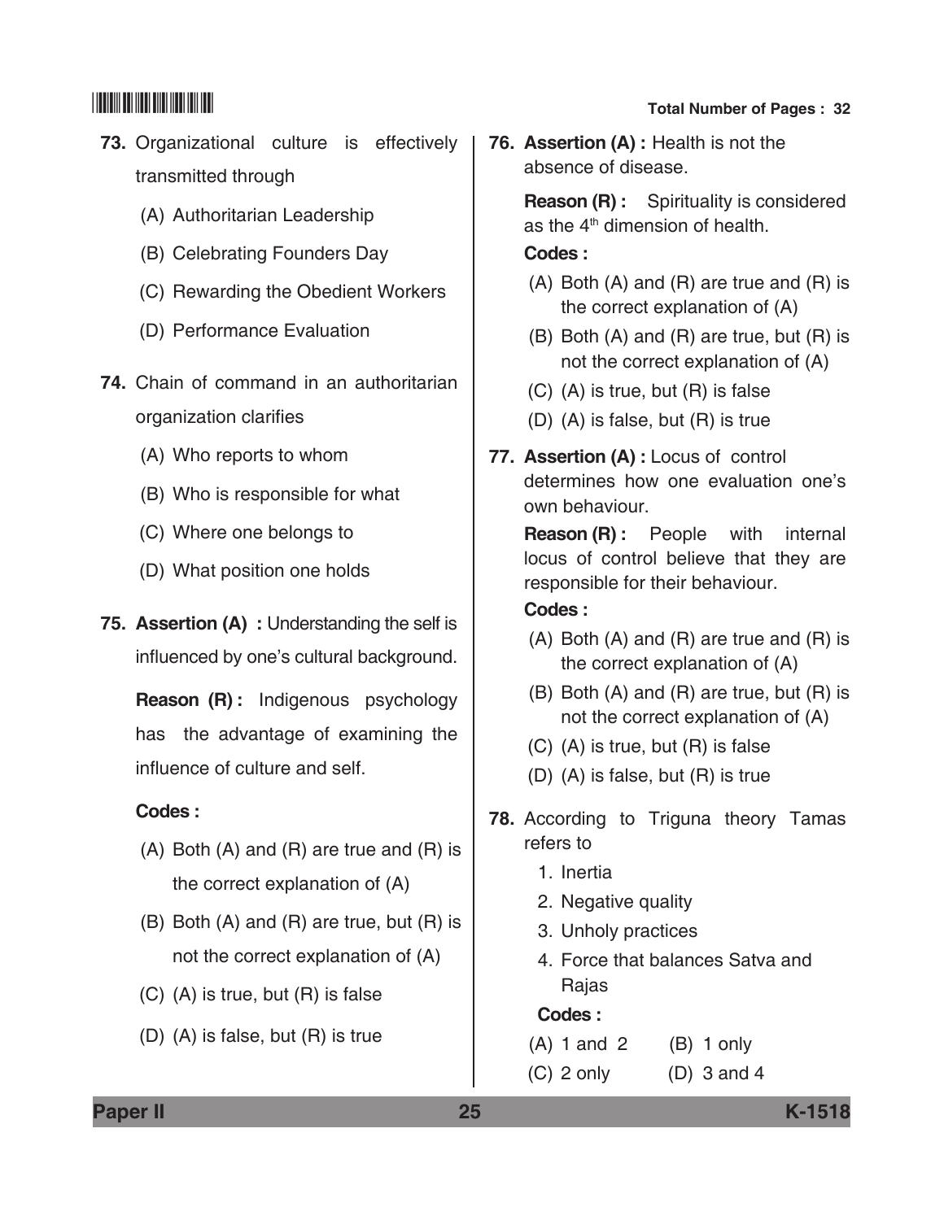**73.** Organizational culture is effectively transmitted through

(A) Authoritarian Leadership

(B) Celebrating Founders Day

(C) Rewarding the Obedient Workers

(D) Performance Evaluation

**74.** Chain of command in an authoritarian organization clarifies

(A) Who reports to whom

(B) Who is responsible for what

(C) Where one belongs to

(D) What position one holds

**75. Assertion (A) :** Understanding the self is influenced by one's cultural background.

**Reason (R) :** Indigenous psychology has the advantage of examining the influence of culture and self.

**Codes :**

(A) Both (A) and (R) are true and (R) is the correct explanation of (A)

(B) Both (A) and (R) are true, but (R) is not the correct explanation of (A)

(C) (A) is true, but (R) is false

(D) (A) is false, but (R) is true

**76. Assertion (A) :** Health is not the absence of disease.

**Reason (R) :** Spirituality is considered as the 4th dimension of health.

**Codes :**

(A) Both (A) and (R) are true and (R) is the correct explanation of (A)

(B) Both (A) and (R) are true, but (R) is not the correct explanation of (A)

(C) (A) is true, but (R) is false

(D) (A) is false, but (R) is true

**77. Assertion (A) :** Locus of control determines how one evaluation one's own behaviour.

**Reason (R) :** People with internal locus of control believe that they are responsible for their behaviour.

**Codes :**

(A) Both (A) and (R) are true and (R) is the correct explanation of (A)

(B) Both (A) and (R) are true, but (R) is not the correct explanation of (A)

(C) (A) is true, but (R) is false

(D) (A) is false, but (R) is true

**78.** According to Triguna theory Tamas refers to

1. Inertia
2. Negative quality
3. Unholy practices
4. Force that balances Satva and Rajas

**Codes :**

(A) 1 and 2 (B) 1 only

(C) 2 only (D) 3 and 4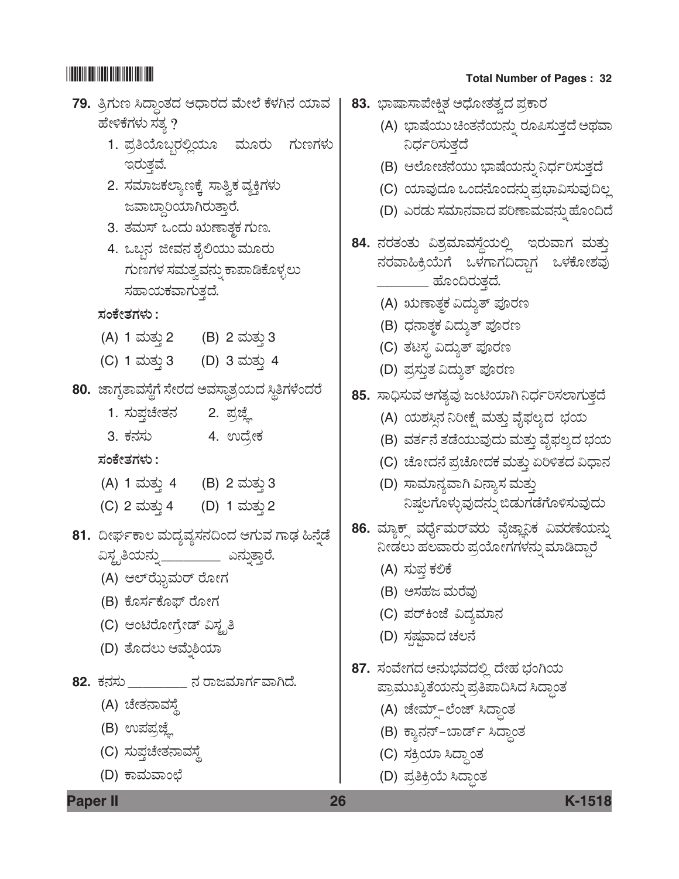**79.** ತ್ರಿಗುಣ ಸಿದ್ಧಾಂತದ ಆಧಾರದ ಮೇಲೆ ಕೆಳಗಿನ ಯಾವ ಹೇಳಿಕೆಗಳು ಸತ್ಯ ?

1. ಪ್ರತಿಯೊಬ್ಬರಲ್ಲಿಯೂ ಮೂರು ಗುಣಗಳು ಇರುತ್ತವೆ.
2. ಸಮಾಜಕಲ್ಯಾಣಕ್ಕೆ ಸಾತ್ವಿಕ ವ್ಯಕ್ತಿಗಳು ಜವಾಬ್ದಾರಿಯಾಗಿರುತ್ತಾರೆ.
3. ತಮಸ್ ಒಂದು ಋಣಾತ್ಮಕ ಗುಣ.
4. ಒಬ್ಬನ ಜೀವನ ಶೈಲಿಯು ಮೂರು ಗುಣಗಳ ಸಮತ್ವವನ್ನು ಕಾಪಾಡಿಕೊಳ್ಳಲು ಸಹಾಯಕವಾಗುತ್ತದೆ.

**ಸಂಕೇತಗಳು :**

(A) 1 ಮತ್ತು 2 (B) 2 ಮತ್ತು 3

(C) 1 ಮತ್ತು 3 (D) 3 ಮತ್ತು 4

**80.** ಜಾಗೃತಾವಸ್ಥೆಗೆ ಸೇರದ ಅವಸ್ಥಾತ್ರಯದ ಸ್ಥಿತಿಗಳೆಂದರೆ

1. ಸುಪ್ತಚೇತನ 2. ಪ್ರಜ್ಞೆ
3. ಕನಸು 4. ಉದ್ರೇಕ

**ಸಂಕೇತಗಳು :**

(A) 1 ಮತ್ತು 4 (B) 2 ಮತ್ತು 3

(C) 2 ಮತ್ತು 4 (D) 1 ಮತ್ತು 2

**81.** ದೀರ್ಘಕಾಲ ಮದ್ಯವ್ಯಸನದಿಂದ ಆಗುವ ಗಾಢ ಹಿನ್ನೆಡೆ ವಿಸ್ಮೃತಿಯನ್ನು________ ಎನ್ನುತ್ತಾರೆ.

(A) ಆಲ್‌ಝೈಮರ್ ರೋಗ

(B) ಕೊರ್ಸಕೊಫ್ ರೋಗ

(C) ಆಂಟಿರೋಗ್ರೇಡ್ ವಿಸ್ಮೃತಿ

(D) ತೊದಲು ಆಮ್ನೆಶಿಯಾ

**82.** ಕನಸು ________ ನ ರಾಜಮಾರ್ಗವಾಗಿದೆ.

(A) ಚೇತನಾವಸ್ಥೆ

(B) ಉಪಪ್ರಜ್ಞೆ

(C) ಸುಪ್ತಚೇತನಾವಸ್ಥೆ

(D) ಕಾಮವಾಂಛೆ

**83.** ಭಾಷಾಸಾಪೇಕ್ಷಿತ ಅಧೋತತ್ವದ ಪ್ರಕಾರ

(A) ಭಾಷೆಯು ಚಿಂತನೆಯನ್ನು ರೂಪಿಸುತ್ತದೆ ಅಥವಾ ನಿರ್ಧರಿಸುತ್ತದೆ

(B) ಆಲೋಚನೆಯು ಭಾಷೆಯನ್ನು ನಿರ್ಧರಿಸುತ್ತದೆ

(C) ಯಾವುದೂ ಒಂದನೊಂದನ್ನು ಪ್ರಭಾವಿಸುವುದಿಲ್ಲ

(D) ಎರಡು ಸಮಾನವಾದ ಪರಿಣಾಮವನ್ನು ಹೊಂದಿದೆ

**84.** ನರತಂತು ವಿಶ್ರಮಾವಸ್ಥೆಯಲ್ಲಿ ಇರುವಾಗ ಮತ್ತು ನರವಾಹಿಕ್ರಿಯೆಗೆ ಒಳಗಾಗದಿದ್ದಾಗ ಒಳಕೋಶವು ________ ಹೊಂದಿರುತ್ತದೆ.

(A) ಋಣಾತ್ಮಕ ವಿದ್ಯುತ್ ಪೂರಣ

(B) ಧನಾತ್ಮಕ ವಿದ್ಯುತ್ ಪೂರಣ

(C) ತಟಸ್ಥ ವಿದ್ಯುತ್ ಪೂರಣ

(D) ಪ್ರಸ್ತುತ ವಿದ್ಯುತ್ ಪೂರಣ

**85.** ಸಾಧಿಸುವ ಅಗತ್ಯವು ಜಂಟಿಯಾಗಿ ನಿರ್ಧರಿಸಲಾಗುತ್ತದೆ

(A) ಯಶಸ್ಸಿನ ನಿರೀಕ್ಷೆ ಮತ್ತು ವೈಫಲ್ಯದ ಭಯ

(B) ವರ್ತನೆ ತಡೆಯುವುದು ಮತ್ತು ವೈಫಲ್ಯದ ಭಯ

(C) ಚೋದನೆ ಪ್ರಚೋದಕ ಮತ್ತು ಏರಿಳಿತದ ವಿಧಾನ

(D) ಸಾಮಾನ್ಯವಾಗಿ ವಿನ್ಯಾಸ ಮತ್ತು ನಿಷ್ಫಲಗೊಳ್ಳುವುದನ್ನು ಬಿಡುಗಡೆಗೊಳಿಸುವುದು

**86.** ಮ್ಯಾಕ್ಸ್ ವರ್ದೈಮರ್‌ವರು ವೈಜ್ಞಾನಿಕ ವಿವರಣೆಯನ್ನು ನೀಡಲು ಹಲವಾರು ಪ್ರಯೋಗಗಳನ್ನು ಮಾಡಿದ್ದಾರೆ

(A) ಸುಪ್ತ ಕಲಿಕೆ

(B) ಅಸಹಜ ಮರೆವು

(C) ಪರ್‌ಕಿಂಜೆ ವಿದ್ಯಮಾನ

(D) ಸ್ಪಷ್ಟವಾದ ಚಲನೆ

**87.** ಸಂವೇಗದ ಅನುಭವದಲ್ಲಿ ದೇಹ ಭಂಗಿಯ ಪ್ರಾಮುಖ್ಯತೆಯನ್ನು ಪ್ರತಿಪಾದಿಸಿದ ಸಿದ್ಧಾಂತ

(A) ಜೇಮ್ಸ್–ಲೆಂಜ್ ಸಿದ್ಧಾಂತ

(B) ಕ್ಯಾನನ್–ಬಾರ್ಡ್ ಸಿದ್ಧಾಂತ

(C) ಸಕ್ರಿಯಾ ಸಿದ್ಧಾಂತ

(D) ಪ್ರತಿಕ್ರಿಯೆ ಸಿದ್ಧಾಂತ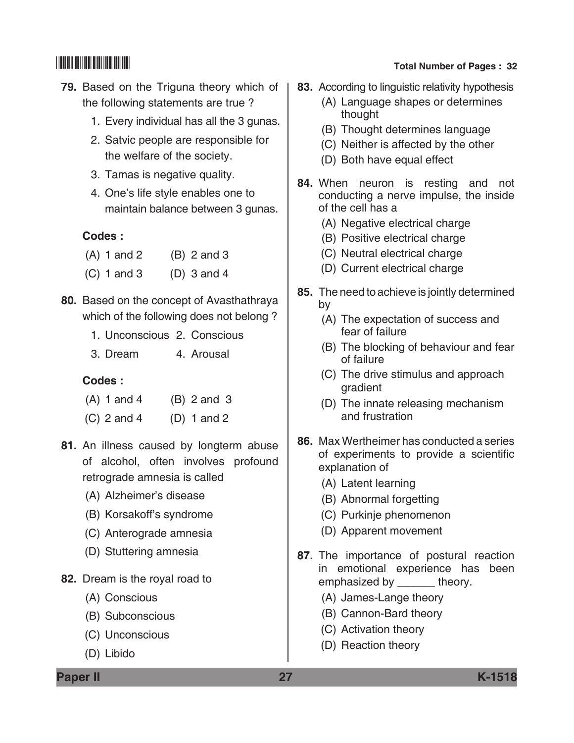79. Based on the Triguna theory which of the following statements are true ?

   1. Every individual has all the 3 gunas.
   2. Satvic people are responsible for the welfare of the society.
   3. Tamas is negative quality.
   4. One's life style enables one to maintain balance between 3 gunas.

   **Codes :**

   (A) 1 and 2 (B) 2 and 3

   (C) 1 and 3 (D) 3 and 4

80. Based on the concept of Avasthathraya which of the following does not belong ?

   1. Unconscious 2. Conscious
   3. Dream 4. Arousal

   **Codes :**

   (A) 1 and 4 (B) 2 and 3

   (C) 2 and 4 (D) 1 and 2

81. An illness caused by longterm abuse of alcohol, often involves profound retrograde amnesia is called

   (A) Alzheimer's disease
   (B) Korsakoff's syndrome
   (C) Anterograde amnesia
   (D) Stuttering amnesia

82. Dream is the royal road to

   (A) Conscious
   (B) Subconscious
   (C) Unconscious
   (D) Libido

83. According to linguistic relativity hypothesis

   (A) Language shapes or determines thought
   (B) Thought determines language
   (C) Neither is affected by the other
   (D) Both have equal effect

84. When neuron is resting and not conducting a nerve impulse, the inside of the cell has a

   (A) Negative electrical charge
   (B) Positive electrical charge
   (C) Neutral electrical charge
   (D) Current electrical charge

85. The need to achieve is jointly determined by

   (A) The expectation of success and fear of failure
   (B) The blocking of behaviour and fear of failure
   (C) The drive stimulus and approach gradient
   (D) The innate releasing mechanism and frustration

86. Max Wertheimer has conducted a series of experiments to provide a scientific explanation of

   (A) Latent learning
   (B) Abnormal forgetting
   (C) Purkinje phenomenon
   (D) Apparent movement

87. The importance of postural reaction in emotional experience has been emphasized by ______ theory.

   (A) James-Lange theory
   (B) Cannon-Bard theory
   (C) Activation theory
   (D) Reaction theory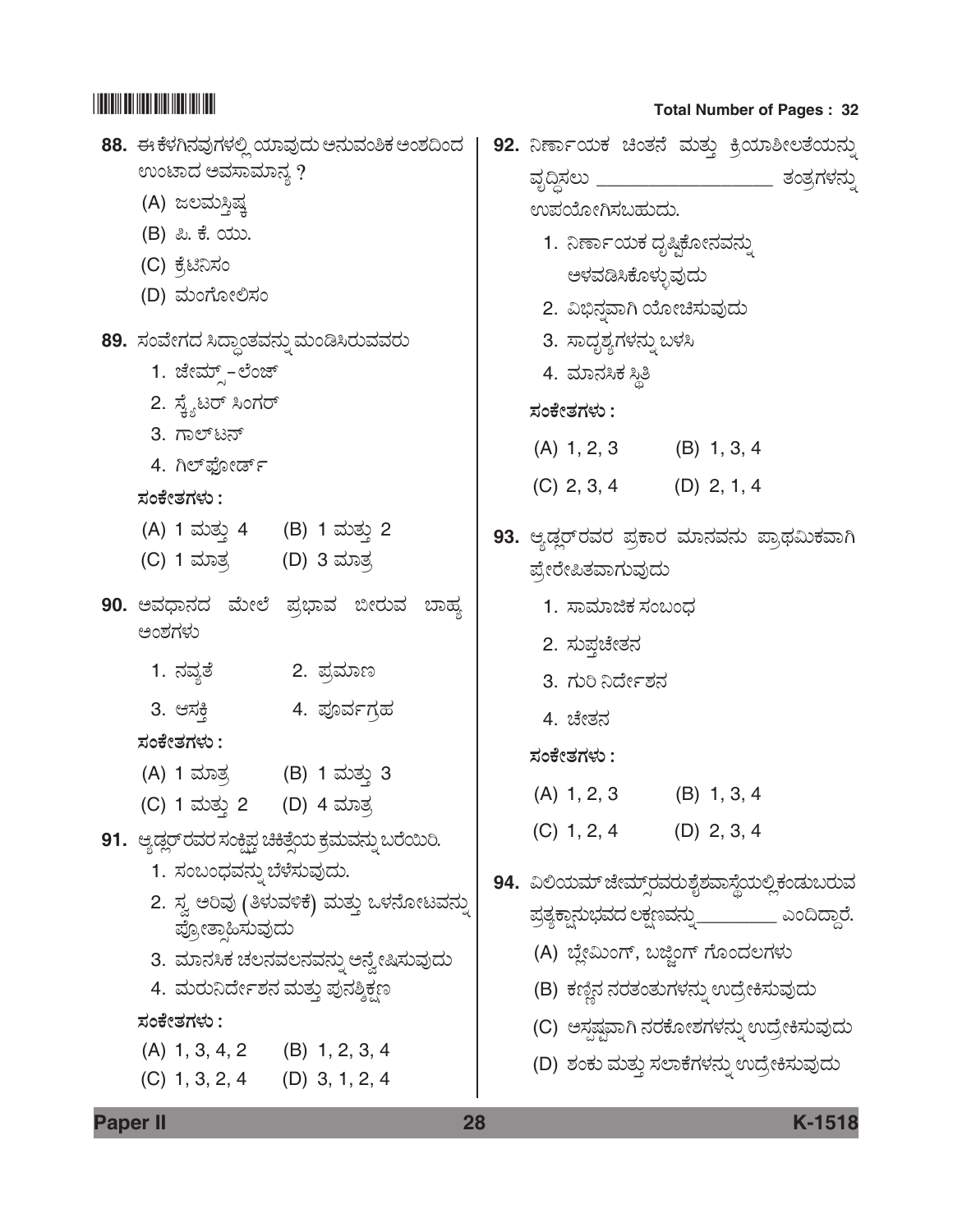**88.** ಈ ಕೆಳಗಿನವುಗಳಲ್ಲಿ ಯಾವುದು ಅನುವಂಶಿಕ ಅಂಶದಿಂದ ಉಂಟಾದ ಅವಸಾಮಾನ್ಯ ?

(A) ಜಲಮಸ್ತಿಷ್ಕ

(B) ಪಿ. ಕೆ. ಯು.

(C) ಕ್ರೆಟಿನಿಸಂ

(D) ಮಂಗೋಲಿಸಂ

**89.** ಸಂವೇಗದ ಸಿದ್ಧಾಂತವನ್ನು ಮಂಡಿಸಿರುವವರು

1. ಜೇಮ್ಸ್ – ಲೆಂಜ್
2. ಸ್ಕೈಟರ್ ಸಿಂಗರ್
3. ಗಾಲ್‌ಟನ್
4. ಗಿಲ್‌ಫೋರ್ಡ್

**ಸಂಕೇತಗಳು :**

(A) 1 ಮತ್ತು 4 (B) 1 ಮತ್ತು 2

(C) 1 ಮಾತ್ರ (D) 3 ಮಾತ್ರ

**90.** ಅವಧಾನದ ಮೇಲೆ ಪ್ರಭಾವ ಬೀರುವ ಬಾಹ್ಯ ಅಂಶಗಳು

1. ನವ್ಯತೆ
2. ಪ್ರಮಾಣ
3. ಆಸಕ್ತಿ
4. ಪೂರ್ವಗ್ರಹ

**ಸಂಕೇತಗಳು :**

(A) 1 ಮಾತ್ರ (B) 1 ಮತ್ತು 3

(C) 1 ಮತ್ತು 2 (D) 4 ಮಾತ್ರ

**91.** ಆ್ಯಡ್ಲರ್‌ರವರ ಸಂಕ್ಷಿಪ್ತ ಚಿಕಿತ್ಸೆಯ ಕ್ರಮವನ್ನು ಬರೆಯಿರಿ.

1. ಸಂಬಂಧವನ್ನು ಬೆಳೆಸುವುದು.
2. ಸ್ವ ಅರಿವು (ತಿಳುವಳಿಕೆ) ಮತ್ತು ಒಳನೋಟವನ್ನು ಪ್ರೋತ್ಸಾಹಿಸುವುದು
3. ಮಾನಸಿಕ ಚಲನವಲನವನ್ನು ಅನ್ವೇಷಿಸುವುದು
4. ಮರುನಿರ್ದೇಶನ ಮತ್ತು ಪುನಶ್ಶಿಕ್ಷಣ

**ಸಂಕೇತಗಳು :**

(A) 1, 3, 4, 2 (B) 1, 2, 3, 4

(C) 1, 3, 2, 4 (D) 3, 1, 2, 4

**92.** ನಿರ್ಣಾಯಕ ಚಿಂತನೆ ಮತ್ತು ಕ್ರಿಯಾಶೀಲತೆಯನ್ನು ವೃದ್ಧಿಸಲು ________________ ತಂತ್ರಗಳನ್ನು ಉಪಯೋಗಿಸಬಹುದು.

1. ನಿರ್ಣಾಯಕ ದೃಷ್ಟಿಕೋನವನ್ನು ಅಳವಡಿಸಿಕೊಳ್ಳುವುದು
2. ವಿಭಿನ್ನವಾಗಿ ಯೋಚಿಸುವುದು
3. ಸಾದೃಶ್ಯಗಳನ್ನು ಬಳಸಿ
4. ಮಾನಸಿಕ ಸ್ಥಿತಿ

**ಸಂಕೇತಗಳು :**

(A) 1, 2, 3 (B) 1, 3, 4

(C) 2, 3, 4 (D) 2, 1, 4

**93.** ಆ್ಯಡ್ಲರ್‌ರವರ ಪ್ರಕಾರ ಮಾನವನು ಪ್ರಾಥಮಿಕವಾಗಿ ಪ್ರೇರೇಪಿತವಾಗುವುದು

1. ಸಾಮಾಜಿಕ ಸಂಬಂಧ
2. ಸುಪ್ತಚೇತನ
3. ಗುರಿ ನಿರ್ದೇಶನ
4. ಚೇತನ

**ಸಂಕೇತಗಳು :**

(A) 1, 2, 3 (B) 1, 3, 4

(C) 1, 2, 4 (D) 2, 3, 4

**94.** ವಿಲಿಯಮ್ ಜೇಮ್ಸ್‌ರವರುಶೈಶವಾಸ್ಥೆಯಲ್ಲಿಕಂಡುಬರುವ ಪ್ರತ್ಯಕ್ಷಾನುಭವದ ಲಕ್ಷಣವನ್ನು________ ಎಂದಿದ್ದಾರೆ.

(A) ಬ್ಲೇಮಿಂಗ್, ಬಜ್ಜಿಂಗ್ ಗೊಂದಲಗಳು

(B) ಕಣ್ಣಿನ ನರತಂತುಗಳನ್ನು ಉದ್ರೇಕಿಸುವುದು

(C) ಅಸ್ಪಷ್ಟವಾಗಿ ನರಕೋಶಗಳನ್ನು ಉದ್ರೇಕಿಸುವುದು

(D) ಶಂಕು ಮತ್ತು ಸಲಾಕೆಗಳನ್ನು ಉದ್ರೇಕಿಸುವುದು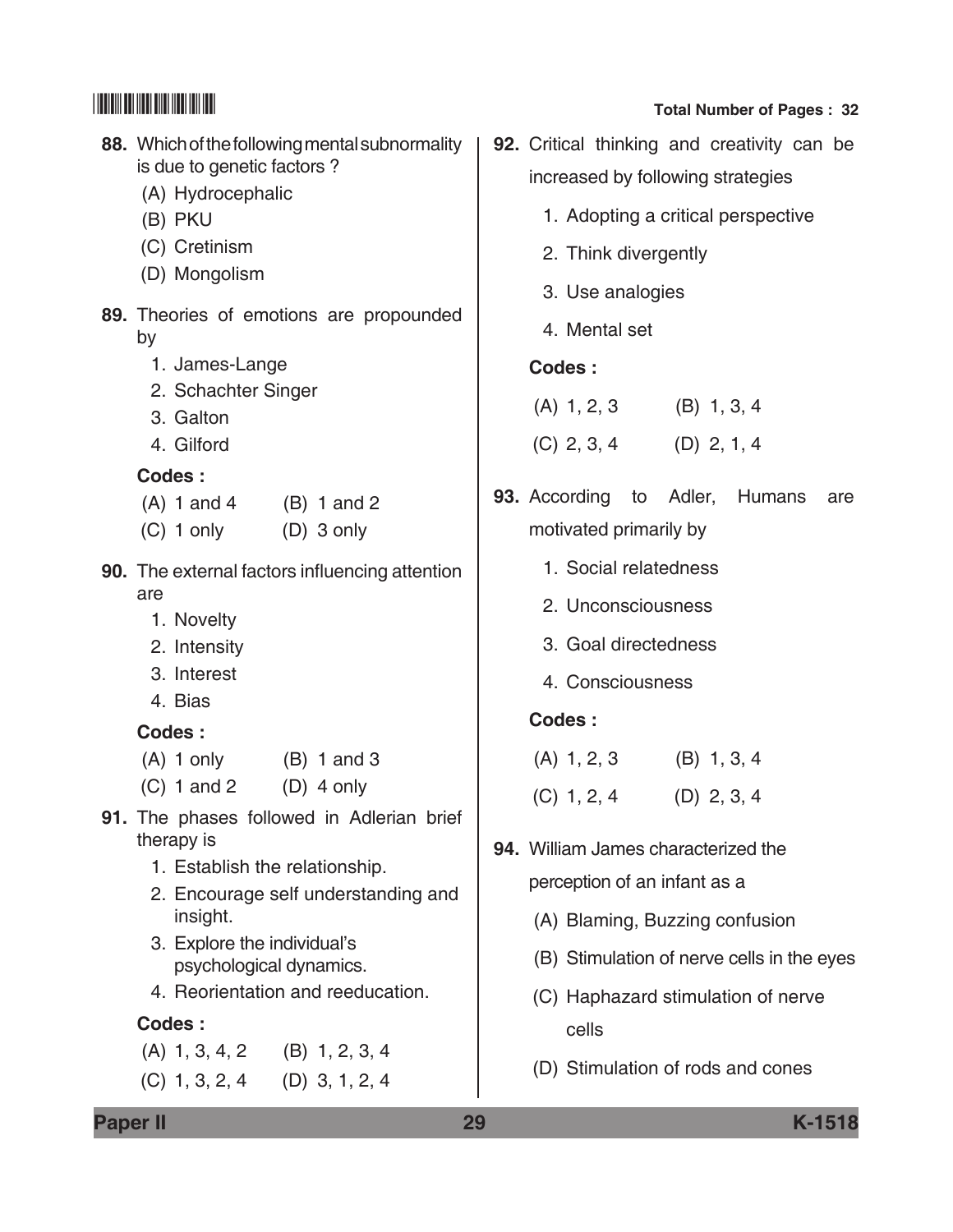88. Which of the following mental subnormality is due to genetic factors ?
   (A) Hydrocephalic
   (B) PKU
   (C) Cretinism
   (D) Mongolism

89. Theories of emotions are propounded by
   1. James-Lange
   2. Schachter Singer
   3. Galton
   4. Gilford

   **Codes :**

   (A) 1 and 4 (B) 1 and 2
   (C) 1 only (D) 3 only

90. The external factors influencing attention are
   1. Novelty
   2. Intensity
   3. Interest
   4. Bias

   **Codes :**

   (A) 1 only (B) 1 and 3
   (C) 1 and 2 (D) 4 only

91. The phases followed in Adlerian brief therapy is
   1. Establish the relationship.
   2. Encourage self understanding and insight.
   3. Explore the individual's psychological dynamics.
   4. Reorientation and reeducation.

   **Codes :**

   (A) 1, 3, 4, 2 (B) 1, 2, 3, 4
   (C) 1, 3, 2, 4 (D) 3, 1, 2, 4

92. Critical thinking and creativity can be increased by following strategies
   1. Adopting a critical perspective
   2. Think divergently
   3. Use analogies
   4. Mental set

   **Codes :**

   (A) 1, 2, 3 (B) 1, 3, 4
   (C) 2, 3, 4 (D) 2, 1, 4

93. According to Adler, Humans are motivated primarily by
   1. Social relatedness
   2. Unconsciousness
   3. Goal directedness
   4. Consciousness

   **Codes :**

   (A) 1, 2, 3 (B) 1, 3, 4
   (C) 1, 2, 4 (D) 2, 3, 4

94. William James characterized the perception of an infant as a
   (A) Blaming, Buzzing confusion
   (B) Stimulation of nerve cells in the eyes
   (C) Haphazard stimulation of nerve cells
   (D) Stimulation of rods and cones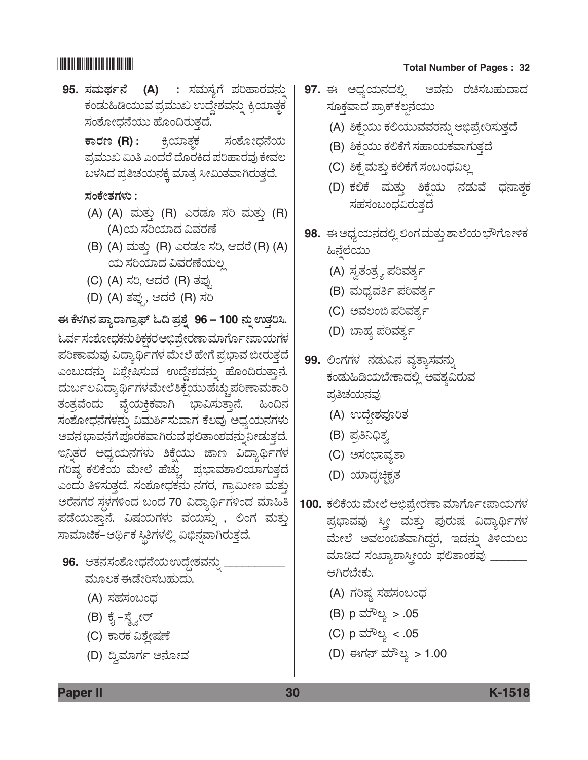**95. ಸಮರ್ಥನೆ (A) :** ಸಮಸ್ಯೆಗೆ ಪರಿಹಾರವನ್ನು ಕಂಡುಹಿಡಿಯುವ ಪ್ರಮುಖ ಉದ್ದೇಶವನ್ನು ಕ್ರಿಯಾತ್ಮಕ ಸಂಶೋಧನೆಯು ಹೊಂದಿರುತ್ತದೆ.

**ಕಾರಣ (R) :** ಕ್ರಿಯಾತ್ಮಕ ಸಂಶೋಧನೆಯ ಪ್ರಮುಖ ಮಿತಿ ಎಂದರೆ ದೊರಕಿದ ಪರಿಹಾರವು ಕೇವಲ ಬಳಸಿದ ಪ್ರತಿಚಯನಕ್ಕೆ ಮಾತ್ರ ಸೀಮಿತವಾಗಿರುತ್ತದೆ.

**ಸಂಕೇತಗಳು :**

(A) (A) ಮತ್ತು (R) ಎರಡೂ ಸರಿ ಮತ್ತು (R) (A)ಯ ಸರಿಯಾದ ವಿವರಣೆ

(B) (A) ಮತ್ತು (R) ಎರಡೂ ಸರಿ, ಆದರೆ (R) (A) ಯ ಸರಿಯಾದ ವಿವರಣೆಯಲ್ಲ

(C) (A) ಸರಿ, ಆದರೆ (R) ತಪ್ಪು

(D) (A) ತಪ್ಪು, ಆದರೆ (R) ಸರಿ

**ಈ ಕೆಳಗಿನ ಪ್ಯಾರಾಗ್ರಾಫ್ ಓದಿ ಪ್ರಶ್ನೆ 96 – 100 ನ್ನು ಉತ್ತರಿಸಿ.**

ಓರ್ವ ಸಂಶೋಧಕನು ಶಿಕ್ಷಕರ ಅಭಿಪ್ರೇರಣಾ ಮಾರ್ಗೋಪಾಯಗಳ ಪರಿಣಾಮವು ವಿದ್ಯಾರ್ಥಿಗಳ ಮೇಲೆ ಹೇಗೆ ಪ್ರಭಾವ ಬೀರುತ್ತದೆ ಎಂಬುದನ್ನು ವಿಶ್ಲೇಷಿಸುವ ಉದ್ದೇಶವನ್ನು ಹೊಂದಿರುತ್ತಾನೆ. ದುರ್ಬಲ ವಿದ್ಯಾರ್ಥಿಗಳ ಮೇಲೆ ಶಿಕ್ಷೆಯು ಹೆಚ್ಚು ಪರಿಣಾಮಕಾರಿ ತಂತ್ರವೆಂದು ವೈಯಕ್ತಿಕವಾಗಿ ಭಾವಿಸುತ್ತಾನೆ. ಹಿಂದಿನ ಸಂಶೋಧನೆಗಳನ್ನು ವಿಮರ್ಶಿಸುವಾಗ ಕೆಲವು ಅಧ್ಯಯನಗಳು ಅವನ ಭಾವನೆಗೆ ಪೂರಕವಾಗಿರುವ ಫಲಿತಾಂಶವನ್ನು ನೀಡುತ್ತದೆ. ಇನ್ನಿತರ ಅಧ್ಯಯನಗಳು ಶಿಕ್ಷೆಯು ಜಾಣ ವಿದ್ಯಾರ್ಥಿಗಳ ಗರಿಷ್ಠ ಕಲಿಕೆಯ ಮೇಲೆ ಹೆಚ್ಚು ಪ್ರಭಾವಶಾಲಿಯಾಗುತ್ತದೆ ಎಂದು ತಿಳಿಸುತ್ತದೆ. ಸಂಶೋಧಕನು ನಗರ, ಗ್ರಾಮೀಣ ಮತ್ತು ಅರೆನಗರ ಸ್ಥಳಗಳಿಂದ ಬಂದ 70 ವಿದ್ಯಾರ್ಥಿಗಳಿಂದ ಮಾಹಿತಿ ಪಡೆಯುತ್ತಾನೆ. ವಿಷಯಗಳು ವಯಸ್ಸು , ಲಿಂಗ ಮತ್ತು ಸಾಮಾಜಿಕ-ಆರ್ಥಿಕ ಸ್ಥಿತಿಗಳಲ್ಲಿ ವಿಭಿನ್ನವಾಗಿರುತ್ತದೆ.

**96.** ಆತನ ಸಂಶೋಧನೆಯ ಉದ್ದೇಶವನ್ನು __________ ಮೂಲಕ ಈಡೇರಿಸಬಹುದು.

(A) ಸಹಸಂಬಂಧ

(B) ಕೈ-ಸ್ಕ್ವೇರ್

(C) ಕಾರಕ ವಿಶ್ಲೇಷಣೆ

(D) ದ್ವಿಮಾರ್ಗ ಅನೋವ

**97.** ಈ ಅಧ್ಯಯನದಲ್ಲಿ ಅವನು ರಚಿಸಬಹುದಾದ ಸೂಕ್ತವಾದ ಪ್ರಾಕ್‌ಕಲ್ಪನೆಯು

(A) ಶಿಕ್ಷೆಯು ಕಲಿಯುವವರನ್ನು ಅಭಿಪ್ರೇರಿಸುತ್ತದೆ

(B) ಶಿಕ್ಷೆಯು ಕಲಿಕೆಗೆ ಸಹಾಯಕವಾಗುತ್ತದೆ

(C) ಶಿಕ್ಷೆ ಮತ್ತು ಕಲಿಕೆಗೆ ಸಂಬಂಧವಿಲ್ಲ

(D) ಕಲಿಕೆ ಮತ್ತು ಶಿಕ್ಷೆಯ ನಡುವೆ ಧನಾತ್ಮಕ ಸಹಸಂಬಂಧವಿರುತ್ತದೆ

**98.** ಈ ಅಧ್ಯಯನದಲ್ಲಿ ಲಿಂಗ ಮತ್ತು ಶಾಲೆಯ ಭೌಗೋಳಿಕ ಹಿನ್ನೆಲೆಯು

(A) ಸ್ವತಂತ್ರ್ಯ ಪರಿವರ್ತ್ಯ

(B) ಮಧ್ಯವರ್ತಿ ಪರಿವರ್ತ್ಯ

(C) ಅವಲಂಬಿ ಪರಿವರ್ತ್ಯ

(D) ಬಾಹ್ಯ ಪರಿವರ್ತ್ಯ

**99.** ಲಿಂಗಗಳ ನಡುವಿನ ವ್ಯತ್ಯಾಸವನ್ನು ಕಂಡುಹಿಡಿಯಬೇಕಾದಲ್ಲಿ ಅವಶ್ಯವಿರುವ ಪ್ರತಿಚಯನವು

(A) ಉದ್ದೇಶಪೂರಿತ

(B) ಪ್ರತಿನಿಧಿತ್ವ

(C) ಅಸಂಭಾವ್ಯತಾ

(D) ಯಾದೃಚ್ಛಿಕೃತ

**100.** ಕಲಿಕೆಯ ಮೇಲೆ ಅಭಿಪ್ರೇರಣಾ ಮಾರ್ಗೋಪಾಯಗಳ ಪ್ರಭಾವವು ಸ್ತ್ರೀ ಮತ್ತು ಪುರುಷ ವಿದ್ಯಾರ್ಥಿಗಳ ಮೇಲೆ ಅವಲಂಬಿತವಾಗಿದ್ದರೆ, ಇದನ್ನು ತಿಳಿಯಲು ಮಾಡಿದ ಸಂಖ್ಯಾಶಾಸ್ತ್ರೀಯ ಫಲಿತಾಂಶವು ______ ಆಗಿರಬೇಕು.

(A) ಗರಿಷ್ಠ ಸಹಸಂಬಂಧ

(B) p ಮೌಲ್ಯ $> .05$

(C) p ಮೌಲ್ಯ $< .05$

(D) ಈಗನ್ ಮೌಲ್ಯ $> 1.00$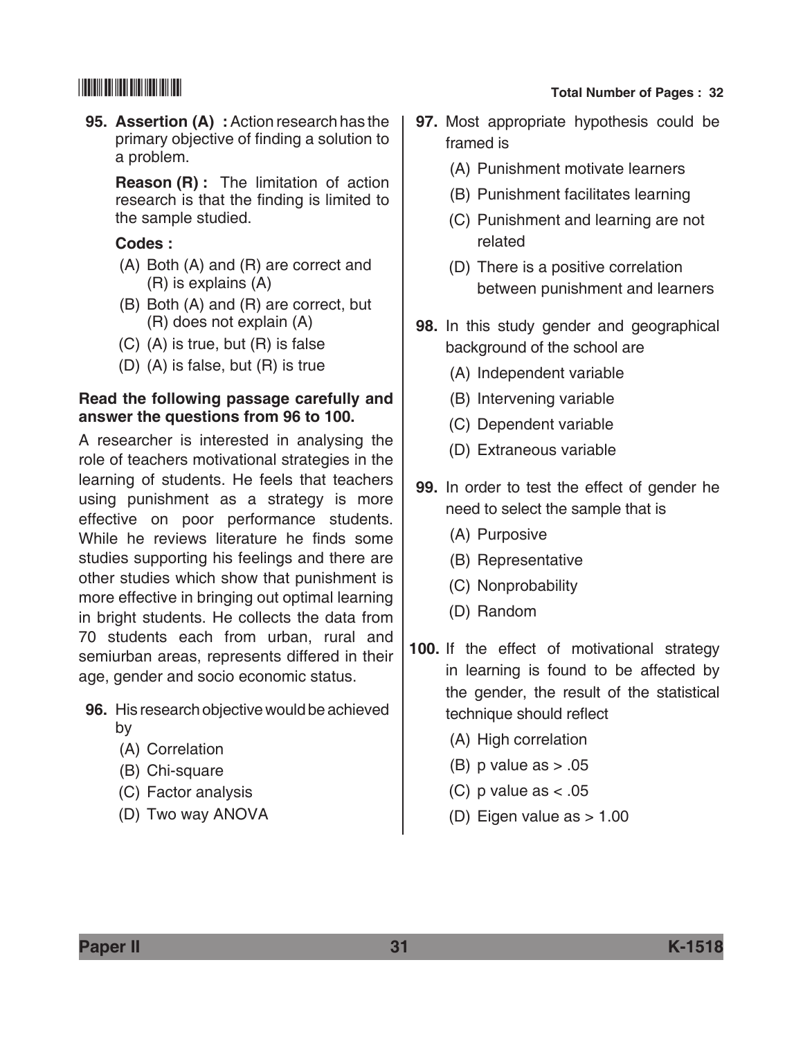**95. Assertion (A) :** Action research has the primary objective of finding a solution to a problem.

**Reason (R) :** The limitation of action research is that the finding is limited to the sample studied.

**Codes :**

(A) Both (A) and (R) are correct and (R) is explains (A)

(B) Both (A) and (R) are correct, but (R) does not explain (A)

(C) (A) is true, but (R) is false

(D) (A) is false, but (R) is true

**Read the following passage carefully and answer the questions from 96 to 100.**

A researcher is interested in analysing the role of teachers motivational strategies in the learning of students. He feels that teachers using punishment as a strategy is more effective on poor performance students. While he reviews literature he finds some studies supporting his feelings and there are other studies which show that punishment is more effective in bringing out optimal learning in bright students. He collects the data from 70 students each from urban, rural and semiurban areas, represents differed in their age, gender and socio economic status.

**96.** His research objective would be achieved by

(A) Correlation

(B) Chi-square

(C) Factor analysis

(D) Two way ANOVA

**97.** Most appropriate hypothesis could be framed is

(A) Punishment motivate learners

(B) Punishment facilitates learning

(C) Punishment and learning are not related

(D) There is a positive correlation between punishment and learners

**98.** In this study gender and geographical background of the school are

(A) Independent variable

(B) Intervening variable

(C) Dependent variable

(D) Extraneous variable

**99.** In order to test the effect of gender he need to select the sample that is

(A) Purposive

(B) Representative

(C) Nonprobability

(D) Random

**100.** If the effect of motivational strategy in learning is found to be affected by the gender, the result of the statistical technique should reflect

(A) High correlation

(B) p value as > .05

(C) p value as < .05

(D) Eigen value as > 1.00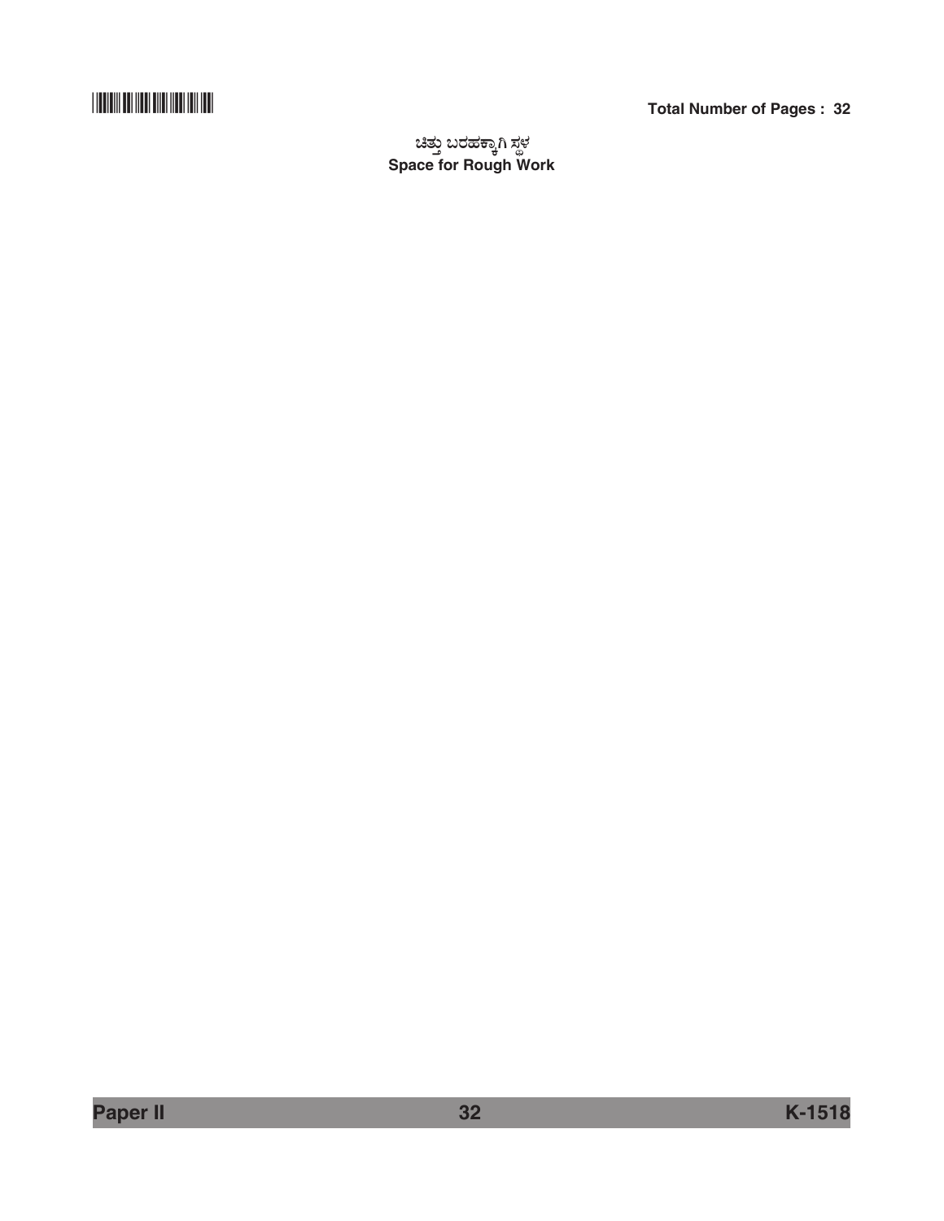ಚಿತ್ತು ಬರಹಕ್ಕಾಗಿ ಸ್ಥಳ

Space for Rough Work